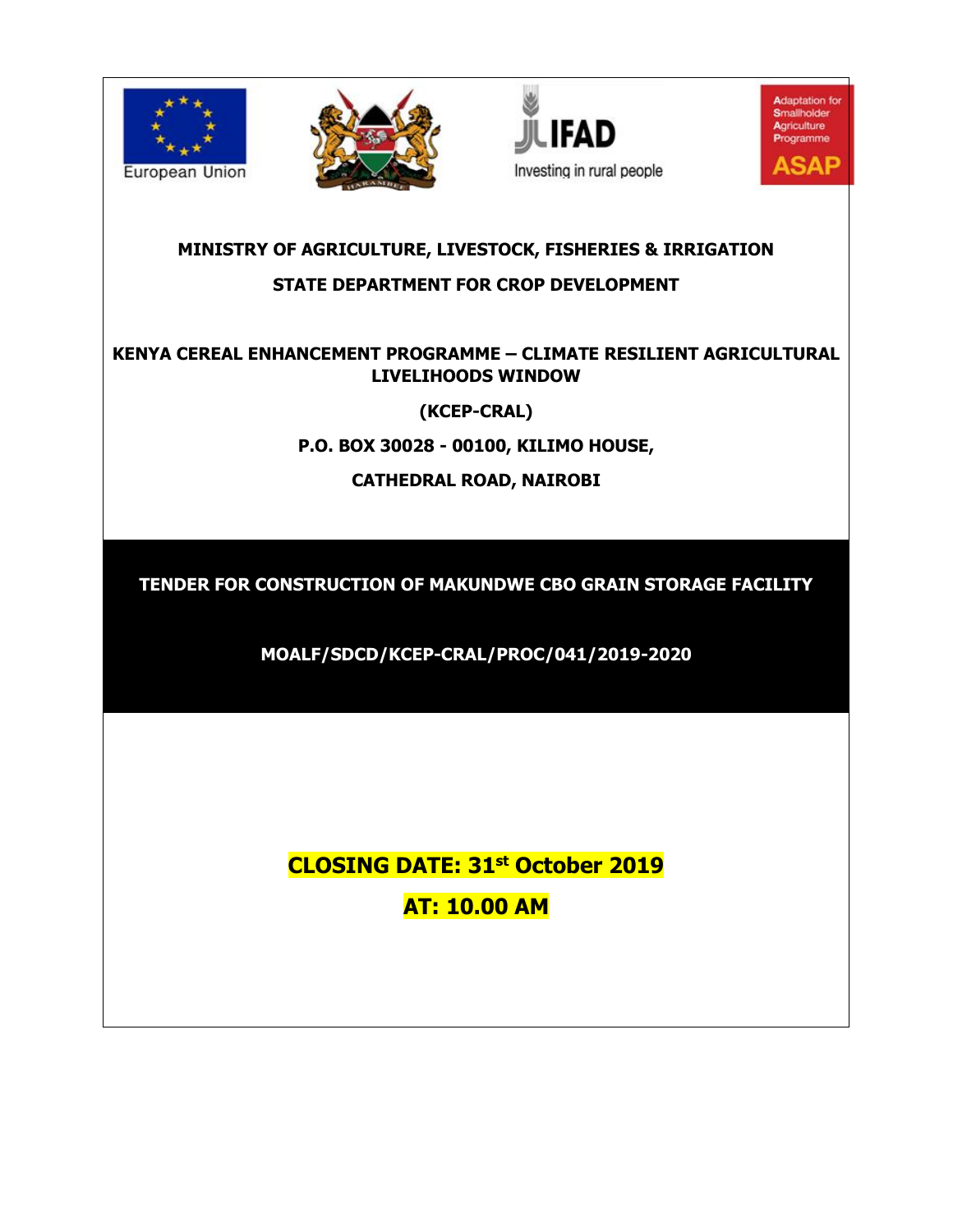European Union

IFAD
Investing in rural people

Adaptation for Smallholder Agriculture Programme
ASAP

**MINISTRY OF AGRICULTURE, LIVESTOCK, FISHERIES & IRRIGATION**

**STATE DEPARTMENT FOR CROP DEVELOPMENT**

**KENYA CEREAL ENHANCEMENT PROGRAMME – CLIMATE RESILIENT AGRICULTURAL LIVELIHOODS WINDOW**

**(KCEP-CRAL)**

**P.O. BOX 30028 - 00100, KILIMO HOUSE,**

**CATHEDRAL ROAD, NAIROBI**

# TENDER FOR CONSTRUCTION OF MAKUNDWE CBO GRAIN STORAGE FACILITY

**MOALF/SDCD/KCEP-CRAL/PROC/041/2019-2020**

**CLOSING DATE: 31st October 2019**

**AT: 10.00 AM**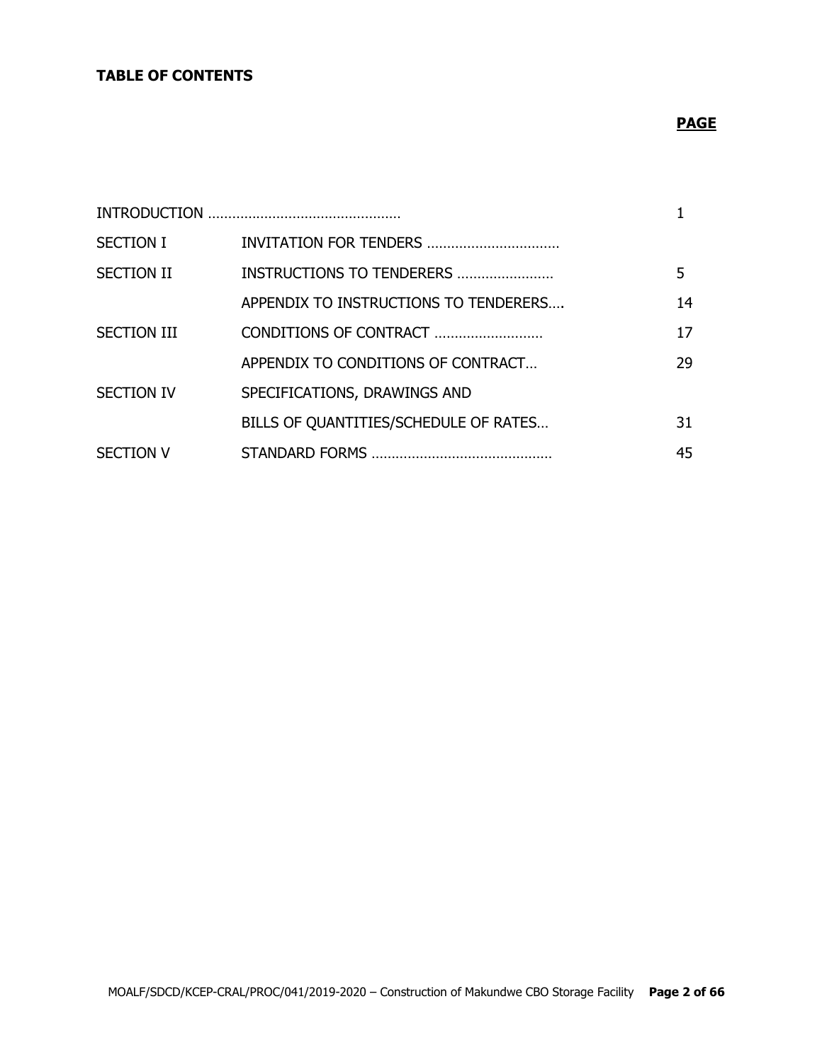**TABLE OF CONTENTS**

| | | **PAGE** |
|---|---|---|
| INTRODUCTION ……………………………………… | | 1 |
| SECTION I | INVITATION FOR TENDERS …………………………… | |
| SECTION II | INSTRUCTIONS TO TENDERERS …………………… | 5 |
| | APPENDIX TO INSTRUCTIONS TO TENDERERS…. | 14 |
| SECTION III | CONDITIONS OF CONTRACT ……………………… | 17 |
| | APPENDIX TO CONDITIONS OF CONTRACT… | 29 |
| SECTION IV | SPECIFICATIONS, DRAWINGS AND BILLS OF QUANTITIES/SCHEDULE OF RATES… | 31 |
| SECTION V | STANDARD FORMS ……………………………………… | 45 |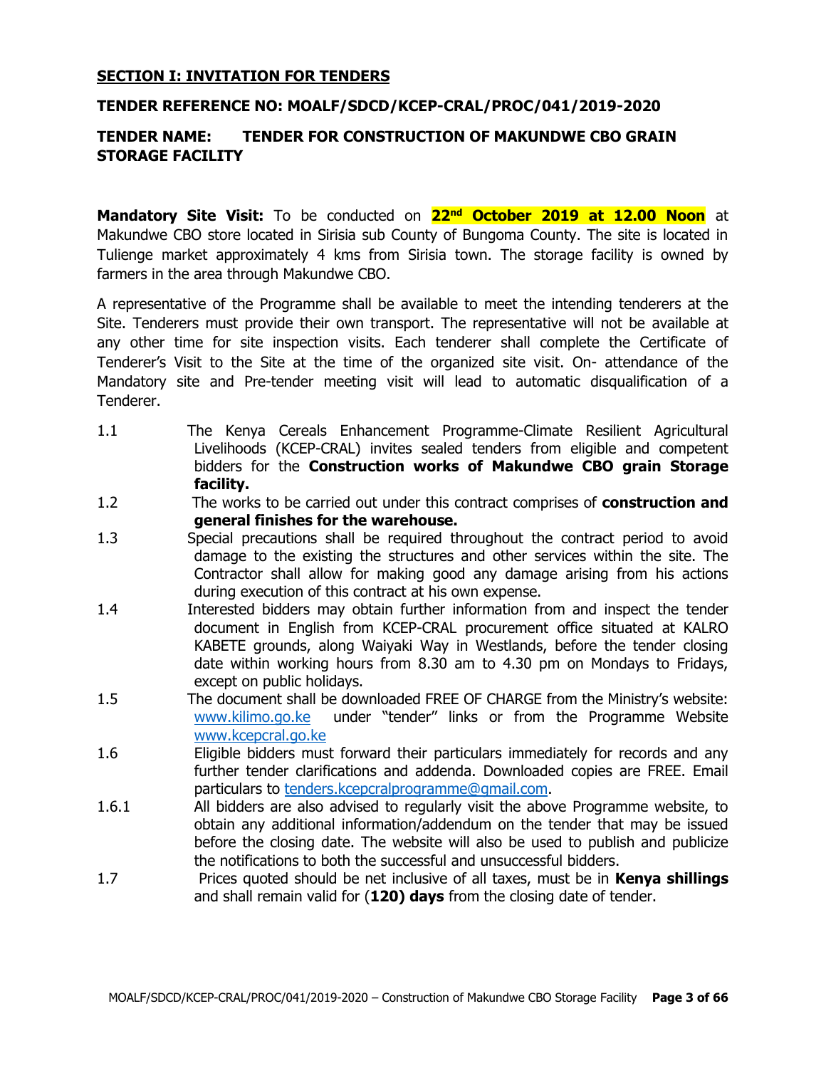## SECTION I: INVITATION FOR TENDERS

### TENDER REFERENCE NO: MOALF/SDCD/KCEP-CRAL/PROC/041/2019-2020

### TENDER NAME: TENDER FOR CONSTRUCTION OF MAKUNDWE CBO GRAIN STORAGE FACILITY

**Mandatory Site Visit:** To be conducted on **22nd October 2019 at 12.00 Noon** at Makundwe CBO store located in Sirisia sub County of Bungoma County. The site is located in Tulienge market approximately 4 kms from Sirisia town. The storage facility is owned by farmers in the area through Makundwe CBO.

A representative of the Programme shall be available to meet the intending tenderers at the Site. Tenderers must provide their own transport. The representative will not be available at any other time for site inspection visits. Each tenderer shall complete the Certificate of Tenderer's Visit to the Site at the time of the organized site visit. On- attendance of the Mandatory site and Pre-tender meeting visit will lead to automatic disqualification of a Tenderer.

1.1 The Kenya Cereals Enhancement Programme-Climate Resilient Agricultural Livelihoods (KCEP-CRAL) invites sealed tenders from eligible and competent bidders for the **Construction works of Makundwe CBO grain Storage facility.**

1.2 The works to be carried out under this contract comprises of **construction and general finishes for the warehouse.**

1.3 Special precautions shall be required throughout the contract period to avoid damage to the existing the structures and other services within the site. The Contractor shall allow for making good any damage arising from his actions during execution of this contract at his own expense.

1.4 Interested bidders may obtain further information from and inspect the tender document in English from KCEP-CRAL procurement office situated at KALRO KABETE grounds, along Waiyaki Way in Westlands, before the tender closing date within working hours from 8.30 am to 4.30 pm on Mondays to Fridays, except on public holidays.

1.5 The document shall be downloaded FREE OF CHARGE from the Ministry's website: www.kilimo.go.ke under "tender" links or from the Programme Website www.kcepcral.go.ke

1.6 Eligible bidders must forward their particulars immediately for records and any further tender clarifications and addenda. Downloaded copies are FREE. Email particulars to tenders.kcepcralprogramme@gmail.com.

1.6.1 All bidders are also advised to regularly visit the above Programme website, to obtain any additional information/addendum on the tender that may be issued before the closing date. The website will also be used to publish and publicize the notifications to both the successful and unsuccessful bidders.

1.7 Prices quoted should be net inclusive of all taxes, must be in **Kenya shillings** and shall remain valid for (**120) days** from the closing date of tender.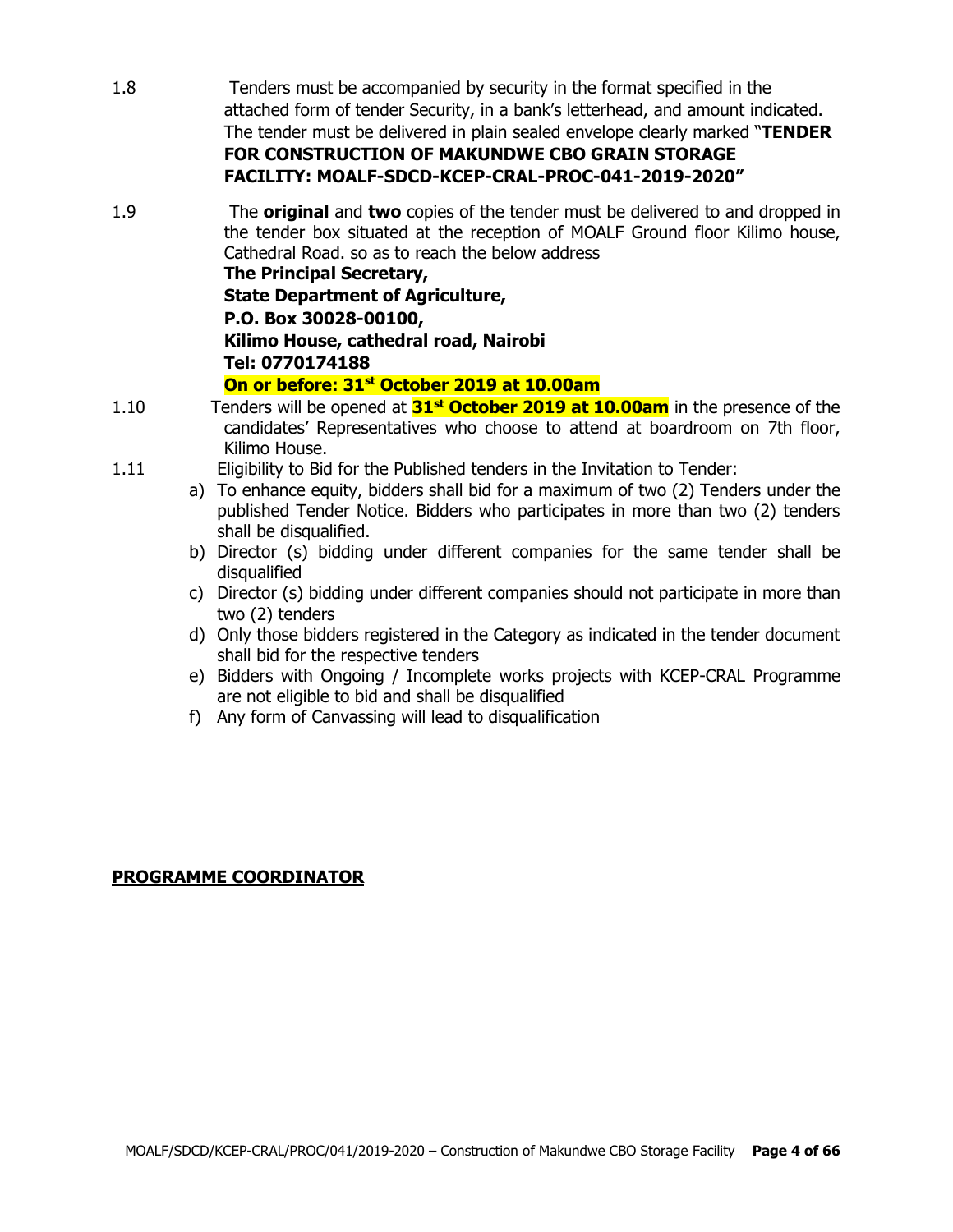1.8 Tenders must be accompanied by security in the format specified in the attached form of tender Security, in a bank's letterhead, and amount indicated. The tender must be delivered in plain sealed envelope clearly marked "**TENDER FOR CONSTRUCTION OF MAKUNDWE CBO GRAIN STORAGE FACILITY: MOALF-SDCD-KCEP-CRAL-PROC-041-2019-2020"**

1.9 The **original** and **two** copies of the tender must be delivered to and dropped in the tender box situated at the reception of MOALF Ground floor Kilimo house, Cathedral Road. so as to reach the below address

**The Principal Secretary,**
**State Department of Agriculture,**
**P.O. Box 30028-00100,**
**Kilimo House, cathedral road, Nairobi**
**Tel: 0770174188**
**On or before: 31st October 2019 at 10.00am**

1.10 Tenders will be opened at **31st October 2019 at 10.00am** in the presence of the candidates' Representatives who choose to attend at boardroom on 7th floor, Kilimo House.

1.11 Eligibility to Bid for the Published tenders in the Invitation to Tender:

a) To enhance equity, bidders shall bid for a maximum of two (2) Tenders under the published Tender Notice. Bidders who participates in more than two (2) tenders shall be disqualified.
b) Director (s) bidding under different companies for the same tender shall be disqualified
c) Director (s) bidding under different companies should not participate in more than two (2) tenders
d) Only those bidders registered in the Category as indicated in the tender document shall bid for the respective tenders
e) Bidders with Ongoing / Incomplete works projects with KCEP-CRAL Programme are not eligible to bid and shall be disqualified
f) Any form of Canvassing will lead to disqualification

**PROGRAMME COORDINATOR**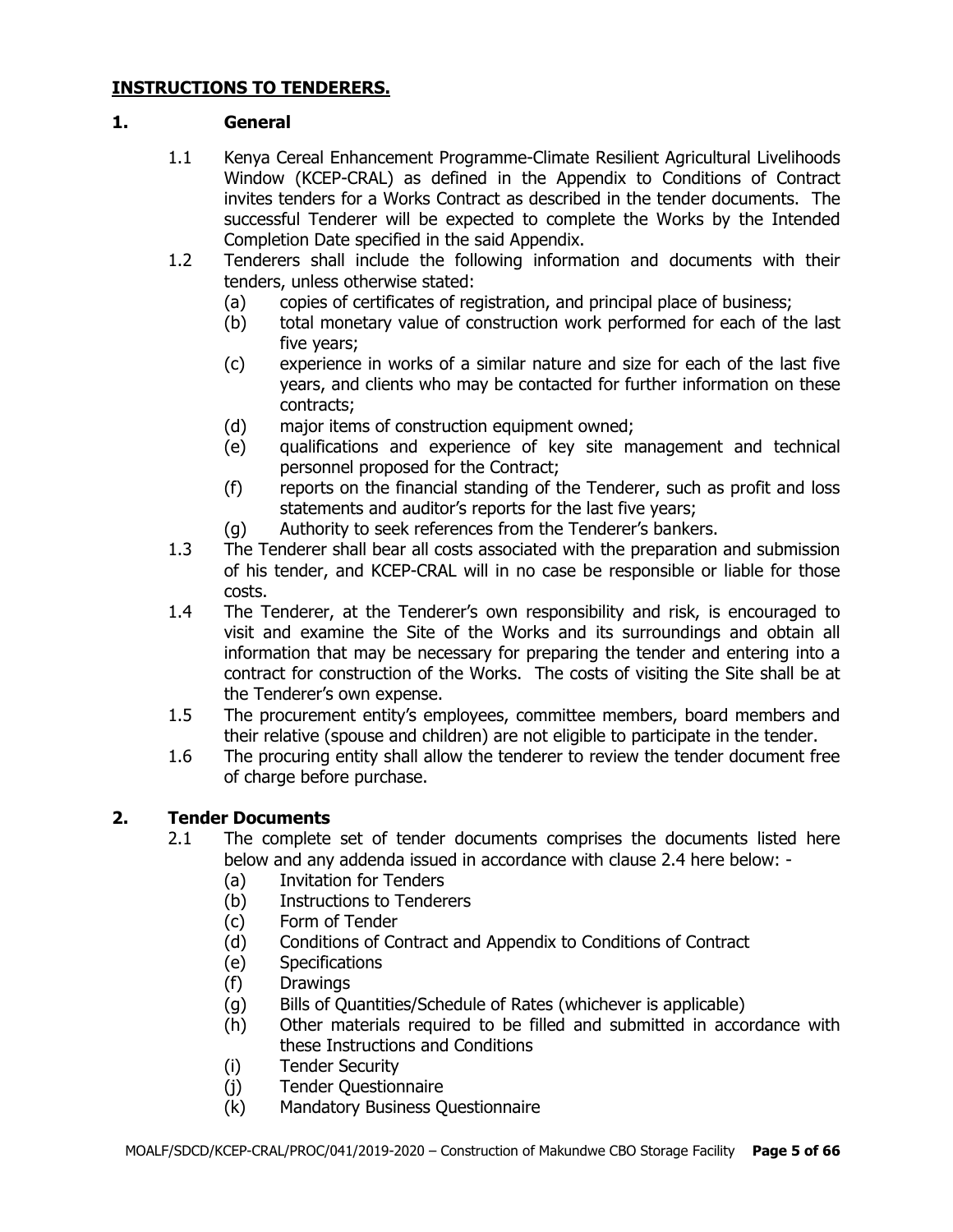## INSTRUCTIONS TO TENDERERS.

### 1. General

1.1 Kenya Cereal Enhancement Programme-Climate Resilient Agricultural Livelihoods Window (KCEP-CRAL) as defined in the Appendix to Conditions of Contract invites tenders for a Works Contract as described in the tender documents. The successful Tenderer will be expected to complete the Works by the Intended Completion Date specified in the said Appendix.

1.2 Tenderers shall include the following information and documents with their tenders, unless otherwise stated:

- (a) copies of certificates of registration, and principal place of business;
- (b) total monetary value of construction work performed for each of the last five years;
- (c) experience in works of a similar nature and size for each of the last five years, and clients who may be contacted for further information on these contracts;
- (d) major items of construction equipment owned;
- (e) qualifications and experience of key site management and technical personnel proposed for the Contract;
- (f) reports on the financial standing of the Tenderer, such as profit and loss statements and auditor's reports for the last five years;
- (g) Authority to seek references from the Tenderer's bankers.

1.3 The Tenderer shall bear all costs associated with the preparation and submission of his tender, and KCEP-CRAL will in no case be responsible or liable for those costs.

1.4 The Tenderer, at the Tenderer's own responsibility and risk, is encouraged to visit and examine the Site of the Works and its surroundings and obtain all information that may be necessary for preparing the tender and entering into a contract for construction of the Works. The costs of visiting the Site shall be at the Tenderer's own expense.

1.5 The procurement entity's employees, committee members, board members and their relative (spouse and children) are not eligible to participate in the tender.

1.6 The procuring entity shall allow the tenderer to review the tender document free of charge before purchase.

### 2. Tender Documents

2.1 The complete set of tender documents comprises the documents listed here below and any addenda issued in accordance with clause 2.4 here below: -

- (a) Invitation for Tenders
- (b) Instructions to Tenderers
- (c) Form of Tender
- (d) Conditions of Contract and Appendix to Conditions of Contract
- (e) Specifications
- (f) Drawings
- (g) Bills of Quantities/Schedule of Rates (whichever is applicable)
- (h) Other materials required to be filled and submitted in accordance with these Instructions and Conditions
- (i) Tender Security
- (j) Tender Questionnaire
- (k) Mandatory Business Questionnaire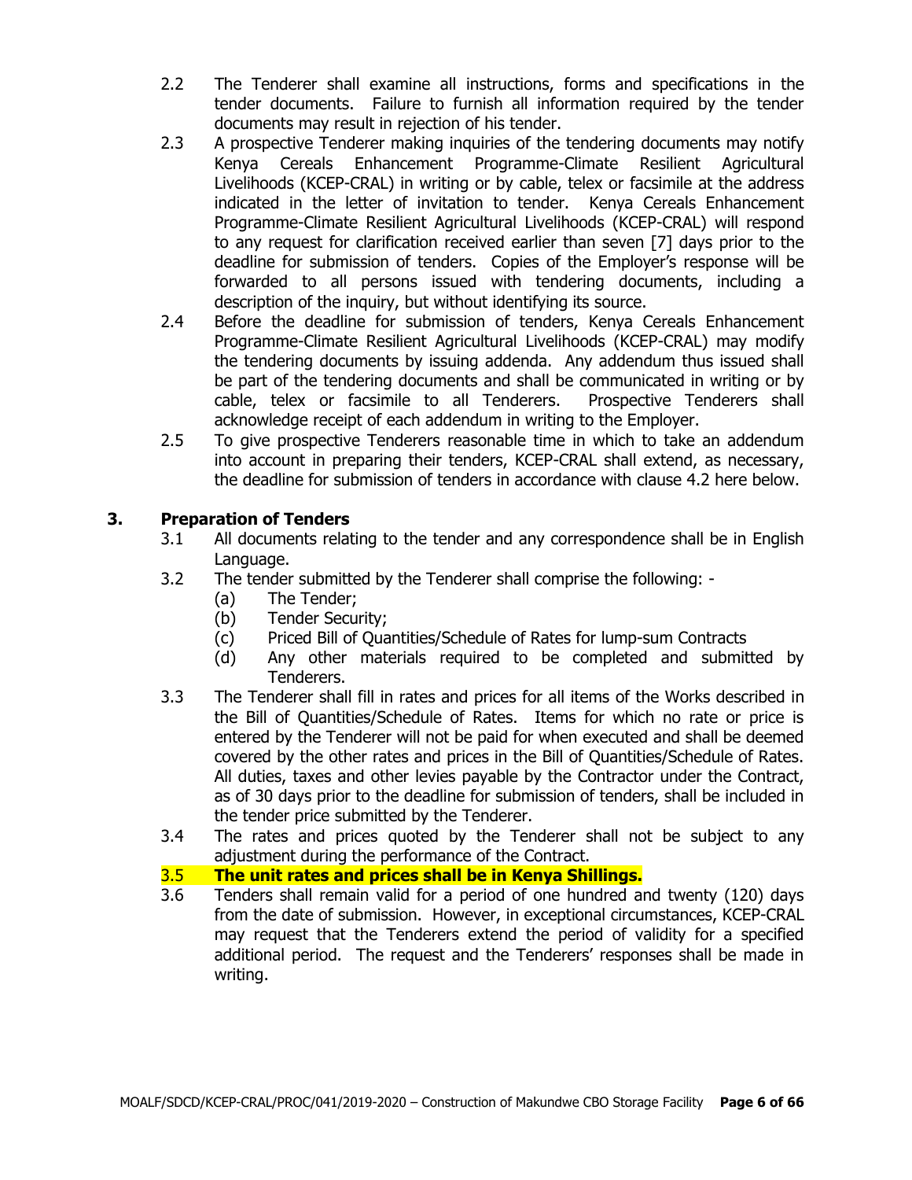2.2 The Tenderer shall examine all instructions, forms and specifications in the tender documents. Failure to furnish all information required by the tender documents may result in rejection of his tender.

2.3 A prospective Tenderer making inquiries of the tendering documents may notify Kenya Cereals Enhancement Programme-Climate Resilient Agricultural Livelihoods (KCEP-CRAL) in writing or by cable, telex or facsimile at the address indicated in the letter of invitation to tender. Kenya Cereals Enhancement Programme-Climate Resilient Agricultural Livelihoods (KCEP-CRAL) will respond to any request for clarification received earlier than seven [7] days prior to the deadline for submission of tenders. Copies of the Employer's response will be forwarded to all persons issued with tendering documents, including a description of the inquiry, but without identifying its source.

2.4 Before the deadline for submission of tenders, Kenya Cereals Enhancement Programme-Climate Resilient Agricultural Livelihoods (KCEP-CRAL) may modify the tendering documents by issuing addenda. Any addendum thus issued shall be part of the tendering documents and shall be communicated in writing or by cable, telex or facsimile to all Tenderers. Prospective Tenderers shall acknowledge receipt of each addendum in writing to the Employer.

2.5 To give prospective Tenderers reasonable time in which to take an addendum into account in preparing their tenders, KCEP-CRAL shall extend, as necessary, the deadline for submission of tenders in accordance with clause 4.2 here below.

## 3. Preparation of Tenders

3.1 All documents relating to the tender and any correspondence shall be in English Language.

3.2 The tender submitted by the Tenderer shall comprise the following: -

- (a) The Tender;
- (b) Tender Security;
- (c) Priced Bill of Quantities/Schedule of Rates for lump-sum Contracts
- (d) Any other materials required to be completed and submitted by Tenderers.

3.3 The Tenderer shall fill in rates and prices for all items of the Works described in the Bill of Quantities/Schedule of Rates. Items for which no rate or price is entered by the Tenderer will not be paid for when executed and shall be deemed covered by the other rates and prices in the Bill of Quantities/Schedule of Rates. All duties, taxes and other levies payable by the Contractor under the Contract, as of 30 days prior to the deadline for submission of tenders, shall be included in the tender price submitted by the Tenderer.

3.4 The rates and prices quoted by the Tenderer shall not be subject to any adjustment during the performance of the Contract.

**3.5 The unit rates and prices shall be in Kenya Shillings.**

3.6 Tenders shall remain valid for a period of one hundred and twenty (120) days from the date of submission. However, in exceptional circumstances, KCEP-CRAL may request that the Tenderers extend the period of validity for a specified additional period. The request and the Tenderers' responses shall be made in writing.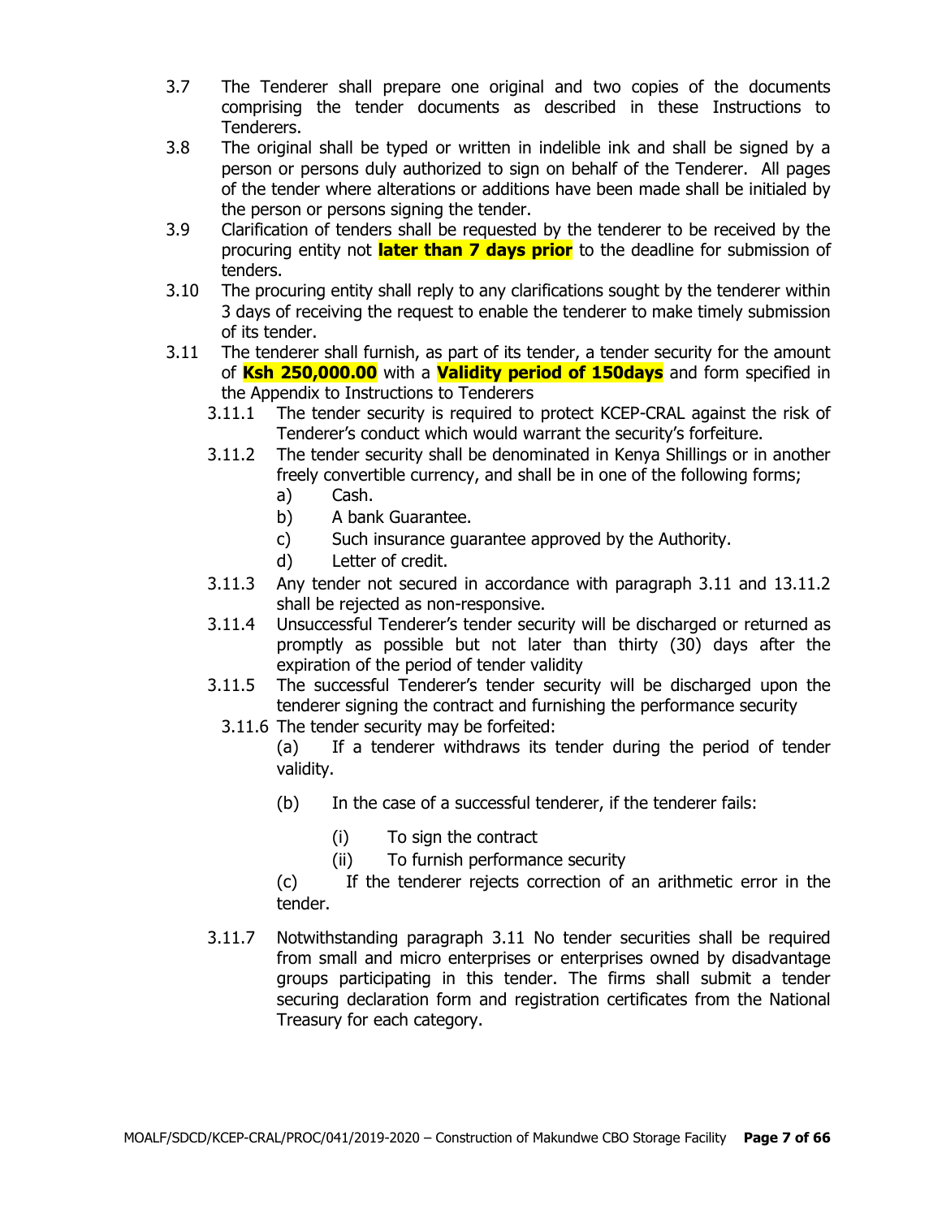3.7 The Tenderer shall prepare one original and two copies of the documents comprising the tender documents as described in these Instructions to Tenderers.

3.8 The original shall be typed or written in indelible ink and shall be signed by a person or persons duly authorized to sign on behalf of the Tenderer. All pages of the tender where alterations or additions have been made shall be initialed by the person or persons signing the tender.

3.9 Clarification of tenders shall be requested by the tenderer to be received by the procuring entity not **later than 7 days prior** to the deadline for submission of tenders.

3.10 The procuring entity shall reply to any clarifications sought by the tenderer within 3 days of receiving the request to enable the tenderer to make timely submission of its tender.

3.11 The tenderer shall furnish, as part of its tender, a tender security for the amount of **Ksh 250,000.00** with a **Validity period of 150days** and form specified in the Appendix to Instructions to Tenderers

3.11.1 The tender security is required to protect KCEP-CRAL against the risk of Tenderer's conduct which would warrant the security's forfeiture.

3.11.2 The tender security shall be denominated in Kenya Shillings or in another freely convertible currency, and shall be in one of the following forms;

a) Cash.
b) A bank Guarantee.
c) Such insurance guarantee approved by the Authority.
d) Letter of credit.

3.11.3 Any tender not secured in accordance with paragraph 3.11 and 13.11.2 shall be rejected as non-responsive.

3.11.4 Unsuccessful Tenderer's tender security will be discharged or returned as promptly as possible but not later than thirty (30) days after the expiration of the period of tender validity

3.11.5 The successful Tenderer's tender security will be discharged upon the tenderer signing the contract and furnishing the performance security

3.11.6 The tender security may be forfeited:

(a) If a tenderer withdraws its tender during the period of tender validity.

(b) In the case of a successful tenderer, if the tenderer fails:

(i) To sign the contract
(ii) To furnish performance security

(c) If the tenderer rejects correction of an arithmetic error in the tender.

3.11.7 Notwithstanding paragraph 3.11 No tender securities shall be required from small and micro enterprises or enterprises owned by disadvantage groups participating in this tender. The firms shall submit a tender securing declaration form and registration certificates from the National Treasury for each category.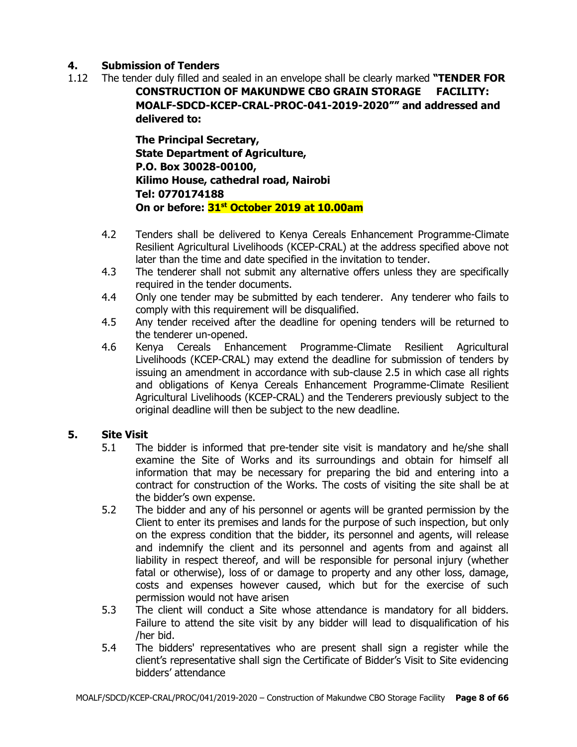## 4. Submission of Tenders

1.12 The tender duly filled and sealed in an envelope shall be clearly marked **"TENDER FOR CONSTRUCTION OF MAKUNDWE CBO GRAIN STORAGE FACILITY: MOALF-SDCD-KCEP-CRAL-PROC-041-2019-2020"" and addressed and delivered to:**

**The Principal Secretary,**
**State Department of Agriculture,**
**P.O. Box 30028-00100,**
**Kilimo House, cathedral road, Nairobi**
**Tel: 0770174188**
**On or before: 31st October 2019 at 10.00am**

4.2 Tenders shall be delivered to Kenya Cereals Enhancement Programme-Climate Resilient Agricultural Livelihoods (KCEP-CRAL) at the address specified above not later than the time and date specified in the invitation to tender.

4.3 The tenderer shall not submit any alternative offers unless they are specifically required in the tender documents.

4.4 Only one tender may be submitted by each tenderer. Any tenderer who fails to comply with this requirement will be disqualified.

4.5 Any tender received after the deadline for opening tenders will be returned to the tenderer un-opened.

4.6 Kenya Cereals Enhancement Programme-Climate Resilient Agricultural Livelihoods (KCEP-CRAL) may extend the deadline for submission of tenders by issuing an amendment in accordance with sub-clause 2.5 in which case all rights and obligations of Kenya Cereals Enhancement Programme-Climate Resilient Agricultural Livelihoods (KCEP-CRAL) and the Tenderers previously subject to the original deadline will then be subject to the new deadline.

## 5. Site Visit

5.1 The bidder is informed that pre-tender site visit is mandatory and he/she shall examine the Site of Works and its surroundings and obtain for himself all information that may be necessary for preparing the bid and entering into a contract for construction of the Works. The costs of visiting the site shall be at the bidder's own expense.

5.2 The bidder and any of his personnel or agents will be granted permission by the Client to enter its premises and lands for the purpose of such inspection, but only on the express condition that the bidder, its personnel and agents, will release and indemnify the client and its personnel and agents from and against all liability in respect thereof, and will be responsible for personal injury (whether fatal or otherwise), loss of or damage to property and any other loss, damage, costs and expenses however caused, which but for the exercise of such permission would not have arisen

5.3 The client will conduct a Site whose attendance is mandatory for all bidders. Failure to attend the site visit by any bidder will lead to disqualification of his /her bid.

5.4 The bidders' representatives who are present shall sign a register while the client's representative shall sign the Certificate of Bidder's Visit to Site evidencing bidders' attendance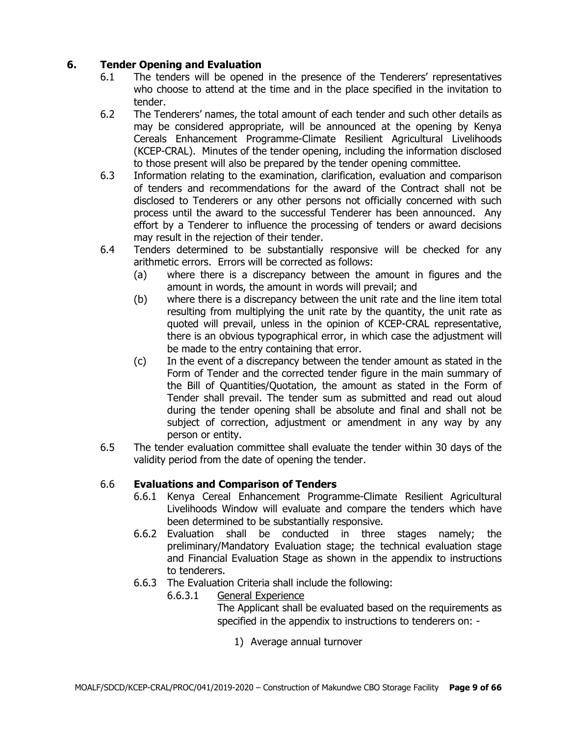## 6. Tender Opening and Evaluation

6.1 The tenders will be opened in the presence of the Tenderers' representatives who choose to attend at the time and in the place specified in the invitation to tender.

6.2 The Tenderers' names, the total amount of each tender and such other details as may be considered appropriate, will be announced at the opening by Kenya Cereals Enhancement Programme-Climate Resilient Agricultural Livelihoods (KCEP-CRAL). Minutes of the tender opening, including the information disclosed to those present will also be prepared by the tender opening committee.

6.3 Information relating to the examination, clarification, evaluation and comparison of tenders and recommendations for the award of the Contract shall not be disclosed to Tenderers or any other persons not officially concerned with such process until the award to the successful Tenderer has been announced. Any effort by a Tenderer to influence the processing of tenders or award decisions may result in the rejection of their tender.

6.4 Tenders determined to be substantially responsive will be checked for any arithmetic errors. Errors will be corrected as follows:

(a) where there is a discrepancy between the amount in figures and the amount in words, the amount in words will prevail; and

(b) where there is a discrepancy between the unit rate and the line item total resulting from multiplying the unit rate by the quantity, the unit rate as quoted will prevail, unless in the opinion of KCEP-CRAL representative, there is an obvious typographical error, in which case the adjustment will be made to the entry containing that error.

(c) In the event of a discrepancy between the tender amount as stated in the Form of Tender and the corrected tender figure in the main summary of the Bill of Quantities/Quotation, the amount as stated in the Form of Tender shall prevail. The tender sum as submitted and read out aloud during the tender opening shall be absolute and final and shall not be subject of correction, adjustment or amendment in any way by any person or entity.

6.5 The tender evaluation committee shall evaluate the tender within 30 days of the validity period from the date of opening the tender.

### 6.6 Evaluations and Comparison of Tenders

6.6.1 Kenya Cereal Enhancement Programme-Climate Resilient Agricultural Livelihoods Window will evaluate and compare the tenders which have been determined to be substantially responsive.

6.6.2 Evaluation shall be conducted in three stages namely; the preliminary/Mandatory Evaluation stage; the technical evaluation stage and Financial Evaluation Stage as shown in the appendix to instructions to tenderers.

6.6.3 The Evaluation Criteria shall include the following:

6.6.3.1 <u>General Experience</u>

The Applicant shall be evaluated based on the requirements as specified in the appendix to instructions to tenderers on: -

1) Average annual turnover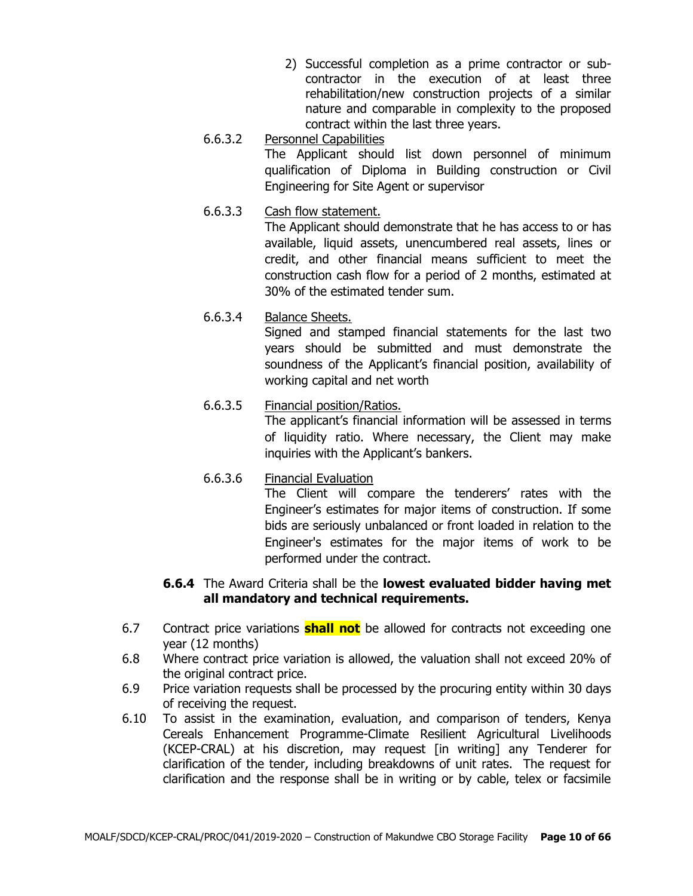2) Successful completion as a prime contractor or sub-contractor in the execution of at least three rehabilitation/new construction projects of a similar nature and comparable in complexity to the proposed contract within the last three years.

6.6.3.2 <u>Personnel Capabilities</u>

The Applicant should list down personnel of minimum qualification of Diploma in Building construction or Civil Engineering for Site Agent or supervisor

6.6.3.3 <u>Cash flow statement.</u>

The Applicant should demonstrate that he has access to or has available, liquid assets, unencumbered real assets, lines or credit, and other financial means sufficient to meet the construction cash flow for a period of 2 months, estimated at 30% of the estimated tender sum.

6.6.3.4 <u>Balance Sheets.</u>

Signed and stamped financial statements for the last two years should be submitted and must demonstrate the soundness of the Applicant's financial position, availability of working capital and net worth

6.6.3.5 <u>Financial position/Ratios.</u>

The applicant's financial information will be assessed in terms of liquidity ratio. Where necessary, the Client may make inquiries with the Applicant's bankers.

6.6.3.6 <u>Financial Evaluation</u>

The Client will compare the tenderers' rates with the Engineer's estimates for major items of construction. If some bids are seriously unbalanced or front loaded in relation to the Engineer's estimates for the major items of work to be performed under the contract.

**6.6.4** The Award Criteria shall be the **lowest evaluated bidder having met all mandatory and technical requirements.**

6.7 Contract price variations **shall not** be allowed for contracts not exceeding one year (12 months)

6.8 Where contract price variation is allowed, the valuation shall not exceed 20% of the original contract price.

6.9 Price variation requests shall be processed by the procuring entity within 30 days of receiving the request.

6.10 To assist in the examination, evaluation, and comparison of tenders, Kenya Cereals Enhancement Programme-Climate Resilient Agricultural Livelihoods (KCEP-CRAL) at his discretion, may request [in writing] any Tenderer for clarification of the tender, including breakdowns of unit rates. The request for clarification and the response shall be in writing or by cable, telex or facsimile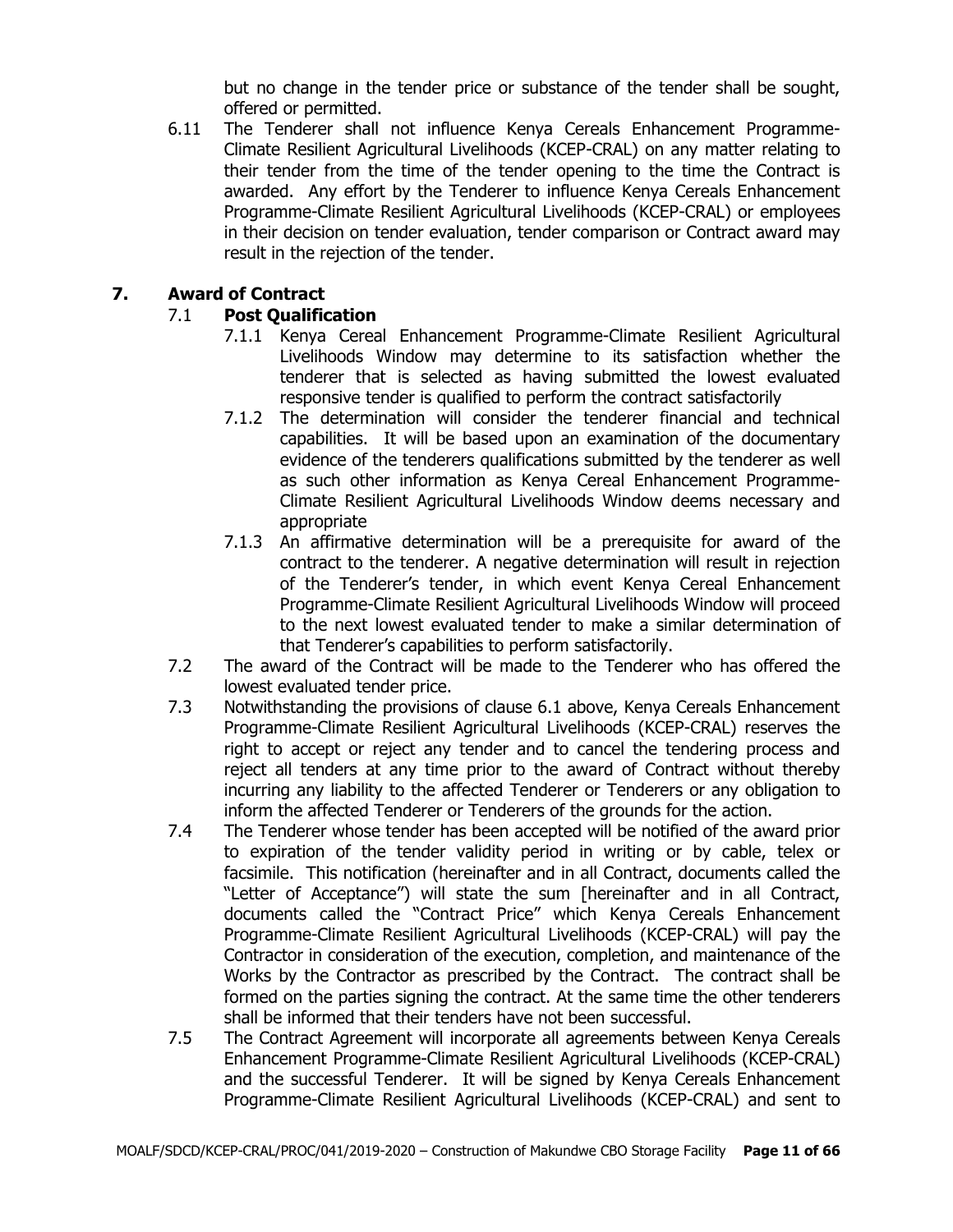but no change in the tender price or substance of the tender shall be sought, offered or permitted.

6.11 The Tenderer shall not influence Kenya Cereals Enhancement Programme-Climate Resilient Agricultural Livelihoods (KCEP-CRAL) on any matter relating to their tender from the time of the tender opening to the time the Contract is awarded. Any effort by the Tenderer to influence Kenya Cereals Enhancement Programme-Climate Resilient Agricultural Livelihoods (KCEP-CRAL) or employees in their decision on tender evaluation, tender comparison or Contract award may result in the rejection of the tender.

## 7. Award of Contract

### 7.1 Post Qualification

7.1.1 Kenya Cereal Enhancement Programme-Climate Resilient Agricultural Livelihoods Window may determine to its satisfaction whether the tenderer that is selected as having submitted the lowest evaluated responsive tender is qualified to perform the contract satisfactorily

7.1.2 The determination will consider the tenderer financial and technical capabilities. It will be based upon an examination of the documentary evidence of the tenderers qualifications submitted by the tenderer as well as such other information as Kenya Cereal Enhancement Programme-Climate Resilient Agricultural Livelihoods Window deems necessary and appropriate

7.1.3 An affirmative determination will be a prerequisite for award of the contract to the tenderer. A negative determination will result in rejection of the Tenderer's tender, in which event Kenya Cereal Enhancement Programme-Climate Resilient Agricultural Livelihoods Window will proceed to the next lowest evaluated tender to make a similar determination of that Tenderer's capabilities to perform satisfactorily.

7.2 The award of the Contract will be made to the Tenderer who has offered the lowest evaluated tender price.

7.3 Notwithstanding the provisions of clause 6.1 above, Kenya Cereals Enhancement Programme-Climate Resilient Agricultural Livelihoods (KCEP-CRAL) reserves the right to accept or reject any tender and to cancel the tendering process and reject all tenders at any time prior to the award of Contract without thereby incurring any liability to the affected Tenderer or Tenderers or any obligation to inform the affected Tenderer or Tenderers of the grounds for the action.

7.4 The Tenderer whose tender has been accepted will be notified of the award prior to expiration of the tender validity period in writing or by cable, telex or facsimile. This notification (hereinafter and in all Contract, documents called the "Letter of Acceptance") will state the sum [hereinafter and in all Contract, documents called the "Contract Price" which Kenya Cereals Enhancement Programme-Climate Resilient Agricultural Livelihoods (KCEP-CRAL) will pay the Contractor in consideration of the execution, completion, and maintenance of the Works by the Contractor as prescribed by the Contract. The contract shall be formed on the parties signing the contract. At the same time the other tenderers shall be informed that their tenders have not been successful.

7.5 The Contract Agreement will incorporate all agreements between Kenya Cereals Enhancement Programme-Climate Resilient Agricultural Livelihoods (KCEP-CRAL) and the successful Tenderer. It will be signed by Kenya Cereals Enhancement Programme-Climate Resilient Agricultural Livelihoods (KCEP-CRAL) and sent to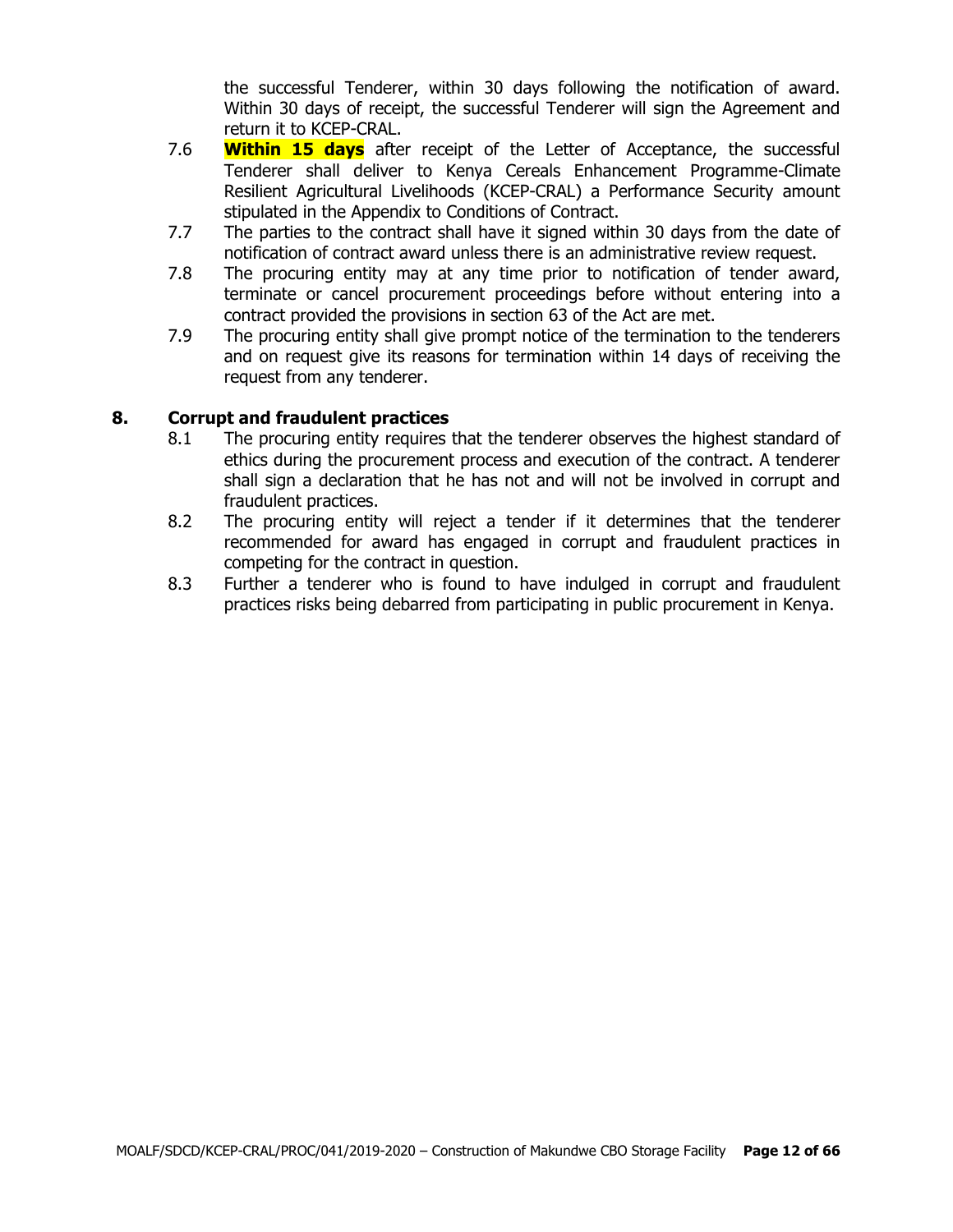the successful Tenderer, within 30 days following the notification of award. Within 30 days of receipt, the successful Tenderer will sign the Agreement and return it to KCEP-CRAL.

7.6 **Within 15 days** after receipt of the Letter of Acceptance, the successful Tenderer shall deliver to Kenya Cereals Enhancement Programme-Climate Resilient Agricultural Livelihoods (KCEP-CRAL) a Performance Security amount stipulated in the Appendix to Conditions of Contract.

7.7 The parties to the contract shall have it signed within 30 days from the date of notification of contract award unless there is an administrative review request.

7.8 The procuring entity may at any time prior to notification of tender award, terminate or cancel procurement proceedings before without entering into a contract provided the provisions in section 63 of the Act are met.

7.9 The procuring entity shall give prompt notice of the termination to the tenderers and on request give its reasons for termination within 14 days of receiving the request from any tenderer.

## 8. Corrupt and fraudulent practices

8.1 The procuring entity requires that the tenderer observes the highest standard of ethics during the procurement process and execution of the contract. A tenderer shall sign a declaration that he has not and will not be involved in corrupt and fraudulent practices.

8.2 The procuring entity will reject a tender if it determines that the tenderer recommended for award has engaged in corrupt and fraudulent practices in competing for the contract in question.

8.3 Further a tenderer who is found to have indulged in corrupt and fraudulent practices risks being debarred from participating in public procurement in Kenya.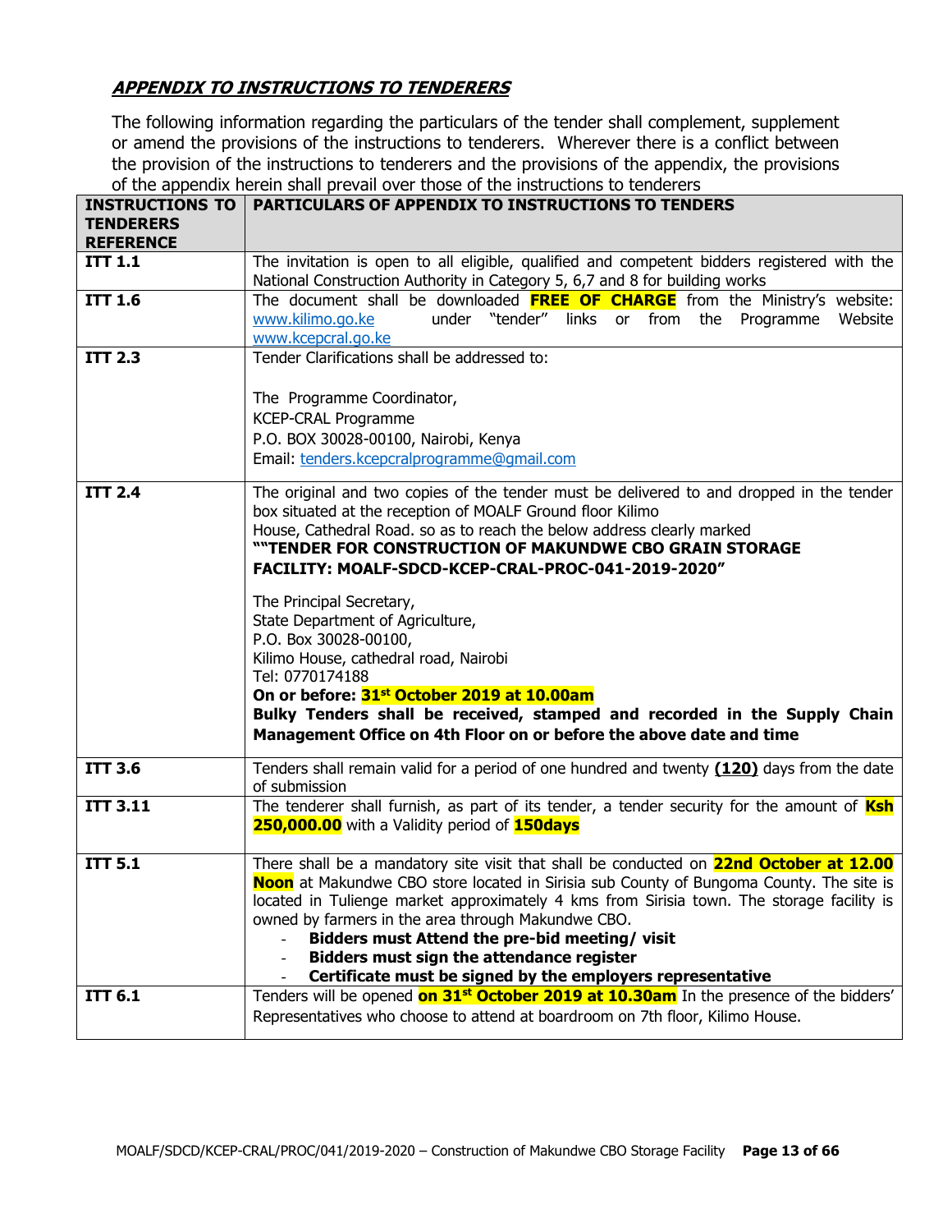## ***APPENDIX TO INSTRUCTIONS TO TENDERERS***

The following information regarding the particulars of the tender shall complement, supplement or amend the provisions of the instructions to tenderers. Wherever there is a conflict between the provision of the instructions to tenderers and the provisions of the appendix, the provisions of the appendix herein shall prevail over those of the instructions to tenderers

| INSTRUCTIONS TO TENDERERS REFERENCE | PARTICULARS OF APPENDIX TO INSTRUCTIONS TO TENDERS |
|---|---|
| **ITT 1.1** | The invitation is open to all eligible, qualified and competent bidders registered with the National Construction Authority in Category 5, 6,7 and 8 for building works |
| **ITT 1.6** | The document shall be downloaded **FREE OF CHARGE** from the Ministry's website: www.kilimo.go.ke under "tender" links or from the Programme Website www.kcepcral.go.ke |
| **ITT 2.3** | Tender Clarifications shall be addressed to:<br><br>The Programme Coordinator,<br>KCEP-CRAL Programme<br>P.O. BOX 30028-00100, Nairobi, Kenya<br>Email: tenders.kcepcralprogramme@gmail.com |
| **ITT 2.4** | The original and two copies of the tender must be delivered to and dropped in the tender box situated at the reception of MOALF Ground floor Kilimo House, Cathedral Road. so as to reach the below address clearly marked<br>**""TENDER FOR CONSTRUCTION OF MAKUNDWE CBO GRAIN STORAGE FACILITY: MOALF-SDCD-KCEP-CRAL-PROC-041-2019-2020"**<br><br>The Principal Secretary,<br>State Department of Agriculture,<br>P.O. Box 30028-00100,<br>Kilimo House, cathedral road, Nairobi<br>Tel: 0770174188<br>**On or before: 31st October 2019 at 10.00am**<br>**Bulky Tenders shall be received, stamped and recorded in the Supply Chain Management Office on 4th Floor on or before the above date and time** |
| **ITT 3.6** | Tenders shall remain valid for a period of one hundred and twenty **(120)** days from the date of submission |
| **ITT 3.11** | The tenderer shall furnish, as part of its tender, a tender security for the amount of **Ksh 250,000.00** with a Validity period of **150days** |
| **ITT 5.1** | There shall be a mandatory site visit that shall be conducted on **22nd October at 12.00 Noon** at Makundwe CBO store located in Sirisia sub County of Bungoma County. The site is located in Tulienge market approximately 4 kms from Sirisia town. The storage facility is owned by farmers in the area through Makundwe CBO.<br>- **Bidders must Attend the pre-bid meeting/ visit**<br>- **Bidders must sign the attendance register**<br>- **Certificate must be signed by the employers representative** |
| **ITT 6.1** | Tenders will be opened **on 31st October 2019 at 10.30am** In the presence of the bidders' Representatives who choose to attend at boardroom on 7th floor, Kilimo House. |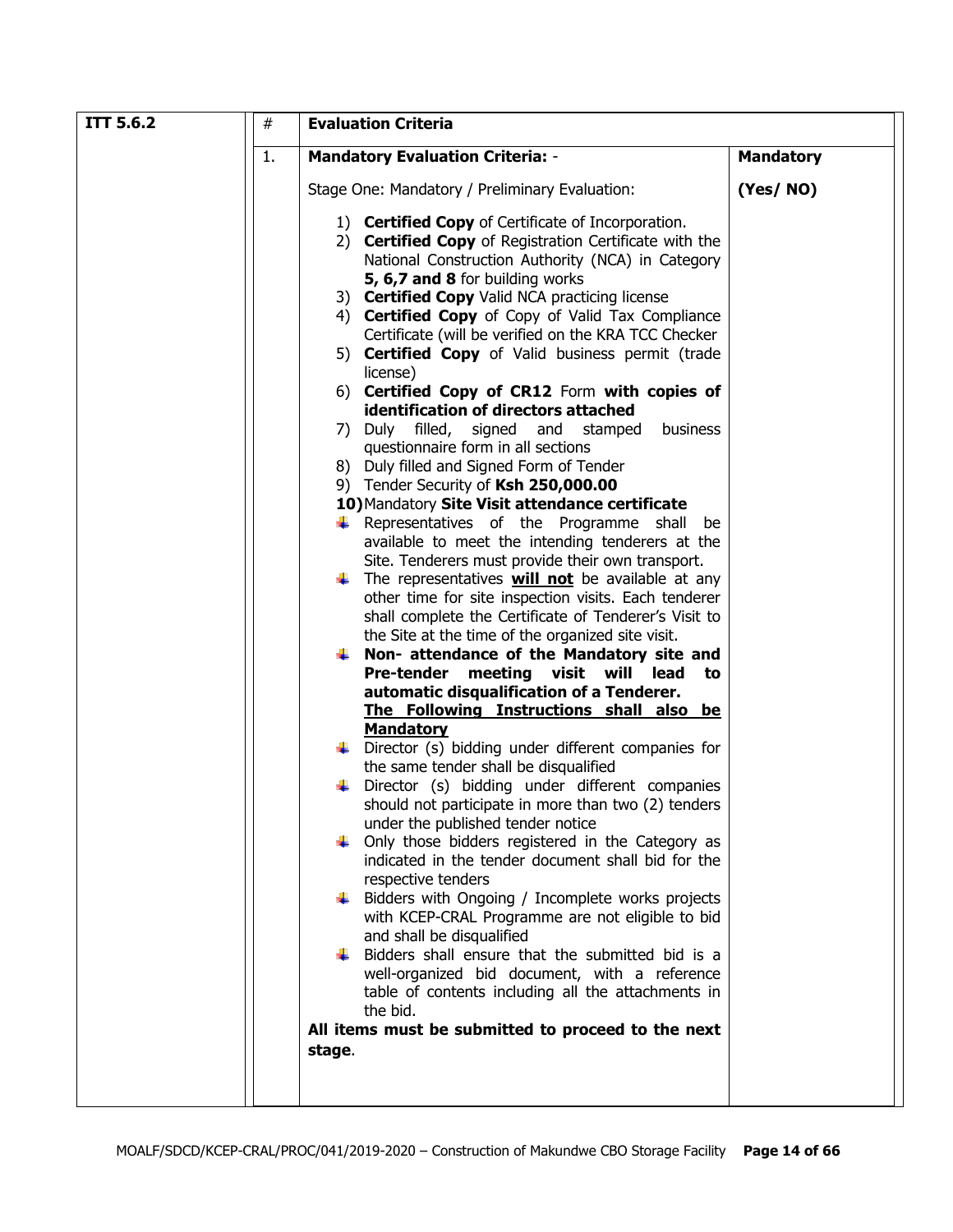| ITT 5.6.2 | # | Evaluation Criteria | |
|---|---|---|---|
| | 1. | **Mandatory Evaluation Criteria: -**<br><br>Stage One: Mandatory / Preliminary Evaluation:<br><br>1) **Certified Copy** of Certificate of Incorporation.<br>2) **Certified Copy** of Registration Certificate with the National Construction Authority (NCA) in Category **5, 6,7 and 8** for building works<br>3) **Certified Copy** Valid NCA practicing license<br>4) **Certified Copy** of Copy of Valid Tax Compliance Certificate (will be verified on the KRA TCC Checker<br>5) **Certified Copy** of Valid business permit (trade license)<br>6) **Certified Copy of CR12** Form **with copies of identification of directors attached**<br>7) Duly filled, signed and stamped business questionnaire form in all sections<br>8) Duly filled and Signed Form of Tender<br>9) Tender Security of **Ksh 250,000.00**<br>**10)** Mandatory **Site Visit attendance certificate**<br>- Representatives of the Programme shall be available to meet the intending tenderers at the Site. Tenderers must provide their own transport.<br>- The representatives **<u>will not</u>** be available at any other time for site inspection visits. Each tenderer shall complete the Certificate of Tenderer's Visit to the Site at the time of the organized site visit.<br>- **Non- attendance of the Mandatory site and Pre-tender meeting visit will lead to automatic disqualification of a Tenderer.**<br>**<u>The Following Instructions shall also be Mandatory</u>**<br>- Director (s) bidding under different companies for the same tender shall be disqualified<br>- Director (s) bidding under different companies should not participate in more than two (2) tenders under the published tender notice<br>- Only those bidders registered in the Category as indicated in the tender document shall bid for the respective tenders<br>- Bidders with Ongoing / Incomplete works projects with KCEP-CRAL Programme are not eligible to bid and shall be disqualified<br>- Bidders shall ensure that the submitted bid is a well-organized bid document, with a reference table of contents including all the attachments in the bid.<br><br>**All items must be submitted to proceed to the next stage**. | **Mandatory**<br><br>**(Yes/ NO)** |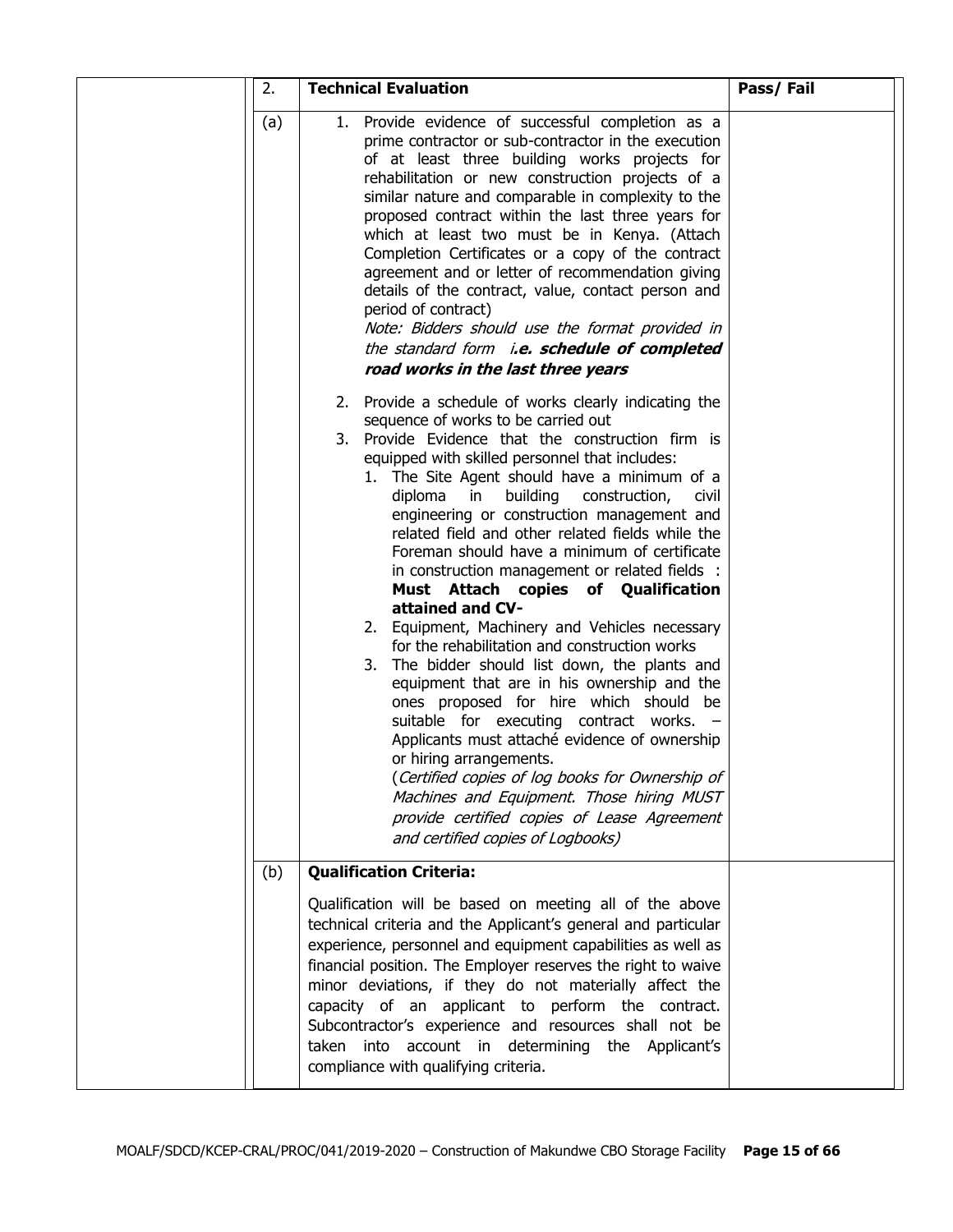| | 2. | Technical Evaluation | Pass/ Fail |
|---|---|---|---|
| | (a) | 1. Provide evidence of successful completion as a prime contractor or sub-contractor in the execution of at least three building works projects for rehabilitation or new construction projects of a similar nature and comparable in complexity to the proposed contract within the last three years for which at least two must be in Kenya. (Attach Completion Certificates or a copy of the contract agreement and or letter of recommendation giving details of the contract, value, contact person and period of contract)<br>*Note: Bidders should use the format provided in the standard form* ***i.e. schedule of completed road works in the last three years***<br><br>2. Provide a schedule of works clearly indicating the sequence of works to be carried out<br>3. Provide Evidence that the construction firm is equipped with skilled personnel that includes:<br>&nbsp;&nbsp;1. The Site Agent should have a minimum of a diploma in building construction, civil engineering or construction management and related field and other related fields while the Foreman should have a minimum of certificate in construction management or related fields : **Must Attach copies of Qualification attained and CV-**<br>&nbsp;&nbsp;2. Equipment, Machinery and Vehicles necessary for the rehabilitation and construction works<br>&nbsp;&nbsp;3. The bidder should list down, the plants and equipment that are in his ownership and the ones proposed for hire which should be suitable for executing contract works. – Applicants must attaché evidence of ownership or hiring arrangements.<br>&nbsp;&nbsp;(*Certified copies of log books for Ownership of Machines and Equipment. Those hiring MUST provide certified copies of Lease Agreement and certified copies of Logbooks)* | |
| | (b) | **Qualification Criteria:**<br><br>Qualification will be based on meeting all of the above technical criteria and the Applicant's general and particular experience, personnel and equipment capabilities as well as financial position. The Employer reserves the right to waive minor deviations, if they do not materially affect the capacity of an applicant to perform the contract. Subcontractor's experience and resources shall not be taken into account in determining the Applicant's compliance with qualifying criteria. | |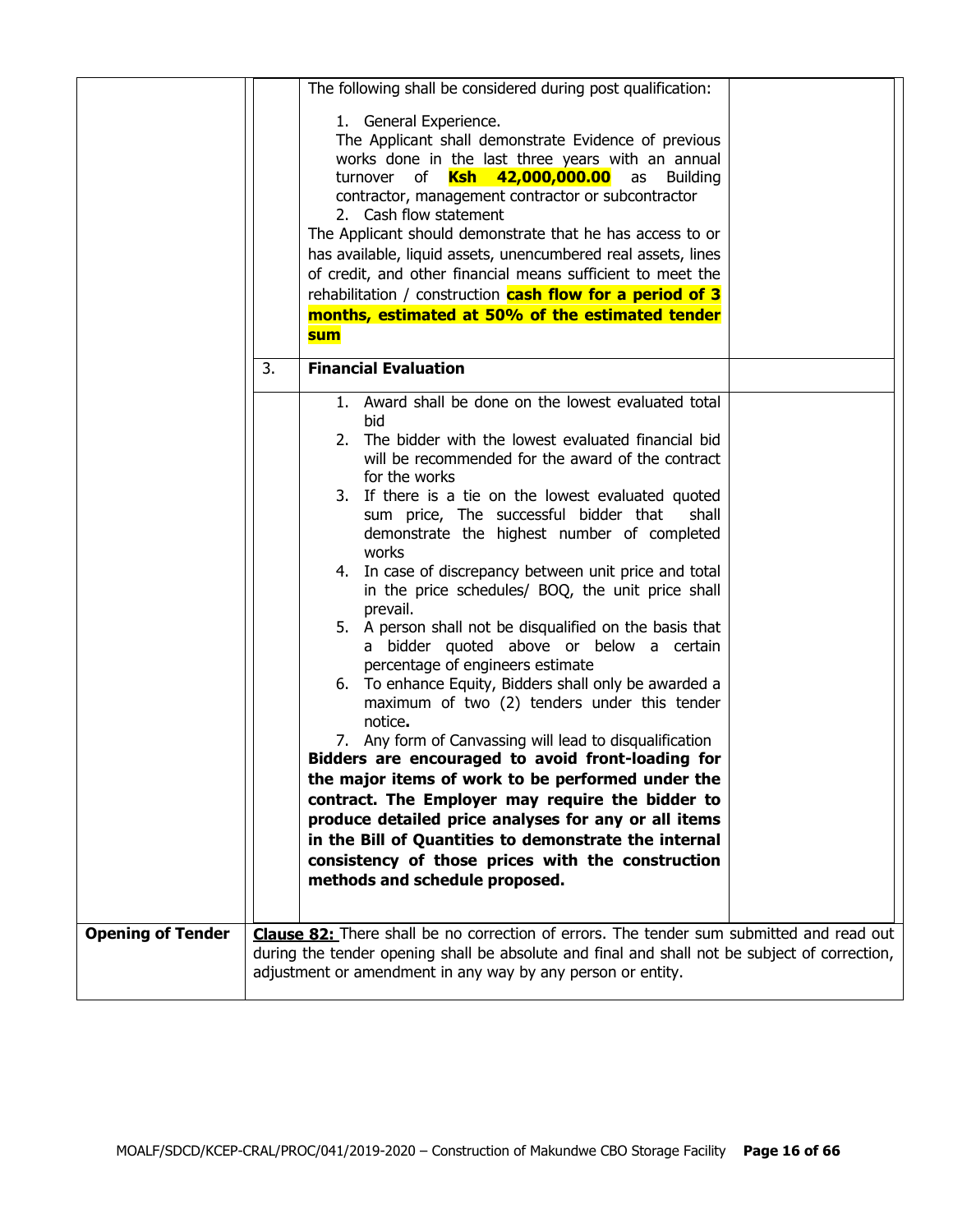| | | | |
|---|---|---|---|
| | | The following shall be considered during post qualification:<br><br>1. General Experience.<br>The Applicant shall demonstrate Evidence of previous works done in the last three years with an annual turnover of **Ksh 42,000,000.00** as Building contractor, management contractor or subcontractor<br>2. Cash flow statement<br>The Applicant should demonstrate that he has access to or has available, liquid assets, unencumbered real assets, lines of credit, and other financial means sufficient to meet the rehabilitation / construction **cash flow for a period of 3 months, estimated at 50% of the estimated tender sum** | |
| | 3. | **Financial Evaluation** | |
| | | 1. Award shall be done on the lowest evaluated total bid<br>2. The bidder with the lowest evaluated financial bid will be recommended for the award of the contract for the works<br>3. If there is a tie on the lowest evaluated quoted sum price, The successful bidder that shall demonstrate the highest number of completed works<br>4. In case of discrepancy between unit price and total in the price schedules/ BOQ, the unit price shall prevail.<br>5. A person shall not be disqualified on the basis that a bidder quoted above or below a certain percentage of engineers estimate<br>6. To enhance Equity, Bidders shall only be awarded a maximum of two (2) tenders under this tender notice**.**<br>7. Any form of Canvassing will lead to disqualification<br>**Bidders are encouraged to avoid front-loading for the major items of work to be performed under the contract. The Employer may require the bidder to produce detailed price analyses for any or all items in the Bill of Quantities to demonstrate the internal consistency of those prices with the construction methods and schedule proposed.** | |
| **Opening of Tender** | **Clause 82:** There shall be no correction of errors. The tender sum submitted and read out during the tender opening shall be absolute and final and shall not be subject of correction, adjustment or amendment in any way by any person or entity. | | |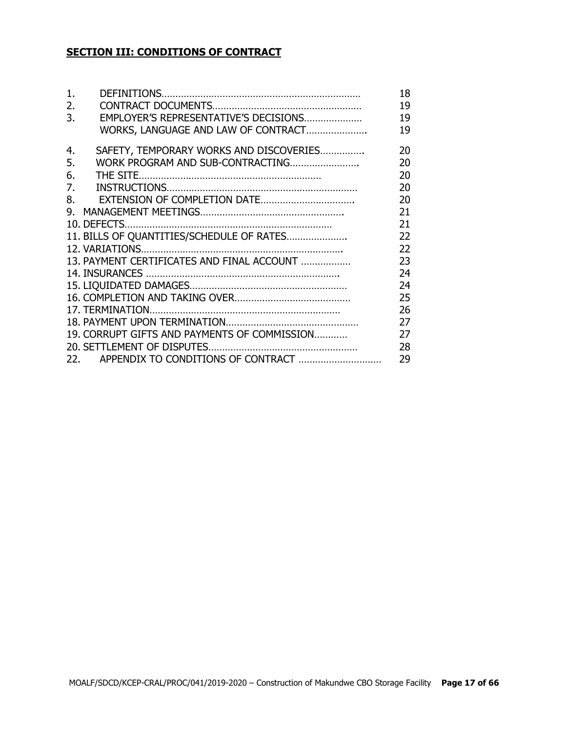## SECTION III: CONDITIONS OF CONTRACT

| | | |
|---|---|---|
| 1. | DEFINITIONS………………………………………………………………… | 18 |
| 2. | CONTRACT DOCUMENTS……………………………………………… | 19 |
| 3. | EMPLOYER'S REPRESENTATIVE'S DECISIONS………………… | 19 |
| | WORKS, LANGUAGE AND LAW OF CONTRACT…………………. | 19 |
| 4. | SAFETY, TEMPORARY WORKS AND DISCOVERIES……………. | 20 |
| 5. | WORK PROGRAM AND SUB-CONTRACTING……………………. | 20 |
| 6. | THE SITE………………………………………………………… | 20 |
| 7. | INSTRUCTIONS…………………………………………………………… | 20 |
| 8. | EXTENSION OF COMPLETION DATE……………………………. | 20 |
| 9. | MANAGEMENT MEETINGS……………………………………………. | 21 |
| 10. | DEFECTS………………………………………………………………… | 21 |
| 11. | BILLS OF QUANTITIES/SCHEDULE OF RATES…………………. | 22 |
| 12. | VARIATIONS……………………………………………………………. | 22 |
| 13. | PAYMENT CERTIFICATES AND FINAL ACCOUNT ……………… | 23 |
| 14. | INSURANCES ……………………………………………………………. | 24 |
| 15. | LIQUIDATED DAMAGES…………………………………………………… | 24 |
| 16. | COMPLETION AND TAKING OVER………………………………….. | 25 |
| 17. | TERMINATION…………………………………………………………… | 26 |
| 18. | PAYMENT UPON TERMINATION……………………………………….. | 27 |
| 19. | CORRUPT GIFTS AND PAYMENTS OF COMMISSION………… | 27 |
| 20. | SETTLEMENT OF DISPUTES……………………………………………… | 28 |
| 22. | APPENDIX TO CONDITIONS OF CONTRACT ……………………… | 29 |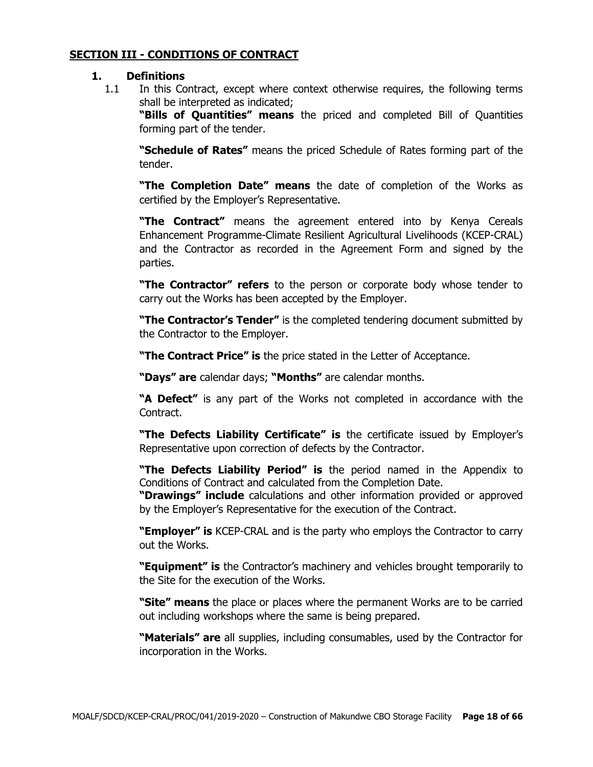## SECTION III - CONDITIONS OF CONTRACT

### 1. Definitions

1.1 In this Contract, except where context otherwise requires, the following terms shall be interpreted as indicated;

**"Bills of Quantities" means** the priced and completed Bill of Quantities forming part of the tender.

**"Schedule of Rates"** means the priced Schedule of Rates forming part of the tender.

**"The Completion Date" means** the date of completion of the Works as certified by the Employer's Representative.

**"The Contract"** means the agreement entered into by Kenya Cereals Enhancement Programme-Climate Resilient Agricultural Livelihoods (KCEP-CRAL) and the Contractor as recorded in the Agreement Form and signed by the parties.

**"The Contractor" refers** to the person or corporate body whose tender to carry out the Works has been accepted by the Employer.

**"The Contractor's Tender"** is the completed tendering document submitted by the Contractor to the Employer.

**"The Contract Price" is** the price stated in the Letter of Acceptance.

**"Days" are** calendar days; **"Months"** are calendar months.

**"A Defect"** is any part of the Works not completed in accordance with the Contract.

**"The Defects Liability Certificate" is** the certificate issued by Employer's Representative upon correction of defects by the Contractor.

**"The Defects Liability Period" is** the period named in the Appendix to Conditions of Contract and calculated from the Completion Date.

**"Drawings" include** calculations and other information provided or approved by the Employer's Representative for the execution of the Contract.

**"Employer" is** KCEP-CRAL and is the party who employs the Contractor to carry out the Works.

**"Equipment" is** the Contractor's machinery and vehicles brought temporarily to the Site for the execution of the Works.

**"Site" means** the place or places where the permanent Works are to be carried out including workshops where the same is being prepared.

**"Materials" are** all supplies, including consumables, used by the Contractor for incorporation in the Works.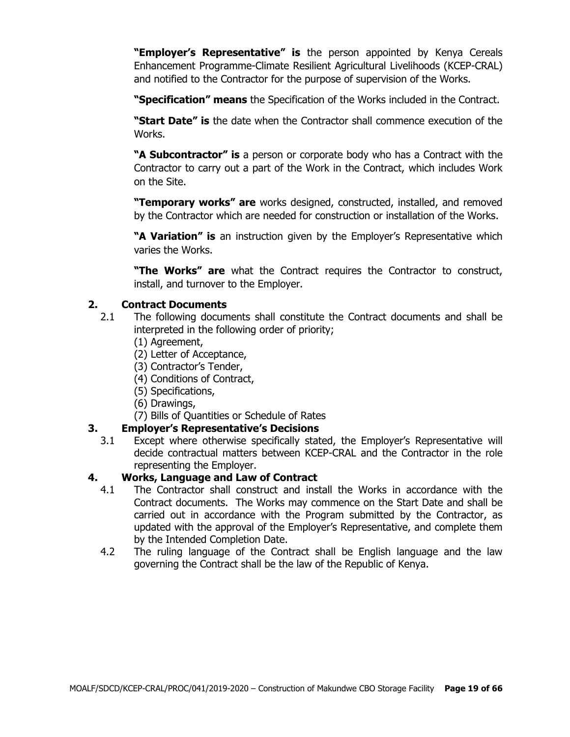**"Employer's Representative" is** the person appointed by Kenya Cereals Enhancement Programme-Climate Resilient Agricultural Livelihoods (KCEP-CRAL) and notified to the Contractor for the purpose of supervision of the Works.

**"Specification" means** the Specification of the Works included in the Contract.

**"Start Date" is** the date when the Contractor shall commence execution of the Works.

**"A Subcontractor" is** a person or corporate body who has a Contract with the Contractor to carry out a part of the Work in the Contract, which includes Work on the Site.

**"Temporary works" are** works designed, constructed, installed, and removed by the Contractor which are needed for construction or installation of the Works.

**"A Variation" is** an instruction given by the Employer's Representative which varies the Works.

**"The Works" are** what the Contract requires the Contractor to construct, install, and turnover to the Employer.

## 2. Contract Documents

2.1 The following documents shall constitute the Contract documents and shall be interpreted in the following order of priority;

(1) Agreement,
(2) Letter of Acceptance,
(3) Contractor's Tender,
(4) Conditions of Contract,
(5) Specifications,
(6) Drawings,
(7) Bills of Quantities or Schedule of Rates

## 3. Employer's Representative's Decisions

3.1 Except where otherwise specifically stated, the Employer's Representative will decide contractual matters between KCEP-CRAL and the Contractor in the role representing the Employer.

## 4. Works, Language and Law of Contract

4.1 The Contractor shall construct and install the Works in accordance with the Contract documents. The Works may commence on the Start Date and shall be carried out in accordance with the Program submitted by the Contractor, as updated with the approval of the Employer's Representative, and complete them by the Intended Completion Date.

4.2 The ruling language of the Contract shall be English language and the law governing the Contract shall be the law of the Republic of Kenya.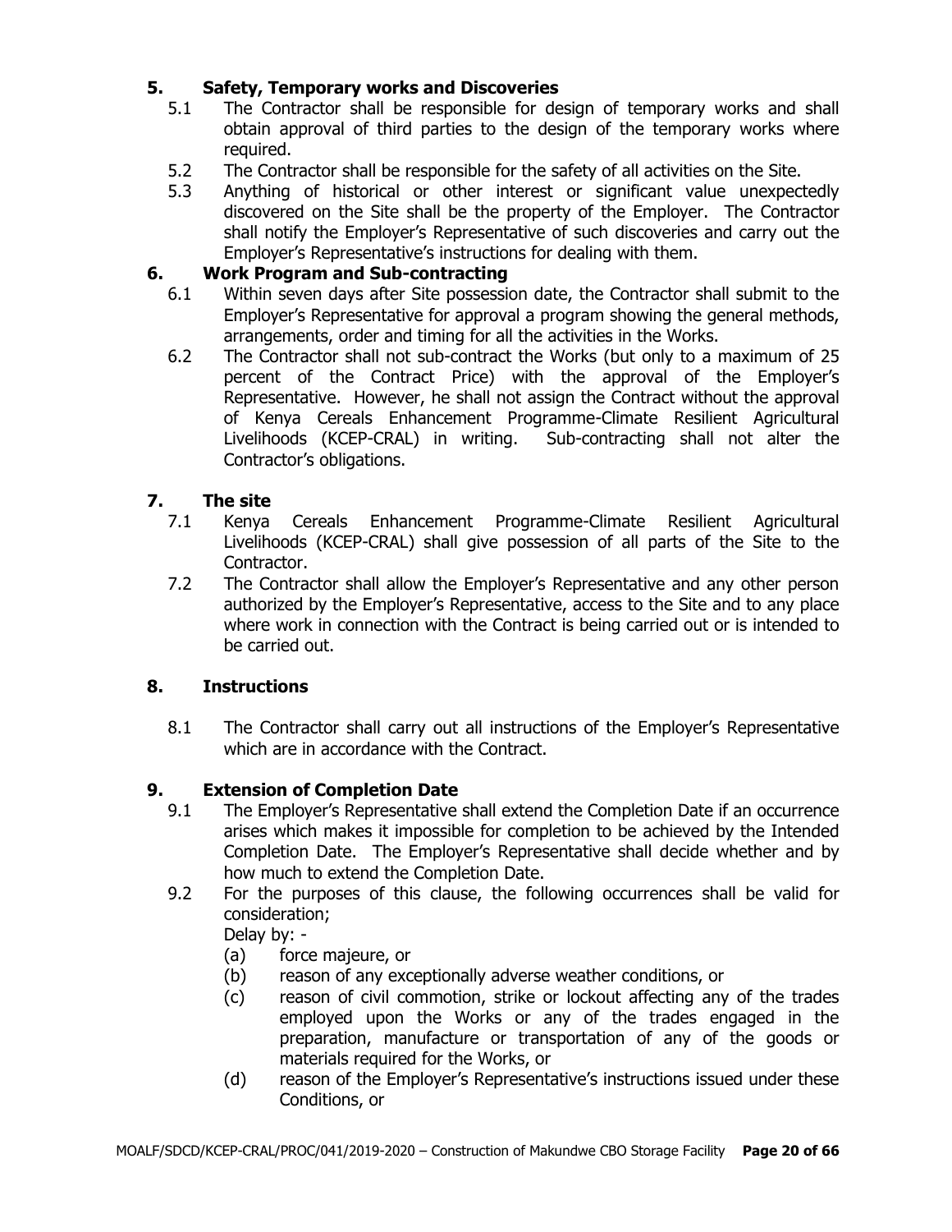## 5. Safety, Temporary works and Discoveries

5.1 The Contractor shall be responsible for design of temporary works and shall obtain approval of third parties to the design of the temporary works where required.

5.2 The Contractor shall be responsible for the safety of all activities on the Site.

5.3 Anything of historical or other interest or significant value unexpectedly discovered on the Site shall be the property of the Employer. The Contractor shall notify the Employer's Representative of such discoveries and carry out the Employer's Representative's instructions for dealing with them.

## 6. Work Program and Sub-contracting

6.1 Within seven days after Site possession date, the Contractor shall submit to the Employer's Representative for approval a program showing the general methods, arrangements, order and timing for all the activities in the Works.

6.2 The Contractor shall not sub-contract the Works (but only to a maximum of 25 percent of the Contract Price) with the approval of the Employer's Representative. However, he shall not assign the Contract without the approval of Kenya Cereals Enhancement Programme-Climate Resilient Agricultural Livelihoods (KCEP-CRAL) in writing. Sub-contracting shall not alter the Contractor's obligations.

## 7. The site

7.1 Kenya Cereals Enhancement Programme-Climate Resilient Agricultural Livelihoods (KCEP-CRAL) shall give possession of all parts of the Site to the Contractor.

7.2 The Contractor shall allow the Employer's Representative and any other person authorized by the Employer's Representative, access to the Site and to any place where work in connection with the Contract is being carried out or is intended to be carried out.

## 8. Instructions

8.1 The Contractor shall carry out all instructions of the Employer's Representative which are in accordance with the Contract.

## 9. Extension of Completion Date

9.1 The Employer's Representative shall extend the Completion Date if an occurrence arises which makes it impossible for completion to be achieved by the Intended Completion Date. The Employer's Representative shall decide whether and by how much to extend the Completion Date.

9.2 For the purposes of this clause, the following occurrences shall be valid for consideration;

Delay by: -

(a) force majeure, or

(b) reason of any exceptionally adverse weather conditions, or

(c) reason of civil commotion, strike or lockout affecting any of the trades employed upon the Works or any of the trades engaged in the preparation, manufacture or transportation of any of the goods or materials required for the Works, or

(d) reason of the Employer's Representative's instructions issued under these Conditions, or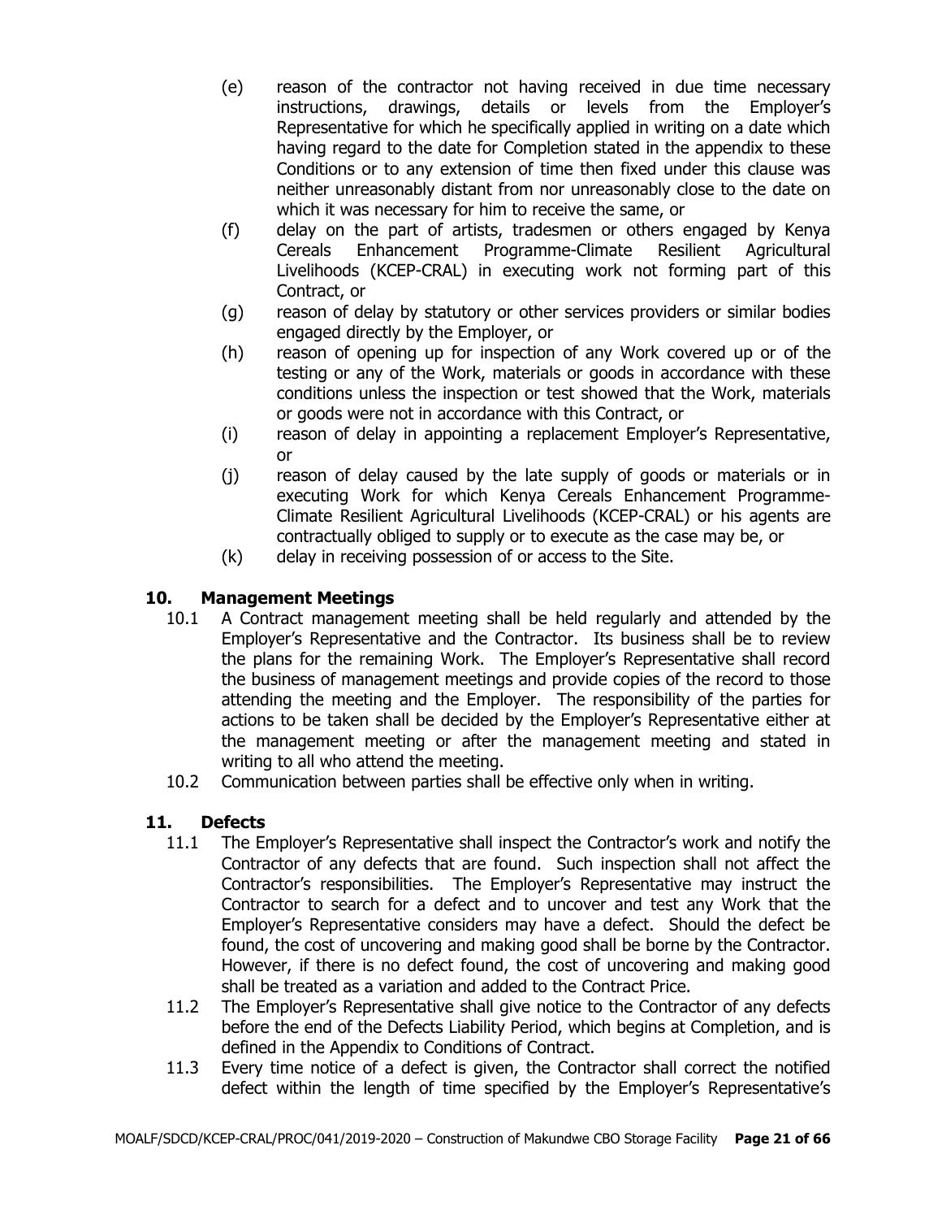(e) reason of the contractor not having received in due time necessary instructions, drawings, details or levels from the Employer's Representative for which he specifically applied in writing on a date which having regard to the date for Completion stated in the appendix to these Conditions or to any extension of time then fixed under this clause was neither unreasonably distant from nor unreasonably close to the date on which it was necessary for him to receive the same, or

(f) delay on the part of artists, tradesmen or others engaged by Kenya Cereals Enhancement Programme-Climate Resilient Agricultural Livelihoods (KCEP-CRAL) in executing work not forming part of this Contract, or

(g) reason of delay by statutory or other services providers or similar bodies engaged directly by the Employer, or

(h) reason of opening up for inspection of any Work covered up or of the testing or any of the Work, materials or goods in accordance with these conditions unless the inspection or test showed that the Work, materials or goods were not in accordance with this Contract, or

(i) reason of delay in appointing a replacement Employer's Representative, or

(j) reason of delay caused by the late supply of goods or materials or in executing Work for which Kenya Cereals Enhancement Programme-Climate Resilient Agricultural Livelihoods (KCEP-CRAL) or his agents are contractually obliged to supply or to execute as the case may be, or

(k) delay in receiving possession of or access to the Site.

## 10. Management Meetings

10.1 A Contract management meeting shall be held regularly and attended by the Employer's Representative and the Contractor. Its business shall be to review the plans for the remaining Work. The Employer's Representative shall record the business of management meetings and provide copies of the record to those attending the meeting and the Employer. The responsibility of the parties for actions to be taken shall be decided by the Employer's Representative either at the management meeting or after the management meeting and stated in writing to all who attend the meeting.

10.2 Communication between parties shall be effective only when in writing.

## 11. Defects

11.1 The Employer's Representative shall inspect the Contractor's work and notify the Contractor of any defects that are found. Such inspection shall not affect the Contractor's responsibilities. The Employer's Representative may instruct the Contractor to search for a defect and to uncover and test any Work that the Employer's Representative considers may have a defect. Should the defect be found, the cost of uncovering and making good shall be borne by the Contractor. However, if there is no defect found, the cost of uncovering and making good shall be treated as a variation and added to the Contract Price.

11.2 The Employer's Representative shall give notice to the Contractor of any defects before the end of the Defects Liability Period, which begins at Completion, and is defined in the Appendix to Conditions of Contract.

11.3 Every time notice of a defect is given, the Contractor shall correct the notified defect within the length of time specified by the Employer's Representative's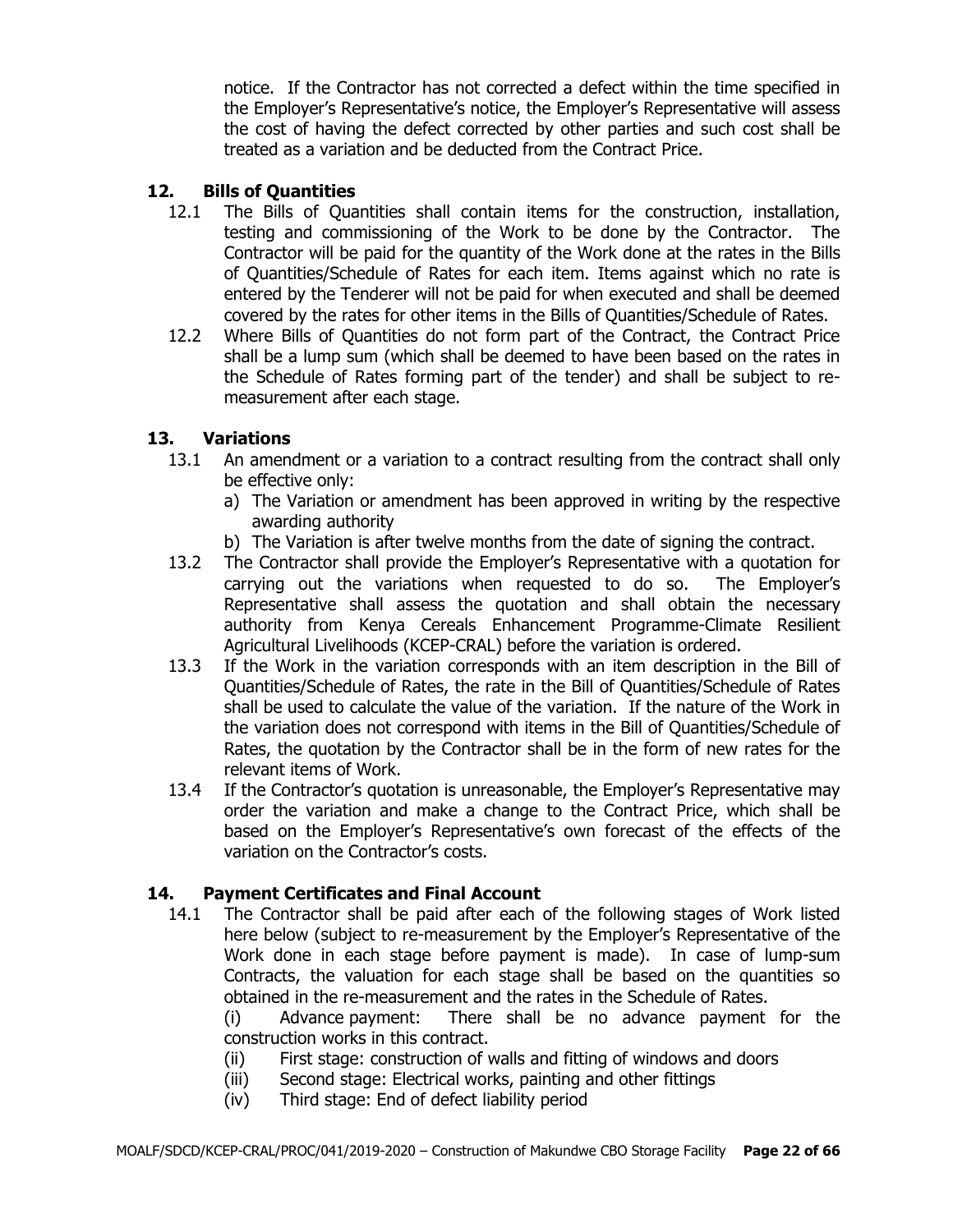notice. If the Contractor has not corrected a defect within the time specified in the Employer's Representative's notice, the Employer's Representative will assess the cost of having the defect corrected by other parties and such cost shall be treated as a variation and be deducted from the Contract Price.

## 12. Bills of Quantities

12.1 The Bills of Quantities shall contain items for the construction, installation, testing and commissioning of the Work to be done by the Contractor. The Contractor will be paid for the quantity of the Work done at the rates in the Bills of Quantities/Schedule of Rates for each item. Items against which no rate is entered by the Tenderer will not be paid for when executed and shall be deemed covered by the rates for other items in the Bills of Quantities/Schedule of Rates.

12.2 Where Bills of Quantities do not form part of the Contract, the Contract Price shall be a lump sum (which shall be deemed to have been based on the rates in the Schedule of Rates forming part of the tender) and shall be subject to re-measurement after each stage.

## 13. Variations

13.1 An amendment or a variation to a contract resulting from the contract shall only be effective only:

a) The Variation or amendment has been approved in writing by the respective awarding authority

b) The Variation is after twelve months from the date of signing the contract.

13.2 The Contractor shall provide the Employer's Representative with a quotation for carrying out the variations when requested to do so. The Employer's Representative shall assess the quotation and shall obtain the necessary authority from Kenya Cereals Enhancement Programme-Climate Resilient Agricultural Livelihoods (KCEP-CRAL) before the variation is ordered.

13.3 If the Work in the variation corresponds with an item description in the Bill of Quantities/Schedule of Rates, the rate in the Bill of Quantities/Schedule of Rates shall be used to calculate the value of the variation. If the nature of the Work in the variation does not correspond with items in the Bill of Quantities/Schedule of Rates, the quotation by the Contractor shall be in the form of new rates for the relevant items of Work.

13.4 If the Contractor's quotation is unreasonable, the Employer's Representative may order the variation and make a change to the Contract Price, which shall be based on the Employer's Representative's own forecast of the effects of the variation on the Contractor's costs.

## 14. Payment Certificates and Final Account

14.1 The Contractor shall be paid after each of the following stages of Work listed here below (subject to re-measurement by the Employer's Representative of the Work done in each stage before payment is made). In case of lump-sum Contracts, the valuation for each stage shall be based on the quantities so obtained in the re-measurement and the rates in the Schedule of Rates.

(i) Advance payment: There shall be no advance payment for the construction works in this contract.

(ii) First stage: construction of walls and fitting of windows and doors

(iii) Second stage: Electrical works, painting and other fittings

(iv) Third stage: End of defect liability period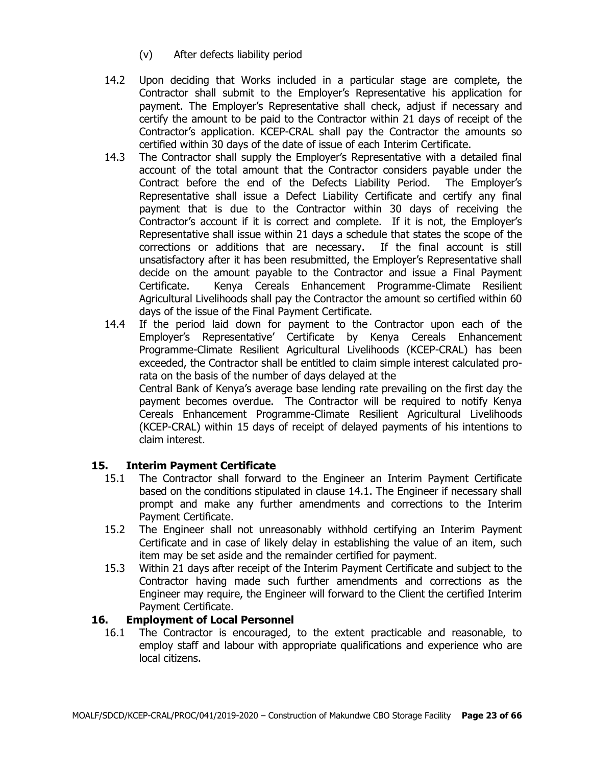(v) After defects liability period

14.2 Upon deciding that Works included in a particular stage are complete, the Contractor shall submit to the Employer's Representative his application for payment. The Employer's Representative shall check, adjust if necessary and certify the amount to be paid to the Contractor within 21 days of receipt of the Contractor's application. KCEP-CRAL shall pay the Contractor the amounts so certified within 30 days of the date of issue of each Interim Certificate.

14.3 The Contractor shall supply the Employer's Representative with a detailed final account of the total amount that the Contractor considers payable under the Contract before the end of the Defects Liability Period. The Employer's Representative shall issue a Defect Liability Certificate and certify any final payment that is due to the Contractor within 30 days of receiving the Contractor's account if it is correct and complete. If it is not, the Employer's Representative shall issue within 21 days a schedule that states the scope of the corrections or additions that are necessary. If the final account is still unsatisfactory after it has been resubmitted, the Employer's Representative shall decide on the amount payable to the Contractor and issue a Final Payment Certificate. Kenya Cereals Enhancement Programme-Climate Resilient Agricultural Livelihoods shall pay the Contractor the amount so certified within 60 days of the issue of the Final Payment Certificate.

14.4 If the period laid down for payment to the Contractor upon each of the Employer's Representative' Certificate by Kenya Cereals Enhancement Programme-Climate Resilient Agricultural Livelihoods (KCEP-CRAL) has been exceeded, the Contractor shall be entitled to claim simple interest calculated pro-rata on the basis of the number of days delayed at the Central Bank of Kenya's average base lending rate prevailing on the first day the payment becomes overdue. The Contractor will be required to notify Kenya Cereals Enhancement Programme-Climate Resilient Agricultural Livelihoods (KCEP-CRAL) within 15 days of receipt of delayed payments of his intentions to claim interest.

## 15. Interim Payment Certificate

15.1 The Contractor shall forward to the Engineer an Interim Payment Certificate based on the conditions stipulated in clause 14.1. The Engineer if necessary shall prompt and make any further amendments and corrections to the Interim Payment Certificate.

15.2 The Engineer shall not unreasonably withhold certifying an Interim Payment Certificate and in case of likely delay in establishing the value of an item, such item may be set aside and the remainder certified for payment.

15.3 Within 21 days after receipt of the Interim Payment Certificate and subject to the Contractor having made such further amendments and corrections as the Engineer may require, the Engineer will forward to the Client the certified Interim Payment Certificate.

## 16. Employment of Local Personnel

16.1 The Contractor is encouraged, to the extent practicable and reasonable, to employ staff and labour with appropriate qualifications and experience who are local citizens.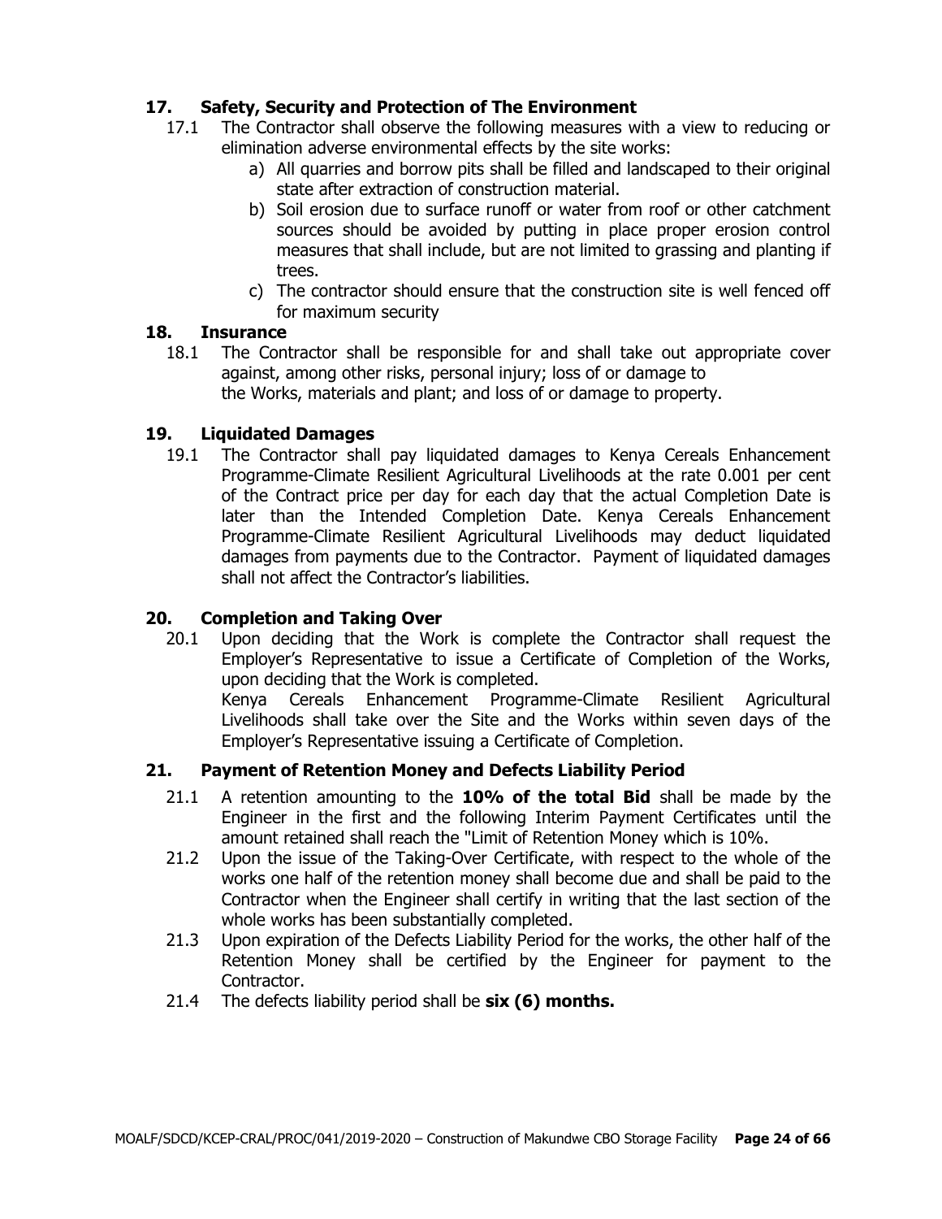## 17. Safety, Security and Protection of The Environment

17.1 The Contractor shall observe the following measures with a view to reducing or elimination adverse environmental effects by the site works:

a) All quarries and borrow pits shall be filled and landscaped to their original state after extraction of construction material.

b) Soil erosion due to surface runoff or water from roof or other catchment sources should be avoided by putting in place proper erosion control measures that shall include, but are not limited to grassing and planting if trees.

c) The contractor should ensure that the construction site is well fenced off for maximum security

## 18. Insurance

18.1 The Contractor shall be responsible for and shall take out appropriate cover against, among other risks, personal injury; loss of or damage to the Works, materials and plant; and loss of or damage to property.

## 19. Liquidated Damages

19.1 The Contractor shall pay liquidated damages to Kenya Cereals Enhancement Programme-Climate Resilient Agricultural Livelihoods at the rate 0.001 per cent of the Contract price per day for each day that the actual Completion Date is later than the Intended Completion Date. Kenya Cereals Enhancement Programme-Climate Resilient Agricultural Livelihoods may deduct liquidated damages from payments due to the Contractor. Payment of liquidated damages shall not affect the Contractor's liabilities.

## 20. Completion and Taking Over

20.1 Upon deciding that the Work is complete the Contractor shall request the Employer's Representative to issue a Certificate of Completion of the Works, upon deciding that the Work is completed.

Kenya Cereals Enhancement Programme-Climate Resilient Agricultural Livelihoods shall take over the Site and the Works within seven days of the Employer's Representative issuing a Certificate of Completion.

## 21. Payment of Retention Money and Defects Liability Period

21.1 A retention amounting to the **10% of the total Bid** shall be made by the Engineer in the first and the following Interim Payment Certificates until the amount retained shall reach the "Limit of Retention Money which is 10%.

21.2 Upon the issue of the Taking-Over Certificate, with respect to the whole of the works one half of the retention money shall become due and shall be paid to the Contractor when the Engineer shall certify in writing that the last section of the whole works has been substantially completed.

21.3 Upon expiration of the Defects Liability Period for the works, the other half of the Retention Money shall be certified by the Engineer for payment to the Contractor.

21.4 The defects liability period shall be **six (6) months.**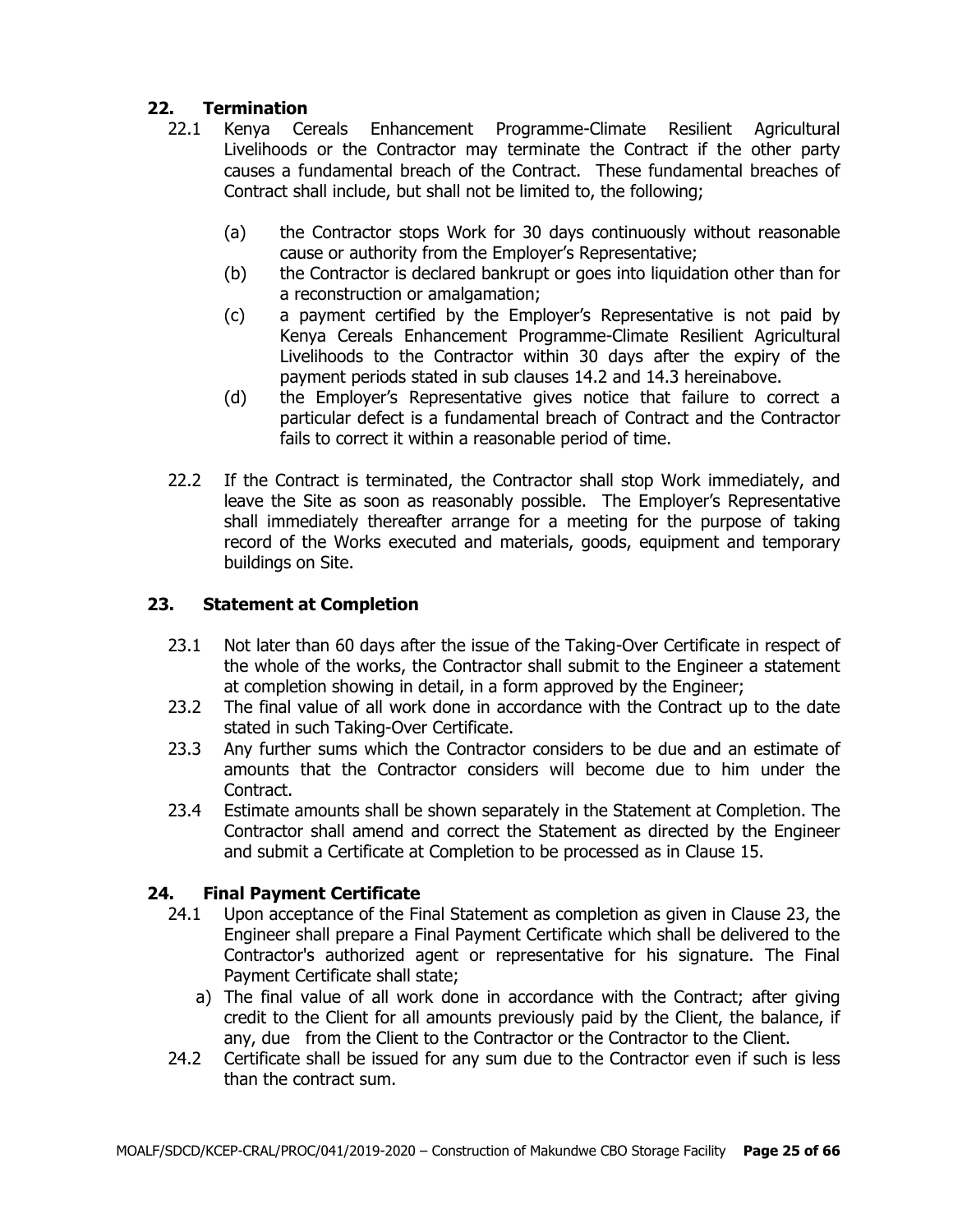## 22. Termination

22.1 Kenya Cereals Enhancement Programme-Climate Resilient Agricultural Livelihoods or the Contractor may terminate the Contract if the other party causes a fundamental breach of the Contract. These fundamental breaches of Contract shall include, but shall not be limited to, the following;

(a) the Contractor stops Work for 30 days continuously without reasonable cause or authority from the Employer's Representative;

(b) the Contractor is declared bankrupt or goes into liquidation other than for a reconstruction or amalgamation;

(c) a payment certified by the Employer's Representative is not paid by Kenya Cereals Enhancement Programme-Climate Resilient Agricultural Livelihoods to the Contractor within 30 days after the expiry of the payment periods stated in sub clauses 14.2 and 14.3 hereinabove.

(d) the Employer's Representative gives notice that failure to correct a particular defect is a fundamental breach of Contract and the Contractor fails to correct it within a reasonable period of time.

22.2 If the Contract is terminated, the Contractor shall stop Work immediately, and leave the Site as soon as reasonably possible. The Employer's Representative shall immediately thereafter arrange for a meeting for the purpose of taking record of the Works executed and materials, goods, equipment and temporary buildings on Site.

## 23. Statement at Completion

23.1 Not later than 60 days after the issue of the Taking-Over Certificate in respect of the whole of the works, the Contractor shall submit to the Engineer a statement at completion showing in detail, in a form approved by the Engineer;

23.2 The final value of all work done in accordance with the Contract up to the date stated in such Taking-Over Certificate.

23.3 Any further sums which the Contractor considers to be due and an estimate of amounts that the Contractor considers will become due to him under the Contract.

23.4 Estimate amounts shall be shown separately in the Statement at Completion. The Contractor shall amend and correct the Statement as directed by the Engineer and submit a Certificate at Completion to be processed as in Clause 15.

## 24. Final Payment Certificate

24.1 Upon acceptance of the Final Statement as completion as given in Clause 23, the Engineer shall prepare a Final Payment Certificate which shall be delivered to the Contractor's authorized agent or representative for his signature. The Final Payment Certificate shall state;

a) The final value of all work done in accordance with the Contract; after giving credit to the Client for all amounts previously paid by the Client, the balance, if any, due from the Client to the Contractor or the Contractor to the Client.

24.2 Certificate shall be issued for any sum due to the Contractor even if such is less than the contract sum.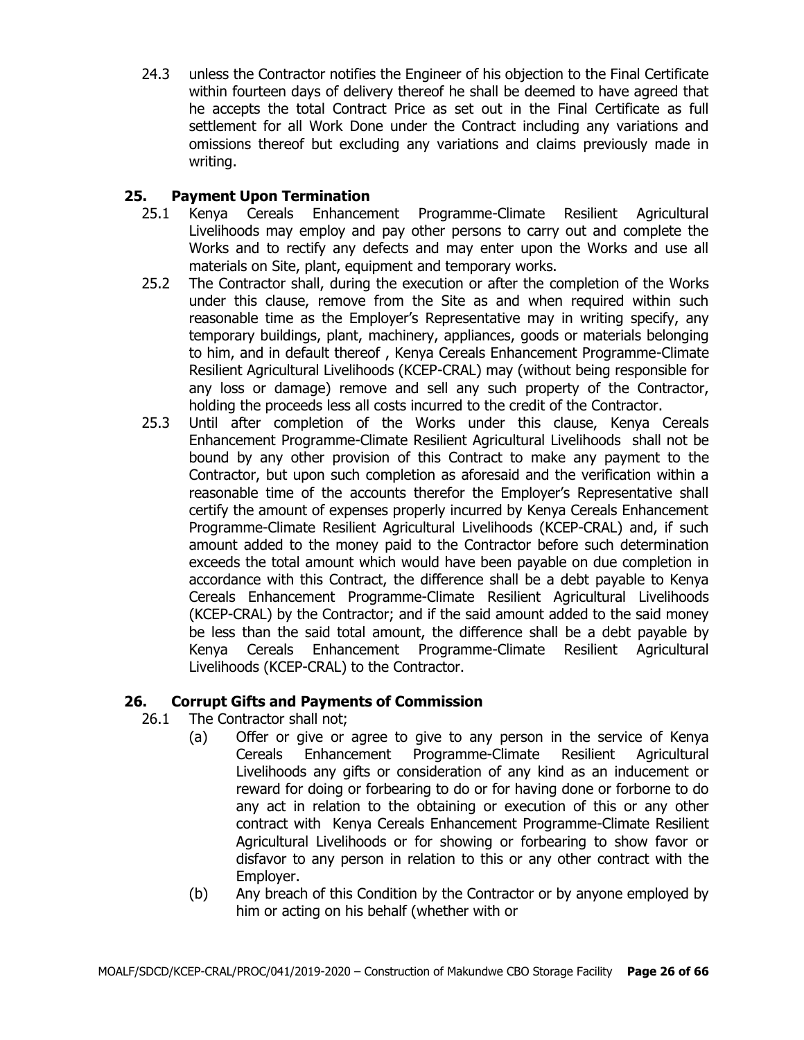24.3 unless the Contractor notifies the Engineer of his objection to the Final Certificate within fourteen days of delivery thereof he shall be deemed to have agreed that he accepts the total Contract Price as set out in the Final Certificate as full settlement for all Work Done under the Contract including any variations and omissions thereof but excluding any variations and claims previously made in writing.

## 25. Payment Upon Termination

25.1 Kenya Cereals Enhancement Programme-Climate Resilient Agricultural Livelihoods may employ and pay other persons to carry out and complete the Works and to rectify any defects and may enter upon the Works and use all materials on Site, plant, equipment and temporary works.

25.2 The Contractor shall, during the execution or after the completion of the Works under this clause, remove from the Site as and when required within such reasonable time as the Employer's Representative may in writing specify, any temporary buildings, plant, machinery, appliances, goods or materials belonging to him, and in default thereof , Kenya Cereals Enhancement Programme-Climate Resilient Agricultural Livelihoods (KCEP-CRAL) may (without being responsible for any loss or damage) remove and sell any such property of the Contractor, holding the proceeds less all costs incurred to the credit of the Contractor.

25.3 Until after completion of the Works under this clause, Kenya Cereals Enhancement Programme-Climate Resilient Agricultural Livelihoods shall not be bound by any other provision of this Contract to make any payment to the Contractor, but upon such completion as aforesaid and the verification within a reasonable time of the accounts therefor the Employer's Representative shall certify the amount of expenses properly incurred by Kenya Cereals Enhancement Programme-Climate Resilient Agricultural Livelihoods (KCEP-CRAL) and, if such amount added to the money paid to the Contractor before such determination exceeds the total amount which would have been payable on due completion in accordance with this Contract, the difference shall be a debt payable to Kenya Cereals Enhancement Programme-Climate Resilient Agricultural Livelihoods (KCEP-CRAL) by the Contractor; and if the said amount added to the said money be less than the said total amount, the difference shall be a debt payable by Kenya Cereals Enhancement Programme-Climate Resilient Agricultural Livelihoods (KCEP-CRAL) to the Contractor.

## 26. Corrupt Gifts and Payments of Commission

26.1 The Contractor shall not;

(a) Offer or give or agree to give to any person in the service of Kenya Cereals Enhancement Programme-Climate Resilient Agricultural Livelihoods any gifts or consideration of any kind as an inducement or reward for doing or forbearing to do or for having done or forborne to do any act in relation to the obtaining or execution of this or any other contract with Kenya Cereals Enhancement Programme-Climate Resilient Agricultural Livelihoods or for showing or forbearing to show favor or disfavor to any person in relation to this or any other contract with the Employer.

(b) Any breach of this Condition by the Contractor or by anyone employed by him or acting on his behalf (whether with or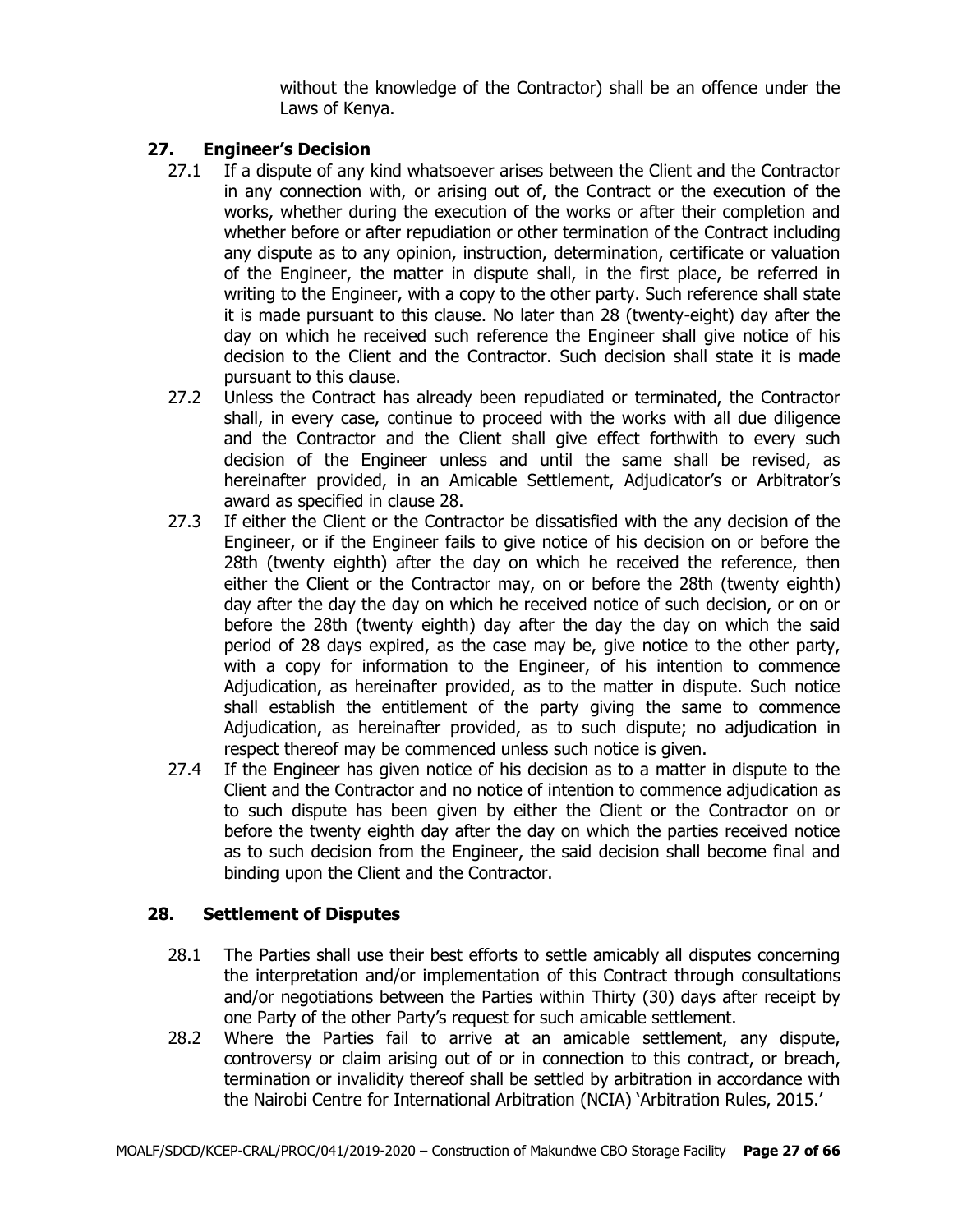without the knowledge of the Contractor) shall be an offence under the Laws of Kenya.

## 27. Engineer's Decision

27.1 If a dispute of any kind whatsoever arises between the Client and the Contractor in any connection with, or arising out of, the Contract or the execution of the works, whether during the execution of the works or after their completion and whether before or after repudiation or other termination of the Contract including any dispute as to any opinion, instruction, determination, certificate or valuation of the Engineer, the matter in dispute shall, in the first place, be referred in writing to the Engineer, with a copy to the other party. Such reference shall state it is made pursuant to this clause. No later than 28 (twenty-eight) day after the day on which he received such reference the Engineer shall give notice of his decision to the Client and the Contractor. Such decision shall state it is made pursuant to this clause.

27.2 Unless the Contract has already been repudiated or terminated, the Contractor shall, in every case, continue to proceed with the works with all due diligence and the Contractor and the Client shall give effect forthwith to every such decision of the Engineer unless and until the same shall be revised, as hereinafter provided, in an Amicable Settlement, Adjudicator's or Arbitrator's award as specified in clause 28.

27.3 If either the Client or the Contractor be dissatisfied with the any decision of the Engineer, or if the Engineer fails to give notice of his decision on or before the 28th (twenty eighth) after the day on which he received the reference, then either the Client or the Contractor may, on or before the 28th (twenty eighth) day after the day the day on which he received notice of such decision, or on or before the 28th (twenty eighth) day after the day the day on which the said period of 28 days expired, as the case may be, give notice to the other party, with a copy for information to the Engineer, of his intention to commence Adjudication, as hereinafter provided, as to the matter in dispute. Such notice shall establish the entitlement of the party giving the same to commence Adjudication, as hereinafter provided, as to such dispute; no adjudication in respect thereof may be commenced unless such notice is given.

27.4 If the Engineer has given notice of his decision as to a matter in dispute to the Client and the Contractor and no notice of intention to commence adjudication as to such dispute has been given by either the Client or the Contractor on or before the twenty eighth day after the day on which the parties received notice as to such decision from the Engineer, the said decision shall become final and binding upon the Client and the Contractor.

## 28. Settlement of Disputes

28.1 The Parties shall use their best efforts to settle amicably all disputes concerning the interpretation and/or implementation of this Contract through consultations and/or negotiations between the Parties within Thirty (30) days after receipt by one Party of the other Party's request for such amicable settlement.

28.2 Where the Parties fail to arrive at an amicable settlement, any dispute, controversy or claim arising out of or in connection to this contract, or breach, termination or invalidity thereof shall be settled by arbitration in accordance with the Nairobi Centre for International Arbitration (NCIA) 'Arbitration Rules, 2015.'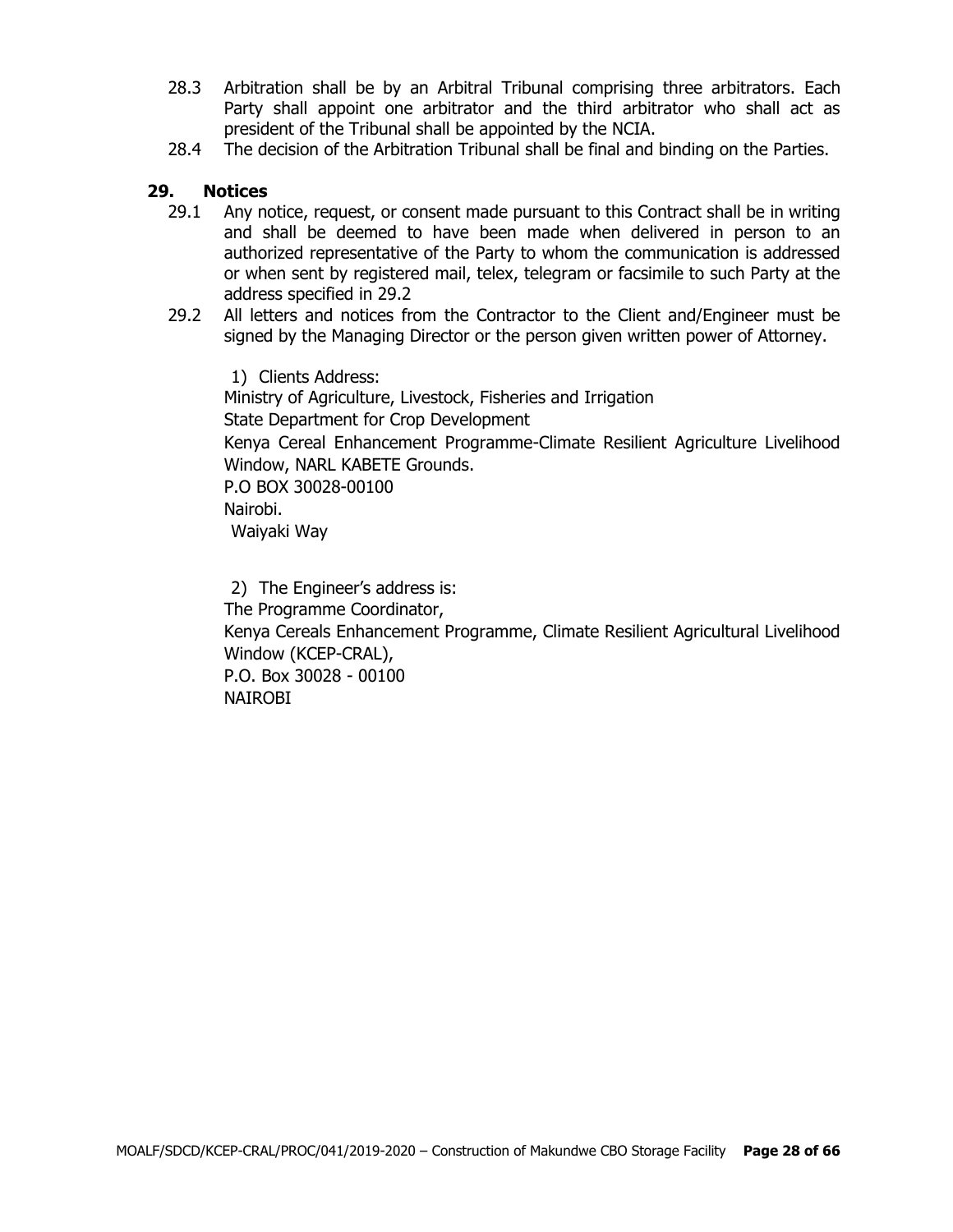28.3 Arbitration shall be by an Arbitral Tribunal comprising three arbitrators. Each Party shall appoint one arbitrator and the third arbitrator who shall act as president of the Tribunal shall be appointed by the NCIA.

28.4 The decision of the Arbitration Tribunal shall be final and binding on the Parties.

## 29. Notices

29.1 Any notice, request, or consent made pursuant to this Contract shall be in writing and shall be deemed to have been made when delivered in person to an authorized representative of the Party to whom the communication is addressed or when sent by registered mail, telex, telegram or facsimile to such Party at the address specified in 29.2

29.2 All letters and notices from the Contractor to the Client and/Engineer must be signed by the Managing Director or the person given written power of Attorney.

1) Clients Address:
Ministry of Agriculture, Livestock, Fisheries and Irrigation
State Department for Crop Development
Kenya Cereal Enhancement Programme-Climate Resilient Agriculture Livelihood Window, NARL KABETE Grounds.
P.O BOX 30028-00100
Nairobi.
Waiyaki Way

2) The Engineer's address is:
The Programme Coordinator,
Kenya Cereals Enhancement Programme, Climate Resilient Agricultural Livelihood Window (KCEP-CRAL),
P.O. Box 30028 - 00100
NAIROBI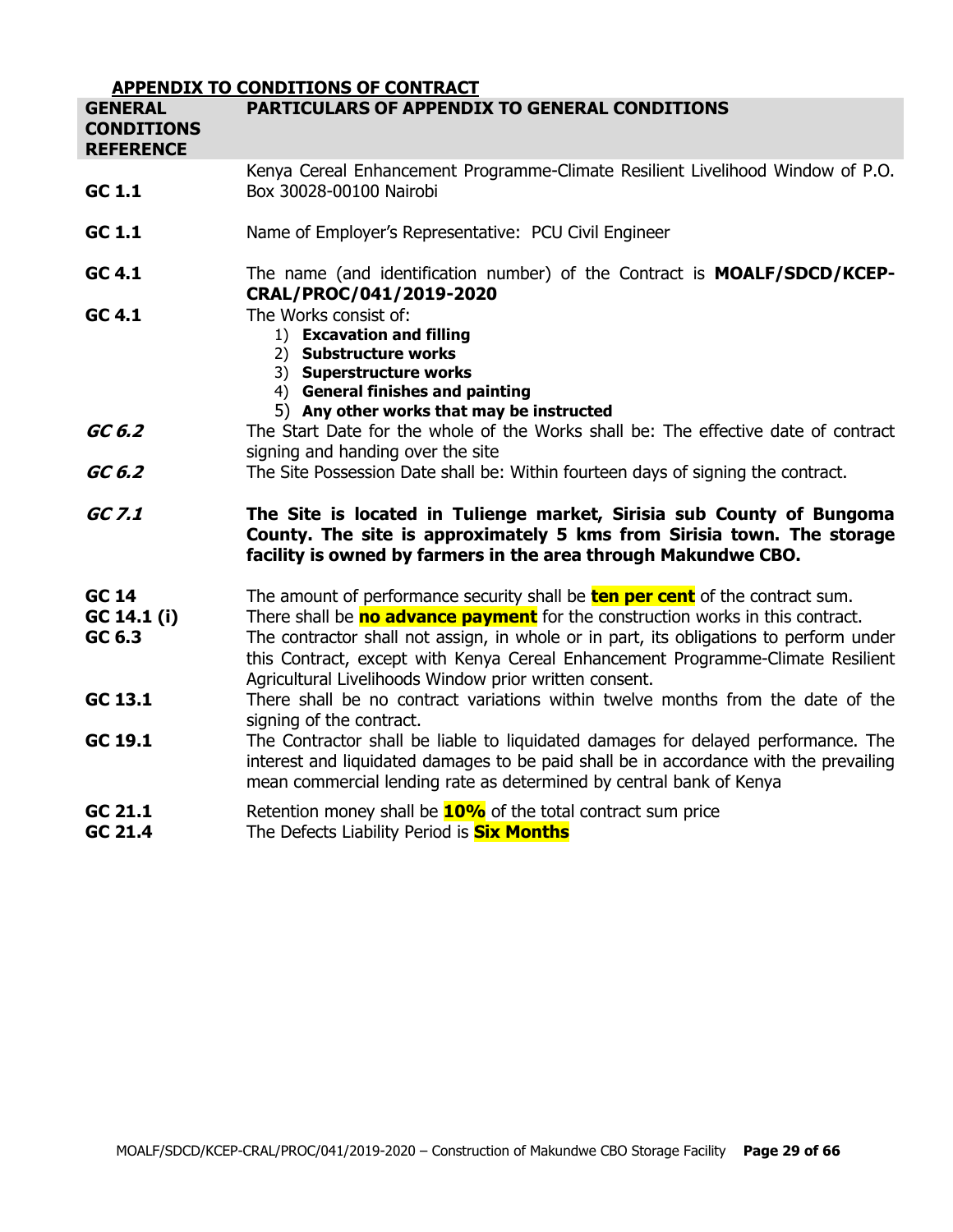## APPENDIX TO CONDITIONS OF CONTRACT

| GENERAL CONDITIONS REFERENCE | PARTICULARS OF APPENDIX TO GENERAL CONDITIONS |
|---|---|
| **GC 1.1** | Kenya Cereal Enhancement Programme-Climate Resilient Livelihood Window of P.O. Box 30028-00100 Nairobi |
| **GC 1.1** | Name of Employer's Representative: PCU Civil Engineer |
| **GC 4.1** | The name (and identification number) of the Contract is **MOALF/SDCD/KCEP-CRAL/PROC/041/2019-2020** |
| **GC 4.1** | The Works consist of:<br>1) **Excavation and filling**<br>2) **Substructure works**<br>3) **Superstructure works**<br>4) **General finishes and painting**<br>5) **Any other works that may be instructed** |
| ***GC 6.2*** | The Start Date for the whole of the Works shall be: The effective date of contract signing and handing over the site |
| ***GC 6.2*** | The Site Possession Date shall be: Within fourteen days of signing the contract. |
| ***GC 7.1*** | **The Site is located in Tulienge market, Sirisia sub County of Bungoma County. The site is approximately 5 kms from Sirisia town. The storage facility is owned by farmers in the area through Makundwe CBO.** |
| **GC 14** | The amount of performance security shall be **ten per cent** of the contract sum. |
| **GC 14.1 (i)** | There shall be **no advance payment** for the construction works in this contract. |
| **GC 6.3** | The contractor shall not assign, in whole or in part, its obligations to perform under this Contract, except with Kenya Cereal Enhancement Programme-Climate Resilient Agricultural Livelihoods Window prior written consent. |
| **GC 13.1** | There shall be no contract variations within twelve months from the date of the signing of the contract. |
| **GC 19.1** | The Contractor shall be liable to liquidated damages for delayed performance. The interest and liquidated damages to be paid shall be in accordance with the prevailing mean commercial lending rate as determined by central bank of Kenya |
| **GC 21.1** | Retention money shall be **10%** of the total contract sum price |
| **GC 21.4** | The Defects Liability Period is **Six Months** |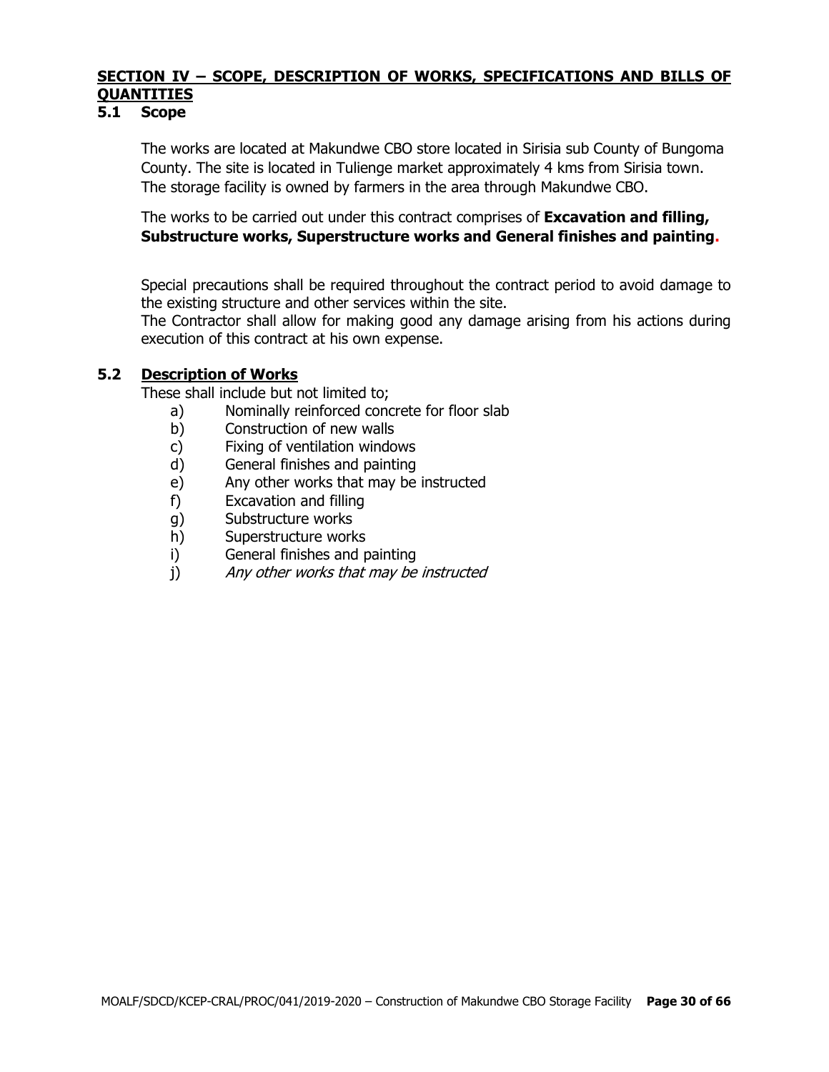## SECTION IV – SCOPE, DESCRIPTION OF WORKS, SPECIFICATIONS AND BILLS OF QUANTITIES

### 5.1 Scope

The works are located at Makundwe CBO store located in Sirisia sub County of Bungoma County. The site is located in Tulienge market approximately 4 kms from Sirisia town. The storage facility is owned by farmers in the area through Makundwe CBO.

The works to be carried out under this contract comprises of **Excavation and filling, Substructure works, Superstructure works and General finishes and painting.**

Special precautions shall be required throughout the contract period to avoid damage to the existing structure and other services within the site.
The Contractor shall allow for making good any damage arising from his actions during execution of this contract at his own expense.

### 5.2 Description of Works

These shall include but not limited to;

a) Nominally reinforced concrete for floor slab
b) Construction of new walls
c) Fixing of ventilation windows
d) General finishes and painting
e) Any other works that may be instructed
f) Excavation and filling
g) Substructure works
h) Superstructure works
i) General finishes and painting
j) *Any other works that may be instructed*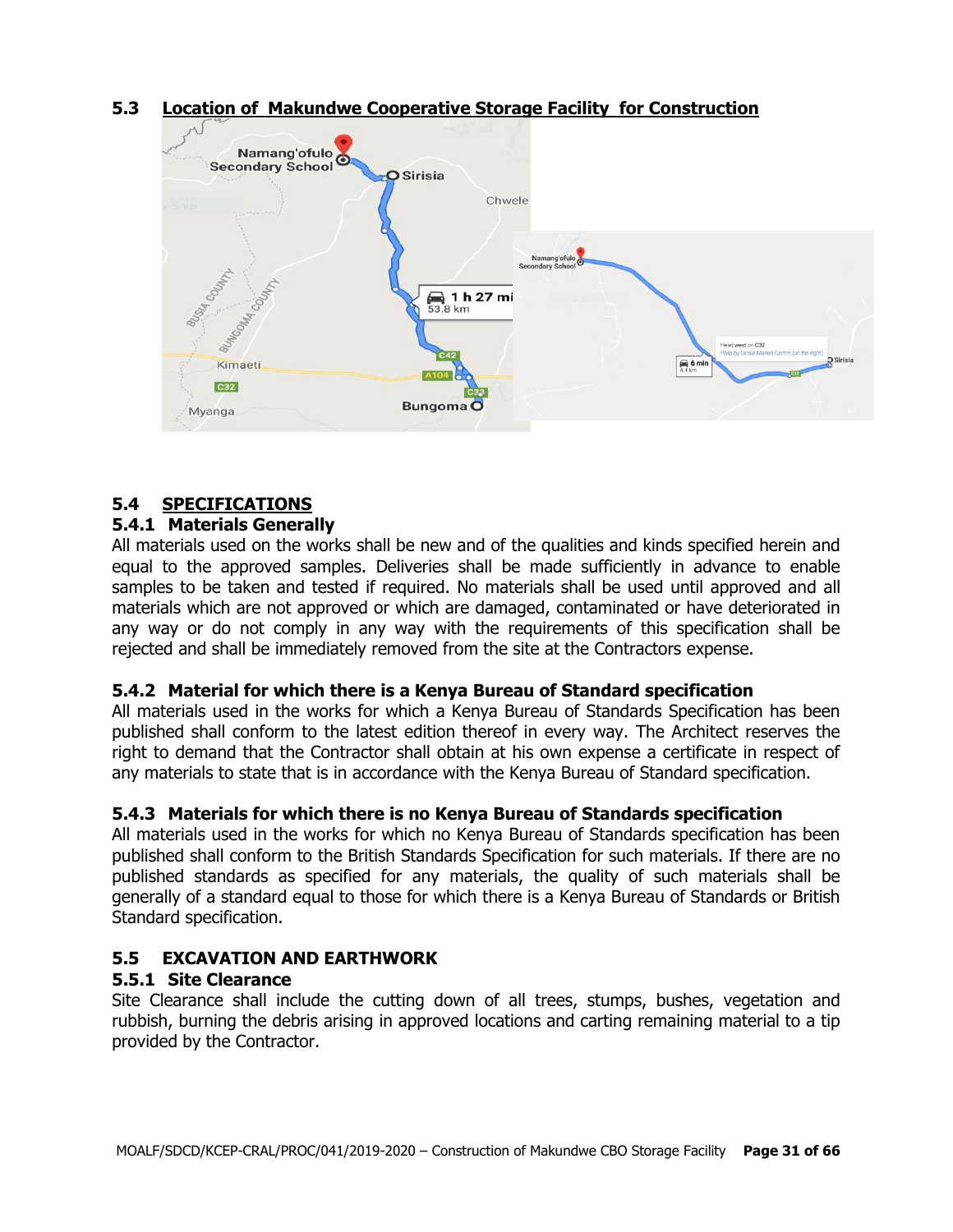## 5.3 Location of Makundwe Cooperative Storage Facility for Construction

## 5.4 SPECIFICATIONS

### 5.4.1 Materials Generally

All materials used on the works shall be new and of the qualities and kinds specified herein and equal to the approved samples. Deliveries shall be made sufficiently in advance to enable samples to be taken and tested if required. No materials shall be used until approved and all materials which are not approved or which are damaged, contaminated or have deteriorated in any way or do not comply in any way with the requirements of this specification shall be rejected and shall be immediately removed from the site at the Contractors expense.

### 5.4.2 Material for which there is a Kenya Bureau of Standard specification

All materials used in the works for which a Kenya Bureau of Standards Specification has been published shall conform to the latest edition thereof in every way. The Architect reserves the right to demand that the Contractor shall obtain at his own expense a certificate in respect of any materials to state that is in accordance with the Kenya Bureau of Standard specification.

### 5.4.3 Materials for which there is no Kenya Bureau of Standards specification

All materials used in the works for which no Kenya Bureau of Standards specification has been published shall conform to the British Standards Specification for such materials. If there are no published standards as specified for any materials, the quality of such materials shall be generally of a standard equal to those for which there is a Kenya Bureau of Standards or British Standard specification.

## 5.5 EXCAVATION AND EARTHWORK

### 5.5.1 Site Clearance

Site Clearance shall include the cutting down of all trees, stumps, bushes, vegetation and rubbish, burning the debris arising in approved locations and carting remaining material to a tip provided by the Contractor.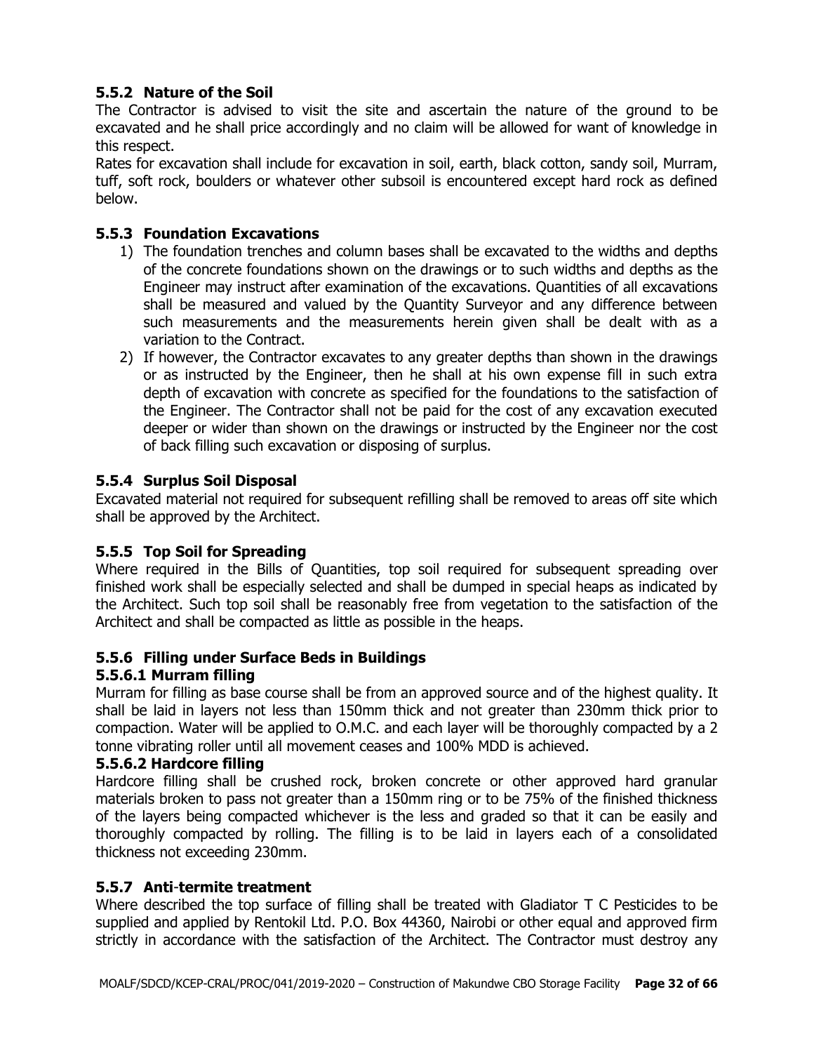### 5.5.2 Nature of the Soil

The Contractor is advised to visit the site and ascertain the nature of the ground to be excavated and he shall price accordingly and no claim will be allowed for want of knowledge in this respect.

Rates for excavation shall include for excavation in soil, earth, black cotton, sandy soil, Murram, tuff, soft rock, boulders or whatever other subsoil is encountered except hard rock as defined below.

### 5.5.3 Foundation Excavations

1) The foundation trenches and column bases shall be excavated to the widths and depths of the concrete foundations shown on the drawings or to such widths and depths as the Engineer may instruct after examination of the excavations. Quantities of all excavations shall be measured and valued by the Quantity Surveyor and any difference between such measurements and the measurements herein given shall be dealt with as a variation to the Contract.
2) If however, the Contractor excavates to any greater depths than shown in the drawings or as instructed by the Engineer, then he shall at his own expense fill in such extra depth of excavation with concrete as specified for the foundations to the satisfaction of the Engineer. The Contractor shall not be paid for the cost of any excavation executed deeper or wider than shown on the drawings or instructed by the Engineer nor the cost of back filling such excavation or disposing of surplus.

### 5.5.4 Surplus Soil Disposal

Excavated material not required for subsequent refilling shall be removed to areas off site which shall be approved by the Architect.

### 5.5.5 Top Soil for Spreading

Where required in the Bills of Quantities, top soil required for subsequent spreading over finished work shall be especially selected and shall be dumped in special heaps as indicated by the Architect. Such top soil shall be reasonably free from vegetation to the satisfaction of the Architect and shall be compacted as little as possible in the heaps.

### 5.5.6 Filling under Surface Beds in Buildings

#### 5.5.6.1 Murram filling

Murram for filling as base course shall be from an approved source and of the highest quality. It shall be laid in layers not less than 150mm thick and not greater than 230mm thick prior to compaction. Water will be applied to O.M.C. and each layer will be thoroughly compacted by a 2 tonne vibrating roller until all movement ceases and 100% MDD is achieved.

#### 5.5.6.2 Hardcore filling

Hardcore filling shall be crushed rock, broken concrete or other approved hard granular materials broken to pass not greater than a 150mm ring or to be 75% of the finished thickness of the layers being compacted whichever is the less and graded so that it can be easily and thoroughly compacted by rolling. The filling is to be laid in layers each of a consolidated thickness not exceeding 230mm.

### 5.5.7 Anti-termite treatment

Where described the top surface of filling shall be treated with Gladiator T C Pesticides to be supplied and applied by Rentokil Ltd. P.O. Box 44360, Nairobi or other equal and approved firm strictly in accordance with the satisfaction of the Architect. The Contractor must destroy any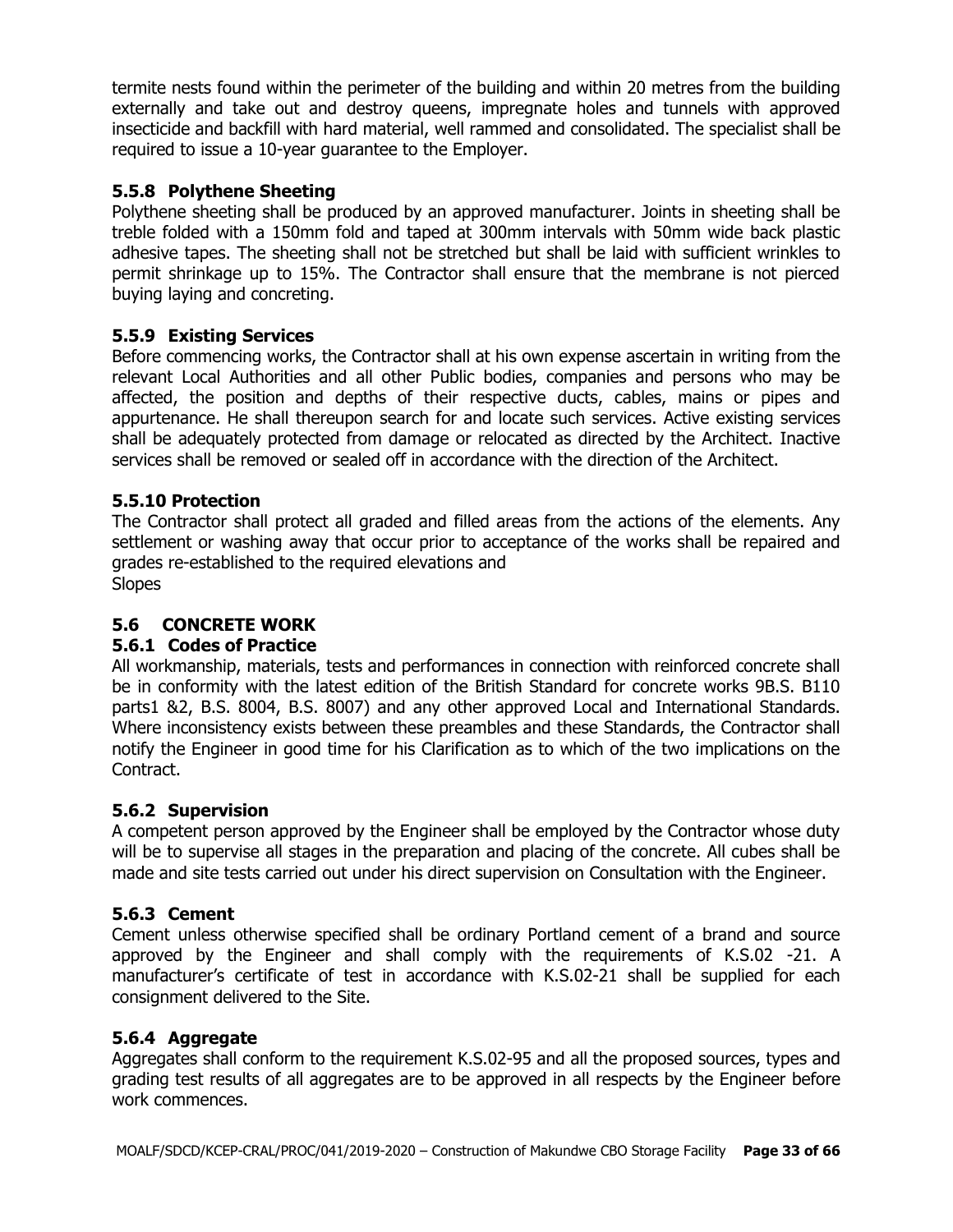termite nests found within the perimeter of the building and within 20 metres from the building externally and take out and destroy queens, impregnate holes and tunnels with approved insecticide and backfill with hard material, well rammed and consolidated. The specialist shall be required to issue a 10-year guarantee to the Employer.

### 5.5.8 Polythene Sheeting

Polythene sheeting shall be produced by an approved manufacturer. Joints in sheeting shall be treble folded with a 150mm fold and taped at 300mm intervals with 50mm wide back plastic adhesive tapes. The sheeting shall not be stretched but shall be laid with sufficient wrinkles to permit shrinkage up to 15%. The Contractor shall ensure that the membrane is not pierced buying laying and concreting.

### 5.5.9 Existing Services

Before commencing works, the Contractor shall at his own expense ascertain in writing from the relevant Local Authorities and all other Public bodies, companies and persons who may be affected, the position and depths of their respective ducts, cables, mains or pipes and appurtenance. He shall thereupon search for and locate such services. Active existing services shall be adequately protected from damage or relocated as directed by the Architect. Inactive services shall be removed or sealed off in accordance with the direction of the Architect.

### 5.5.10 Protection

The Contractor shall protect all graded and filled areas from the actions of the elements. Any settlement or washing away that occur prior to acceptance of the works shall be repaired and grades re-established to the required elevations and
Slopes

## 5.6 CONCRETE WORK

### 5.6.1 Codes of Practice

All workmanship, materials, tests and performances in connection with reinforced concrete shall be in conformity with the latest edition of the British Standard for concrete works 9B.S. B110 parts1 &2, B.S. 8004, B.S. 8007) and any other approved Local and International Standards. Where inconsistency exists between these preambles and these Standards, the Contractor shall notify the Engineer in good time for his Clarification as to which of the two implications on the Contract.

### 5.6.2 Supervision

A competent person approved by the Engineer shall be employed by the Contractor whose duty will be to supervise all stages in the preparation and placing of the concrete. All cubes shall be made and site tests carried out under his direct supervision on Consultation with the Engineer.

### 5.6.3 Cement

Cement unless otherwise specified shall be ordinary Portland cement of a brand and source approved by the Engineer and shall comply with the requirements of K.S.02 -21. A manufacturer's certificate of test in accordance with K.S.02-21 shall be supplied for each consignment delivered to the Site.

### 5.6.4 Aggregate

Aggregates shall conform to the requirement K.S.02-95 and all the proposed sources, types and grading test results of all aggregates are to be approved in all respects by the Engineer before work commences.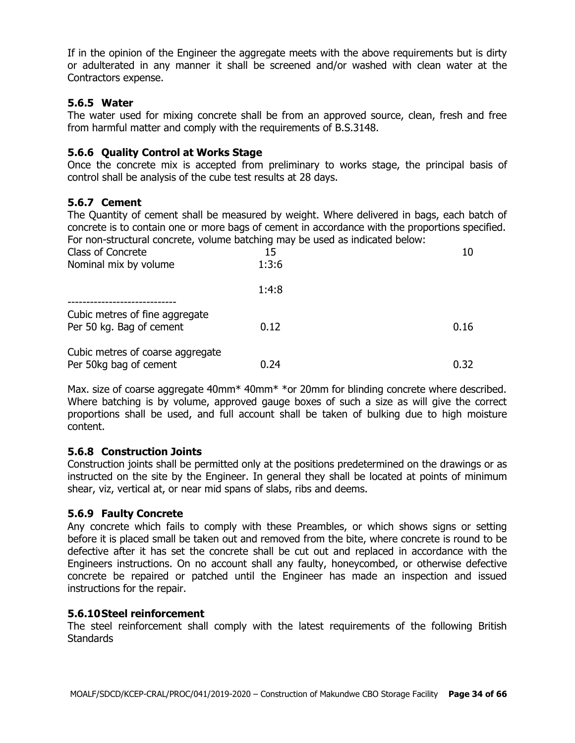If in the opinion of the Engineer the aggregate meets with the above requirements but is dirty or adulterated in any manner it shall be screened and/or washed with clean water at the Contractors expense.

### 5.6.5 Water

The water used for mixing concrete shall be from an approved source, clean, fresh and free from harmful matter and comply with the requirements of B.S.3148.

### 5.6.6 Quality Control at Works Stage

Once the concrete mix is accepted from preliminary to works stage, the principal basis of control shall be analysis of the cube test results at 28 days.

### 5.6.7 Cement

The Quantity of cement shall be measured by weight. Where delivered in bags, each batch of concrete is to contain one or more bags of cement in accordance with the proportions specified. For non-structural concrete, volume batching may be used as indicated below:

| Class of Concrete | 15 | 10 |
|---|---|---|
| Nominal mix by volume | 1:3:6 | |
| | 1:4:8 | |
| Cubic metres of fine aggregate Per 50 kg. Bag of cement | 0.12 | 0.16 |
| Cubic metres of coarse aggregate Per 50kg bag of cement | 0.24 | 0.32 |

Max. size of coarse aggregate 40mm* 40mm* *or 20mm for blinding concrete where described. Where batching is by volume, approved gauge boxes of such a size as will give the correct proportions shall be used, and full account shall be taken of bulking due to high moisture content.

### 5.6.8 Construction Joints

Construction joints shall be permitted only at the positions predetermined on the drawings or as instructed on the site by the Engineer. In general they shall be located at points of minimum shear, viz, vertical at, or near mid spans of slabs, ribs and deems.

### 5.6.9 Faulty Concrete

Any concrete which fails to comply with these Preambles, or which shows signs or setting before it is placed small be taken out and removed from the bite, where concrete is round to be defective after it has set the concrete shall be cut out and replaced in accordance with the Engineers instructions. On no account shall any faulty, honeycombed, or otherwise defective concrete be repaired or patched until the Engineer has made an inspection and issued instructions for the repair.

### 5.6.10 Steel reinforcement

The steel reinforcement shall comply with the latest requirements of the following British Standards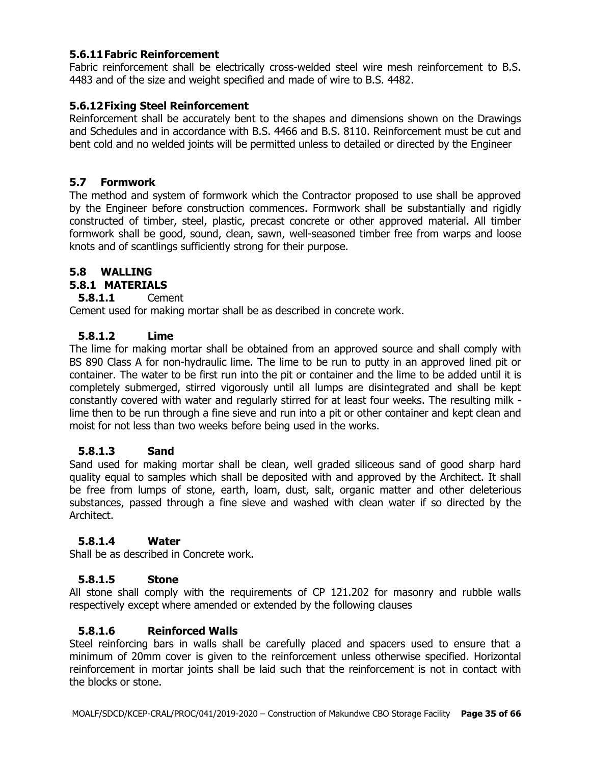#### 5.6.11 Fabric Reinforcement

Fabric reinforcement shall be electrically cross-welded steel wire mesh reinforcement to B.S. 4483 and of the size and weight specified and made of wire to B.S. 4482.

#### 5.6.12 Fixing Steel Reinforcement

Reinforcement shall be accurately bent to the shapes and dimensions shown on the Drawings and Schedules and in accordance with B.S. 4466 and B.S. 8110. Reinforcement must be cut and bent cold and no welded joints will be permitted unless to detailed or directed by the Engineer

### 5.7 Formwork

The method and system of formwork which the Contractor proposed to use shall be approved by the Engineer before construction commences. Formwork shall be substantially and rigidly constructed of timber, steel, plastic, precast concrete or other approved material. All timber formwork shall be good, sound, clean, sawn, well-seasoned timber free from warps and loose knots and of scantlings sufficiently strong for their purpose.

### 5.8 WALLING

#### 5.8.1 MATERIALS

**5.8.1.1** Cement

Cement used for making mortar shall be as described in concrete work.

**5.8.1.2 Lime**

The lime for making mortar shall be obtained from an approved source and shall comply with BS 890 Class A for non-hydraulic lime. The lime to be run to putty in an approved lined pit or container. The water to be first run into the pit or container and the lime to be added until it is completely submerged, stirred vigorously until all lumps are disintegrated and shall be kept constantly covered with water and regularly stirred for at least four weeks. The resulting milk - lime then to be run through a fine sieve and run into a pit or other container and kept clean and moist for not less than two weeks before being used in the works.

**5.8.1.3 Sand**

Sand used for making mortar shall be clean, well graded siliceous sand of good sharp hard quality equal to samples which shall be deposited with and approved by the Architect. It shall be free from lumps of stone, earth, loam, dust, salt, organic matter and other deleterious substances, passed through a fine sieve and washed with clean water if so directed by the Architect.

**5.8.1.4 Water**

Shall be as described in Concrete work.

**5.8.1.5 Stone**

All stone shall comply with the requirements of CP 121.202 for masonry and rubble walls respectively except where amended or extended by the following clauses

**5.8.1.6 Reinforced Walls**

Steel reinforcing bars in walls shall be carefully placed and spacers used to ensure that a minimum of 20mm cover is given to the reinforcement unless otherwise specified. Horizontal reinforcement in mortar joints shall be laid such that the reinforcement is not in contact with the blocks or stone.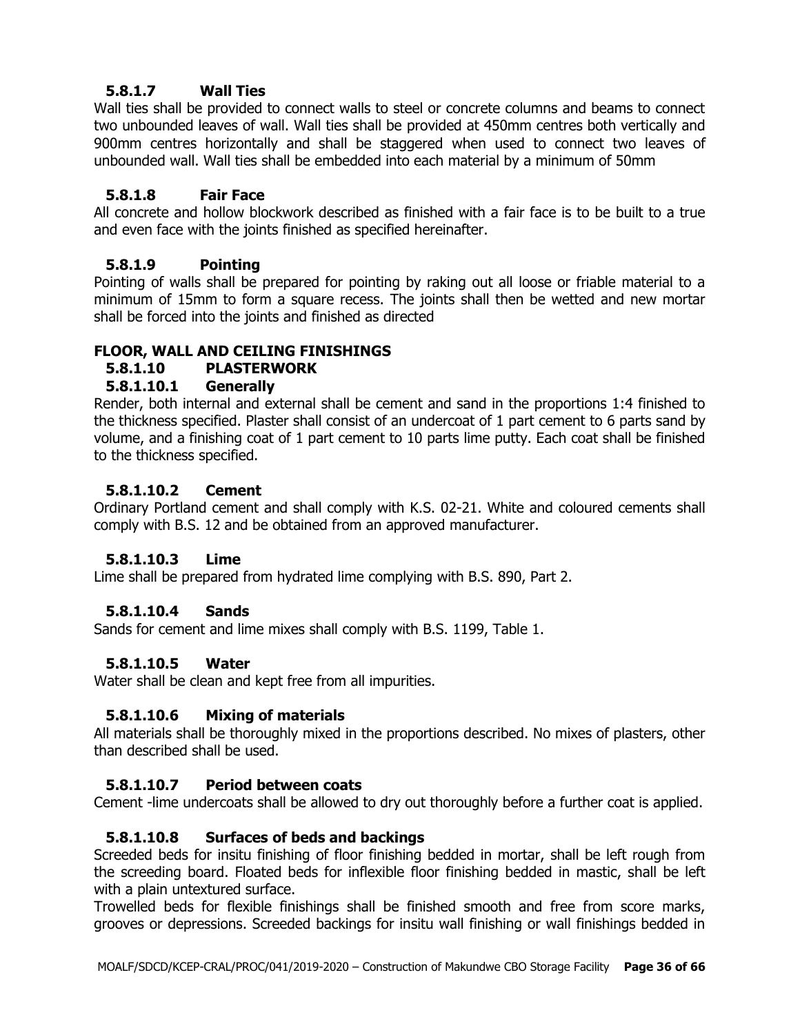### 5.8.1.7 Wall Ties

Wall ties shall be provided to connect walls to steel or concrete columns and beams to connect two unbounded leaves of wall. Wall ties shall be provided at 450mm centres both vertically and 900mm centres horizontally and shall be staggered when used to connect two leaves of unbounded wall. Wall ties shall be embedded into each material by a minimum of 50mm

### 5.8.1.8 Fair Face

All concrete and hollow blockwork described as finished with a fair face is to be built to a true and even face with the joints finished as specified hereinafter.

### 5.8.1.9 Pointing

Pointing of walls shall be prepared for pointing by raking out all loose or friable material to a minimum of 15mm to form a square recess. The joints shall then be wetted and new mortar shall be forced into the joints and finished as directed

## FLOOR, WALL AND CEILING FINISHINGS

### 5.8.1.10 PLASTERWORK

#### 5.8.1.10.1 Generally

Render, both internal and external shall be cement and sand in the proportions 1:4 finished to the thickness specified. Plaster shall consist of an undercoat of 1 part cement to 6 parts sand by volume, and a finishing coat of 1 part cement to 10 parts lime putty. Each coat shall be finished to the thickness specified.

#### 5.8.1.10.2 Cement

Ordinary Portland cement and shall comply with K.S. 02-21. White and coloured cements shall comply with B.S. 12 and be obtained from an approved manufacturer.

#### 5.8.1.10.3 Lime

Lime shall be prepared from hydrated lime complying with B.S. 890, Part 2.

#### 5.8.1.10.4 Sands

Sands for cement and lime mixes shall comply with B.S. 1199, Table 1.

#### 5.8.1.10.5 Water

Water shall be clean and kept free from all impurities.

#### 5.8.1.10.6 Mixing of materials

All materials shall be thoroughly mixed in the proportions described. No mixes of plasters, other than described shall be used.

#### 5.8.1.10.7 Period between coats

Cement -lime undercoats shall be allowed to dry out thoroughly before a further coat is applied.

#### 5.8.1.10.8 Surfaces of beds and backings

Screeded beds for insitu finishing of floor finishing bedded in mortar, shall be left rough from the screeding board. Floated beds for inflexible floor finishing bedded in mastic, shall be left with a plain untextured surface.

Trowelled beds for flexible finishings shall be finished smooth and free from score marks, grooves or depressions. Screeded backings for insitu wall finishing or wall finishings bedded in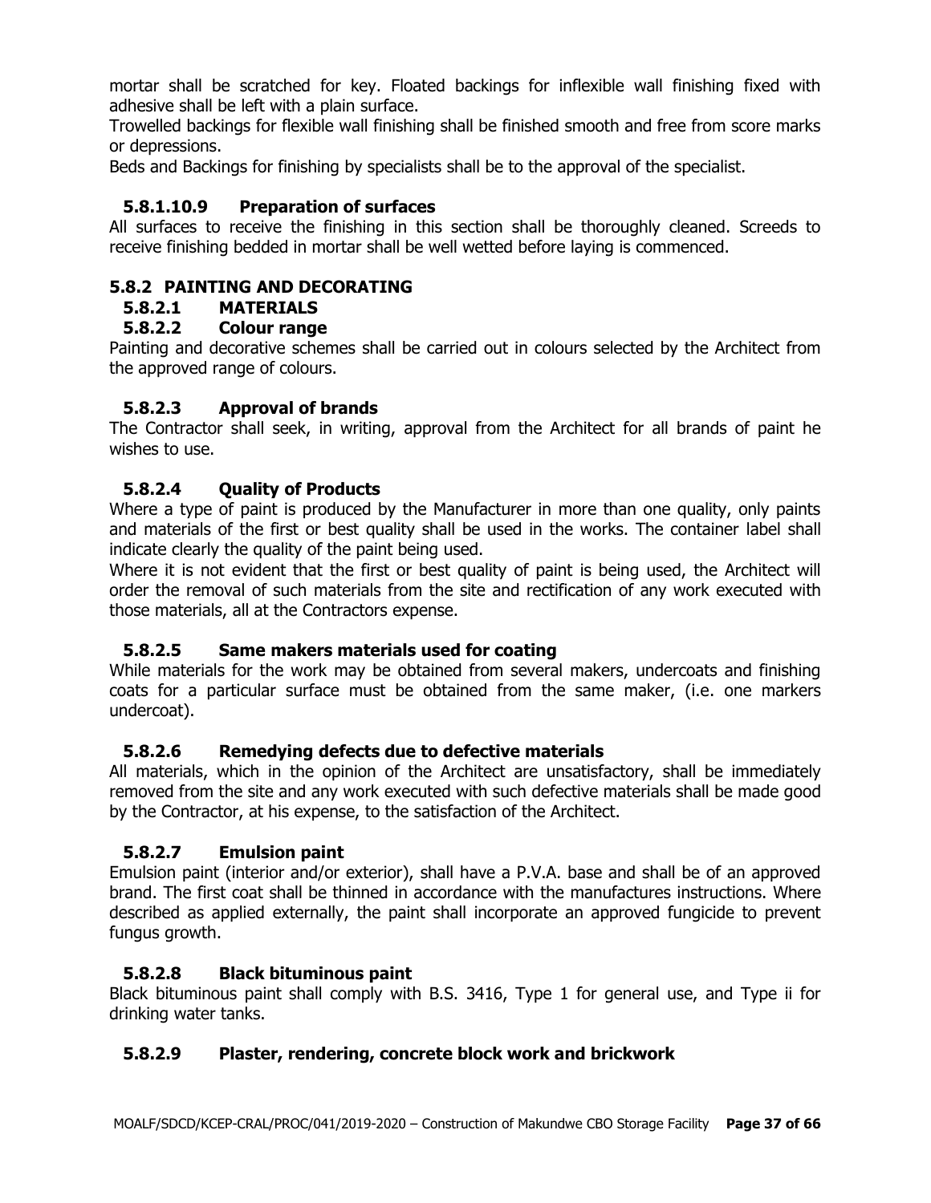mortar shall be scratched for key. Floated backings for inflexible wall finishing fixed with adhesive shall be left with a plain surface.

Trowelled backings for flexible wall finishing shall be finished smooth and free from score marks or depressions.

Beds and Backings for finishing by specialists shall be to the approval of the specialist.

#### 5.8.1.10.9 Preparation of surfaces

All surfaces to receive the finishing in this section shall be thoroughly cleaned. Screeds to receive finishing bedded in mortar shall be well wetted before laying is commenced.

### 5.8.2 PAINTING AND DECORATING

#### 5.8.2.1 MATERIALS

#### 5.8.2.2 Colour range

Painting and decorative schemes shall be carried out in colours selected by the Architect from the approved range of colours.

#### 5.8.2.3 Approval of brands

The Contractor shall seek, in writing, approval from the Architect for all brands of paint he wishes to use.

#### 5.8.2.4 Quality of Products

Where a type of paint is produced by the Manufacturer in more than one quality, only paints and materials of the first or best quality shall be used in the works. The container label shall indicate clearly the quality of the paint being used.

Where it is not evident that the first or best quality of paint is being used, the Architect will order the removal of such materials from the site and rectification of any work executed with those materials, all at the Contractors expense.

#### 5.8.2.5 Same makers materials used for coating

While materials for the work may be obtained from several makers, undercoats and finishing coats for a particular surface must be obtained from the same maker, (i.e. one markers undercoat).

#### 5.8.2.6 Remedying defects due to defective materials

All materials, which in the opinion of the Architect are unsatisfactory, shall be immediately removed from the site and any work executed with such defective materials shall be made good by the Contractor, at his expense, to the satisfaction of the Architect.

#### 5.8.2.7 Emulsion paint

Emulsion paint (interior and/or exterior), shall have a P.V.A. base and shall be of an approved brand. The first coat shall be thinned in accordance with the manufactures instructions. Where described as applied externally, the paint shall incorporate an approved fungicide to prevent fungus growth.

#### 5.8.2.8 Black bituminous paint

Black bituminous paint shall comply with B.S. 3416, Type 1 for general use, and Type ii for drinking water tanks.

#### 5.8.2.9 Plaster, rendering, concrete block work and brickwork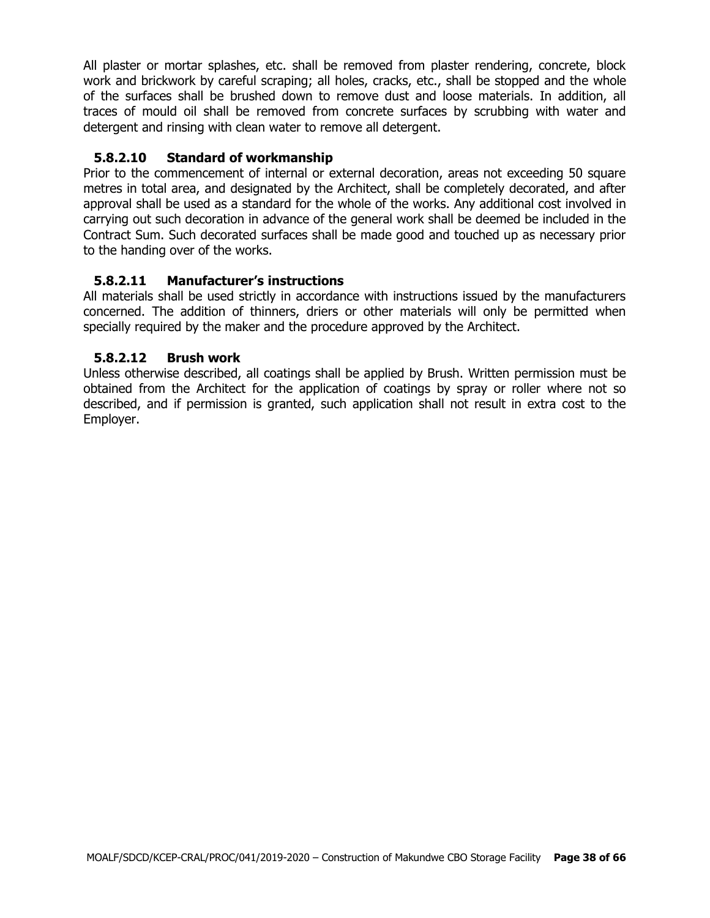All plaster or mortar splashes, etc. shall be removed from plaster rendering, concrete, block work and brickwork by careful scraping; all holes, cracks, etc., shall be stopped and the whole of the surfaces shall be brushed down to remove dust and loose materials. In addition, all traces of mould oil shall be removed from concrete surfaces by scrubbing with water and detergent and rinsing with clean water to remove all detergent.

#### 5.8.2.10 Standard of workmanship

Prior to the commencement of internal or external decoration, areas not exceeding 50 square metres in total area, and designated by the Architect, shall be completely decorated, and after approval shall be used as a standard for the whole of the works. Any additional cost involved in carrying out such decoration in advance of the general work shall be deemed be included in the Contract Sum. Such decorated surfaces shall be made good and touched up as necessary prior to the handing over of the works.

#### 5.8.2.11 Manufacturer's instructions

All materials shall be used strictly in accordance with instructions issued by the manufacturers concerned. The addition of thinners, driers or other materials will only be permitted when specially required by the maker and the procedure approved by the Architect.

#### 5.8.2.12 Brush work

Unless otherwise described, all coatings shall be applied by Brush. Written permission must be obtained from the Architect for the application of coatings by spray or roller where not so described, and if permission is granted, such application shall not result in extra cost to the Employer.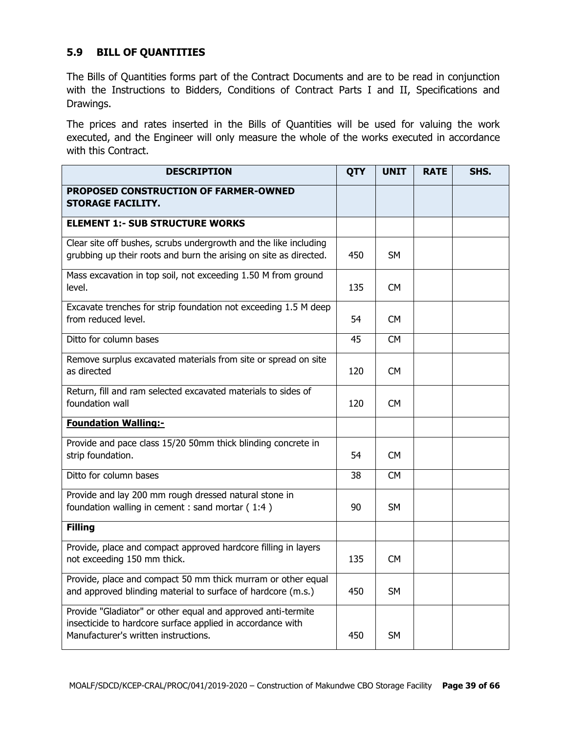### 5.9 BILL OF QUANTITIES

The Bills of Quantities forms part of the Contract Documents and are to be read in conjunction with the Instructions to Bidders, Conditions of Contract Parts I and II, Specifications and Drawings.

The prices and rates inserted in the Bills of Quantities will be used for valuing the work executed, and the Engineer will only measure the whole of the works executed in accordance with this Contract.

| DESCRIPTION | QTY | UNIT | RATE | SHS. |
|---|---|---|---|---|
| **PROPOSED CONSTRUCTION OF FARMER-OWNED STORAGE FACILITY.** | | | | |
| **ELEMENT 1:- SUB STRUCTURE WORKS** | | | | |
| Clear site off bushes, scrubs undergrowth and the like including grubbing up their roots and burn the arising on site as directed. | 450 | SM | | |
| Mass excavation in top soil, not exceeding 1.50 M from ground level. | 135 | CM | | |
| Excavate trenches for strip foundation not exceeding 1.5 M deep from reduced level. | 54 | CM | | |
| Ditto for column bases | 45 | CM | | |
| Remove surplus excavated materials from site or spread on site as directed | 120 | CM | | |
| Return, fill and ram selected excavated materials to sides of foundation wall | 120 | CM | | |
| **Foundation Walling:-** | | | | |
| Provide and pace class 15/20 50mm thick blinding concrete in strip foundation. | 54 | CM | | |
| Ditto for column bases | 38 | CM | | |
| Provide and lay 200 mm rough dressed natural stone in foundation walling in cement : sand mortar ( 1:4 ) | 90 | SM | | |
| **Filling** | | | | |
| Provide, place and compact approved hardcore filling in layers not exceeding 150 mm thick. | 135 | CM | | |
| Provide, place and compact 50 mm thick murram or other equal and approved blinding material to surface of hardcore (m.s.) | 450 | SM | | |
| Provide "Gladiator" or other equal and approved anti-termite insecticide to hardcore surface applied in accordance with Manufacturer's written instructions. | 450 | SM | | |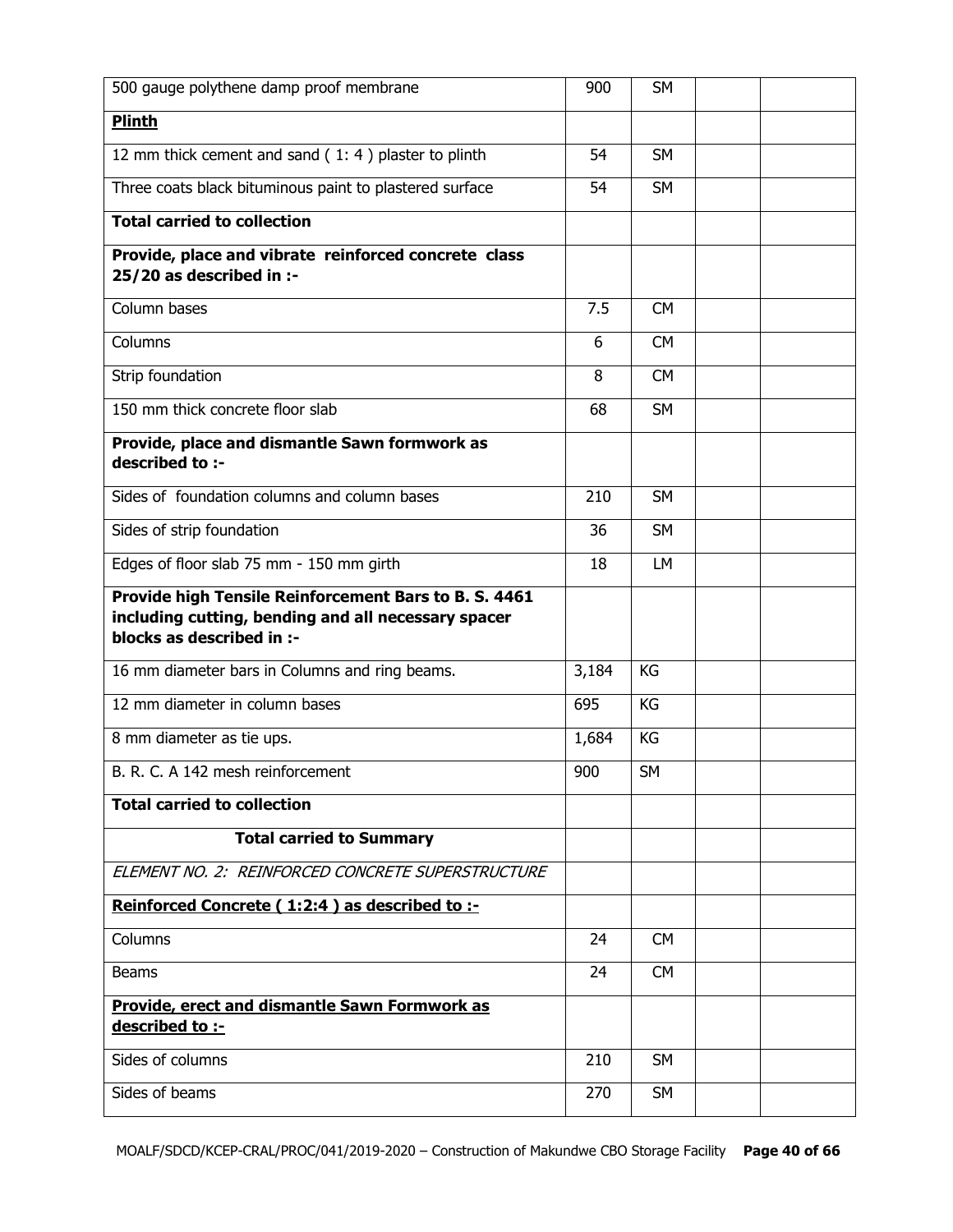| | | | | |
|---|---|---|---|---|
| 500 gauge polythene damp proof membrane | 900 | SM | | |
| **Plinth** | | | | |
| 12 mm thick cement and sand ( 1: 4 ) plaster to plinth | 54 | SM | | |
| Three coats black bituminous paint to plastered surface | 54 | SM | | |
| **Total carried to collection** | | | | |
| **Provide, place and vibrate reinforced concrete class 25/20 as described in :-** | | | | |
| Column bases | 7.5 | CM | | |
| Columns | 6 | CM | | |
| Strip foundation | 8 | CM | | |
| 150 mm thick concrete floor slab | 68 | SM | | |
| **Provide, place and dismantle Sawn formwork as described to :-** | | | | |
| Sides of foundation columns and column bases | 210 | SM | | |
| Sides of strip foundation | 36 | SM | | |
| Edges of floor slab 75 mm - 150 mm girth | 18 | LM | | |
| **Provide high Tensile Reinforcement Bars to B. S. 4461 including cutting, bending and all necessary spacer blocks as described in :-** | | | | |
| 16 mm diameter bars in Columns and ring beams. | 3,184 | KG | | |
| 12 mm diameter in column bases | 695 | KG | | |
| 8 mm diameter as tie ups. | 1,684 | KG | | |
| B. R. C. A 142 mesh reinforcement | 900 | SM | | |
| **Total carried to collection** | | | | |
| **Total carried to Summary** | | | | |
| *ELEMENT NO. 2: REINFORCED CONCRETE SUPERSTRUCTURE* | | | | |
| **Reinforced Concrete ( 1:2:4 ) as described to :-** | | | | |
| Columns | 24 | CM | | |
| Beams | 24 | CM | | |
| **Provide, erect and dismantle Sawn Formwork as described to :-** | | | | |
| Sides of columns | 210 | SM | | |
| Sides of beams | 270 | SM | | |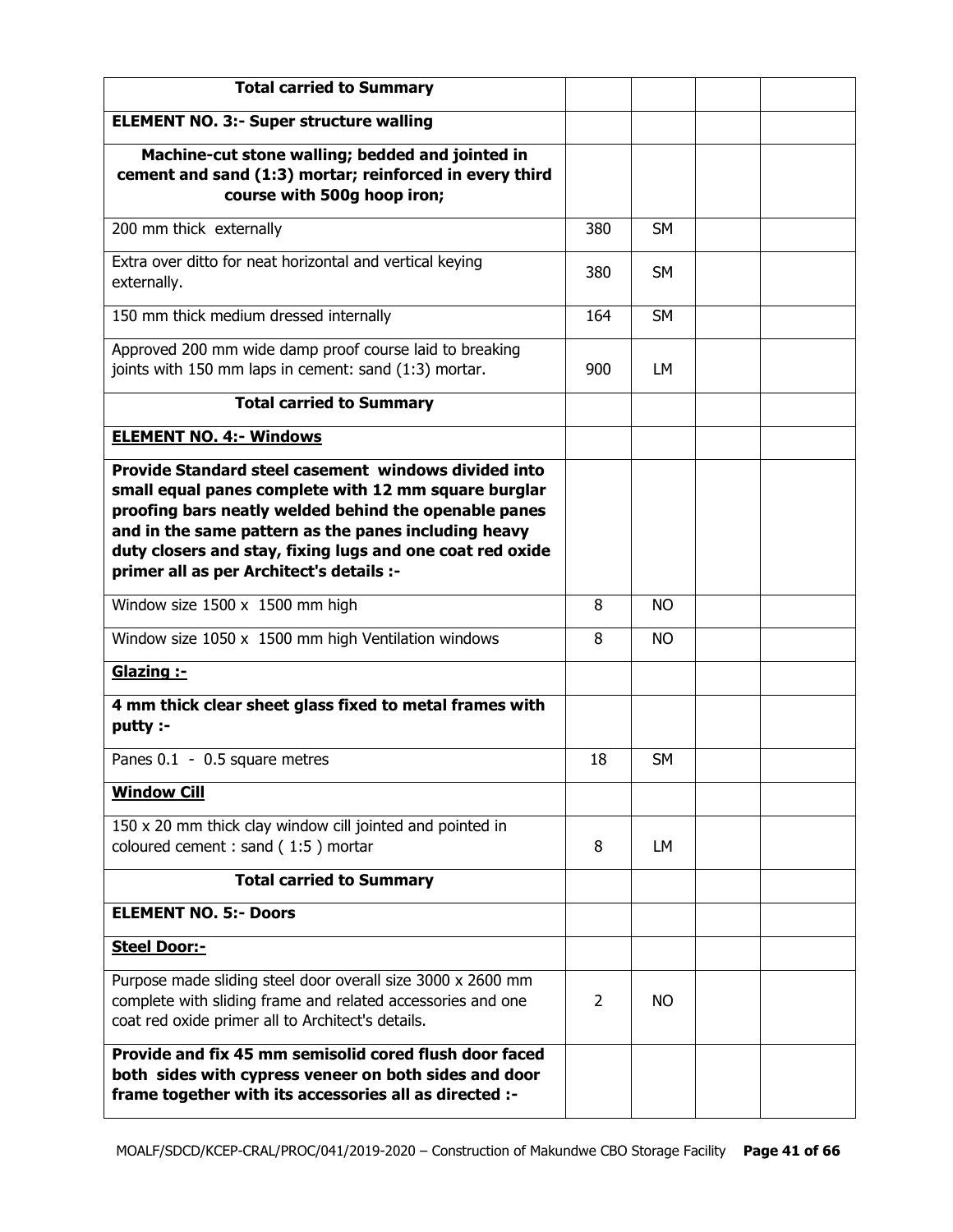| **Total carried to Summary** | | | | |
|---|---|---|---|---|
| **ELEMENT NO. 3:- Super structure walling** | | | | |
| **Machine-cut stone walling; bedded and jointed in cement and sand (1:3) mortar; reinforced in every third course with 500g hoop iron;** | | | | |
| 200 mm thick externally | 380 | SM | | |
| Extra over ditto for neat horizontal and vertical keying externally. | 380 | SM | | |
| 150 mm thick medium dressed internally | 164 | SM | | |
| Approved 200 mm wide damp proof course laid to breaking joints with 150 mm laps in cement: sand (1:3) mortar. | 900 | LM | | |
| **Total carried to Summary** | | | | |
| **ELEMENT NO. 4:- Windows** | | | | |
| **Provide Standard steel casement windows divided into small equal panes complete with 12 mm square burglar proofing bars neatly welded behind the openable panes and in the same pattern as the panes including heavy duty closers and stay, fixing lugs and one coat red oxide primer all as per Architect's details :-** | | | | |
| Window size 1500 x 1500 mm high | 8 | NO | | |
| Window size 1050 x 1500 mm high Ventilation windows | 8 | NO | | |
| **Glazing :-** | | | | |
| **4 mm thick clear sheet glass fixed to metal frames with putty :-** | | | | |
| Panes 0.1 - 0.5 square metres | 18 | SM | | |
| **Window Cill** | | | | |
| 150 x 20 mm thick clay window cill jointed and pointed in coloured cement : sand ( 1:5 ) mortar | 8 | LM | | |
| **Total carried to Summary** | | | | |
| **ELEMENT NO. 5:- Doors** | | | | |
| **Steel Door:-** | | | | |
| Purpose made sliding steel door overall size 3000 x 2600 mm complete with sliding frame and related accessories and one coat red oxide primer all to Architect's details. | 2 | NO | | |
| **Provide and fix 45 mm semisolid cored flush door faced both sides with cypress veneer on both sides and door frame together with its accessories all as directed :-** | | | | |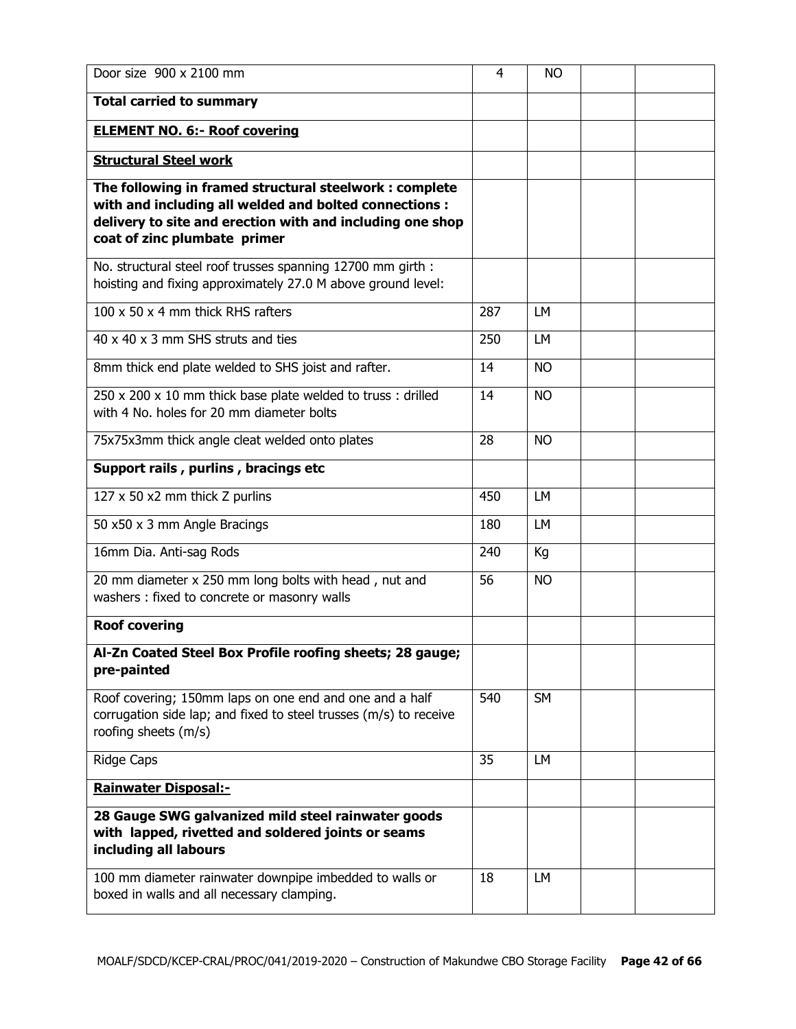| | | | | |
|---|---|---|---|---|
| Door size 900 x 2100 mm | 4 | NO | | |
| **Total carried to summary** | | | | |
| **ELEMENT NO. 6:- Roof covering** | | | | |
| **Structural Steel work** | | | | |
| **The following in framed structural steelwork : complete with and including all welded and bolted connections : delivery to site and erection with and including one shop coat of zinc plumbate primer** | | | | |
| No. structural steel roof trusses spanning 12700 mm girth : hoisting and fixing approximately 27.0 M above ground level: | | | | |
| 100 x 50 x 4 mm thick RHS rafters | 287 | LM | | |
| 40 x 40 x 3 mm SHS struts and ties | 250 | LM | | |
| 8mm thick end plate welded to SHS joist and rafter. | 14 | NO | | |
| 250 x 200 x 10 mm thick base plate welded to truss : drilled with 4 No. holes for 20 mm diameter bolts | 14 | NO | | |
| 75x75x3mm thick angle cleat welded onto plates | 28 | NO | | |
| **Support rails , purlins , bracings etc** | | | | |
| 127 x 50 x2 mm thick Z purlins | 450 | LM | | |
| 50 x50 x 3 mm Angle Bracings | 180 | LM | | |
| 16mm Dia. Anti-sag Rods | 240 | Kg | | |
| 20 mm diameter x 250 mm long bolts with head , nut and washers : fixed to concrete or masonry walls | 56 | NO | | |
| **Roof covering** | | | | |
| **Al-Zn Coated Steel Box Profile roofing sheets; 28 gauge; pre-painted** | | | | |
| Roof covering; 150mm laps on one end and one and a half corrugation side lap; and fixed to steel trusses (m/s) to receive roofing sheets (m/s) | 540 | SM | | |
| Ridge Caps | 35 | LM | | |
| **Rainwater Disposal:-** | | | | |
| **28 Gauge SWG galvanized mild steel rainwater goods with lapped, rivetted and soldered joints or seams including all labours** | | | | |
| 100 mm diameter rainwater downpipe imbedded to walls or boxed in walls and all necessary clamping. | 18 | LM | | |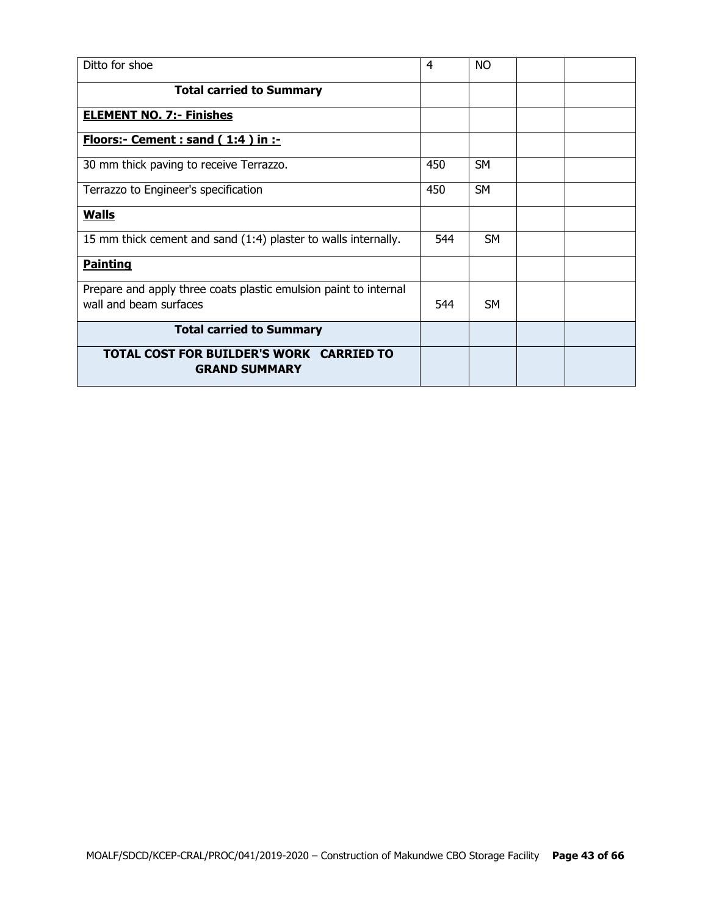| | | | | |
|---|---|---|---|---|
| Ditto for shoe | 4 | NO | | |
| **Total carried to Summary** | | | | |
| **ELEMENT NO. 7:- Finishes** | | | | |
| **Floors:- Cement : sand ( 1:4 ) in :-** | | | | |
| 30 mm thick paving to receive Terrazzo. | 450 | SM | | |
| Terrazzo to Engineer's specification | 450 | SM | | |
| **Walls** | | | | |
| 15 mm thick cement and sand (1:4) plaster to walls internally. | 544 | SM | | |
| **Painting** | | | | |
| Prepare and apply three coats plastic emulsion paint to internal wall and beam surfaces | 544 | SM | | |
| **Total carried to Summary** | | | | |
| **TOTAL COST FOR BUILDER'S WORK CARRIED TO GRAND SUMMARY** | | | | |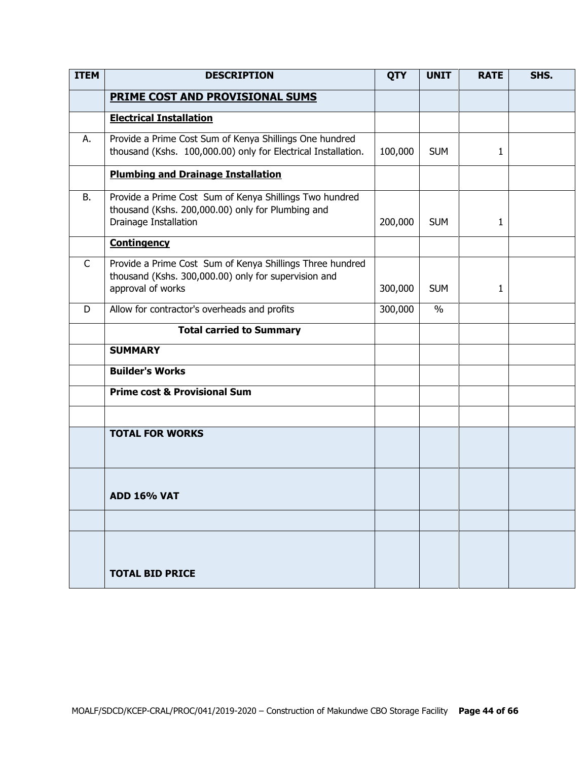| ITEM | DESCRIPTION | QTY | UNIT | RATE | SHS. |
|---|---|---|---|---|---|
| | **PRIME COST AND PROVISIONAL SUMS** | | | | |
| | **Electrical Installation** | | | | |
| A. | Provide a Prime Cost Sum of Kenya Shillings One hundred thousand (Kshs. 100,000.00) only for Electrical Installation. | 100,000 | SUM | 1 | |
| | **Plumbing and Drainage Installation** | | | | |
| B. | Provide a Prime Cost Sum of Kenya Shillings Two hundred thousand (Kshs. 200,000.00) only for Plumbing and Drainage Installation | 200,000 | SUM | 1 | |
| | **Contingency** | | | | |
| C | Provide a Prime Cost Sum of Kenya Shillings Three hundred thousand (Kshs. 300,000.00) only for supervision and approval of works | 300,000 | SUM | 1 | |
| D | Allow for contractor's overheads and profits | 300,000 | % | | |
| | **Total carried to Summary** | | | | |
| | **SUMMARY** | | | | |
| | **Builder's Works** | | | | |
| | **Prime cost & Provisional Sum** | | | | |
| | | | | | |
| | **TOTAL FOR WORKS** | | | | |
| | **ADD 16% VAT** | | | | |
| | | | | | |
| | **TOTAL BID PRICE** | | | | |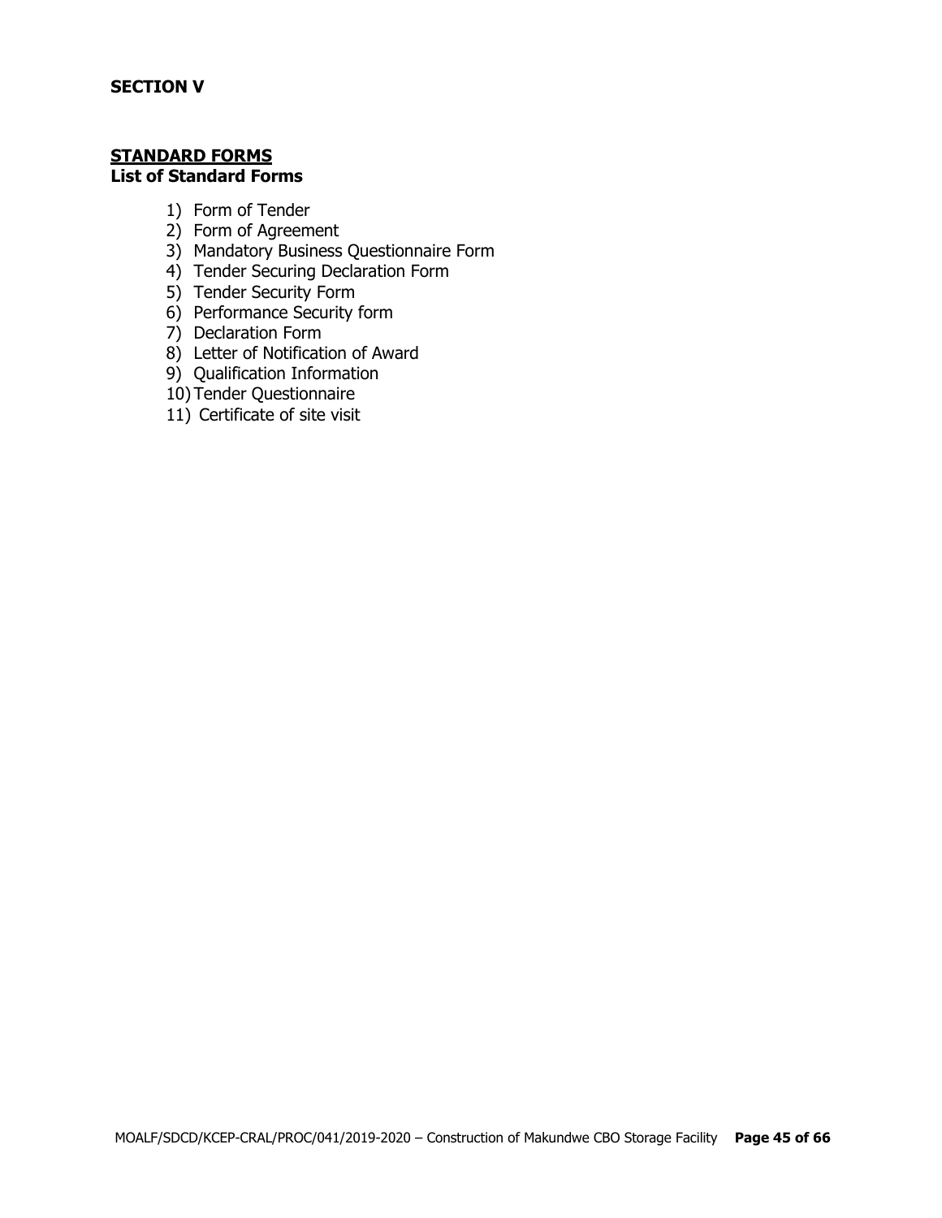**SECTION V**

## STANDARD FORMS

### List of Standard Forms

1) Form of Tender
2) Form of Agreement
3) Mandatory Business Questionnaire Form
4) Tender Securing Declaration Form
5) Tender Security Form
6) Performance Security form
7) Declaration Form
8) Letter of Notification of Award
9) Qualification Information
10) Tender Questionnaire
11) Certificate of site visit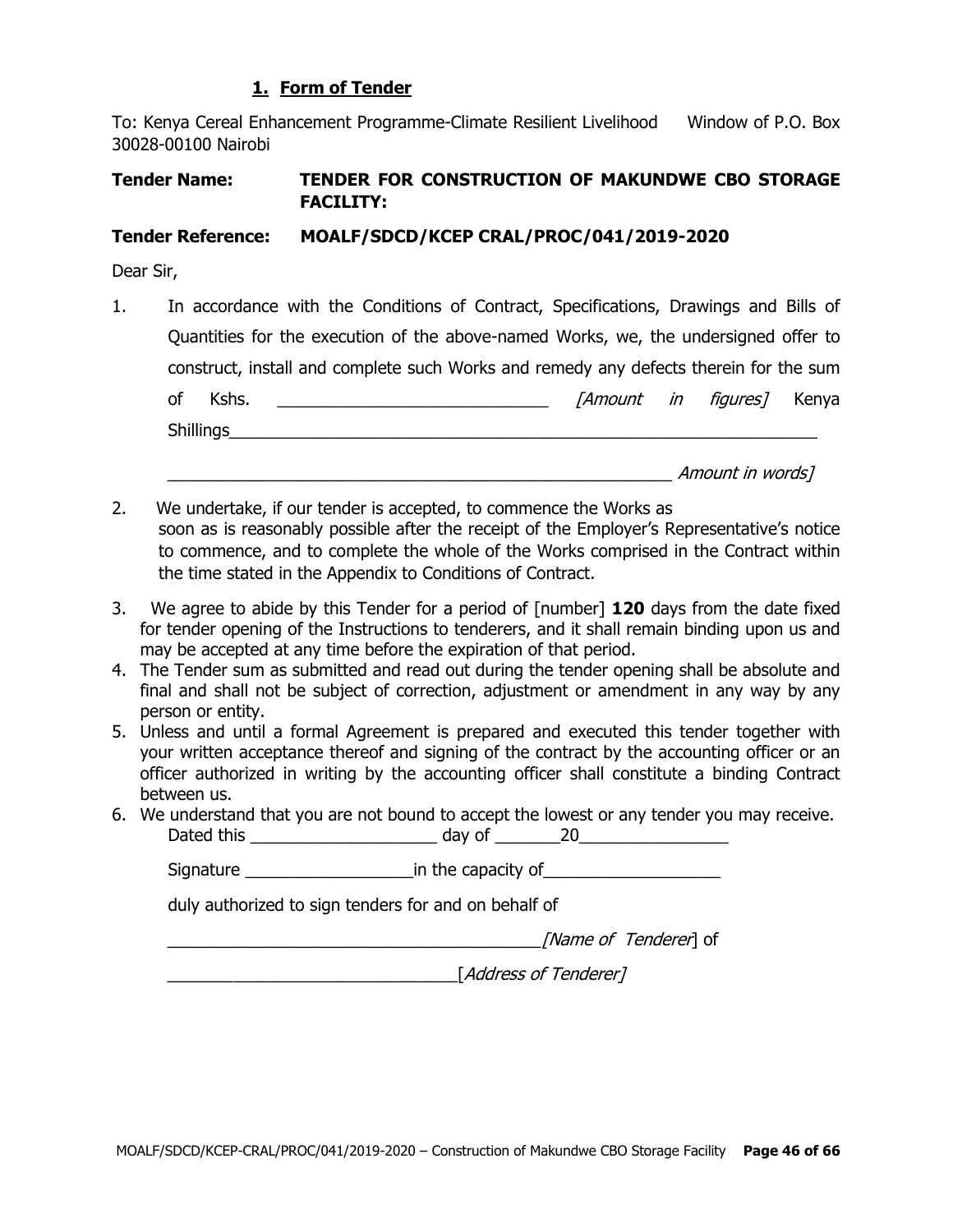## 1. Form of Tender

To: Kenya Cereal Enhancement Programme-Climate Resilient Livelihood Window of P.O. Box 30028-00100 Nairobi

**Tender Name: TENDER FOR CONSTRUCTION OF MAKUNDWE CBO STORAGE FACILITY:**

**Tender Reference: MOALF/SDCD/KCEP CRAL/PROC/041/2019-2020**

Dear Sir,

1. In accordance with the Conditions of Contract, Specifications, Drawings and Bills of Quantities for the execution of the above-named Works, we, the undersigned offer to construct, install and complete such Works and remedy any defects therein for the sum of Kshs. ____________________________ *[Amount in figures]* Kenya Shillings_______________________________________________________________

   ________________________________________________________ *Amount in words]*

2. We undertake, if our tender is accepted, to commence the Works as soon as is reasonably possible after the receipt of the Employer's Representative's notice to commence, and to complete the whole of the Works comprised in the Contract within the time stated in the Appendix to Conditions of Contract.
3. We agree to abide by this Tender for a period of [number] **120** days from the date fixed for tender opening of the Instructions to tenderers, and it shall remain binding upon us and may be accepted at any time before the expiration of that period.
4. The Tender sum as submitted and read out during the tender opening shall be absolute and final and shall not be subject of correction, adjustment or amendment in any way by any person or entity.
5. Unless and until a formal Agreement is prepared and executed this tender together with your written acceptance thereof and signing of the contract by the accounting officer or an officer authorized in writing by the accounting officer shall constitute a binding Contract between us.
6. We understand that you are not bound to accept the lowest or any tender you may receive.

   Dated this ____________________ day of _______20________________

   Signature __________________in the capacity of___________________

   duly authorized to sign tenders for and on behalf of

   ________________________________________*[Name of Tenderer*] of

   ______________________________[*Address of Tenderer]*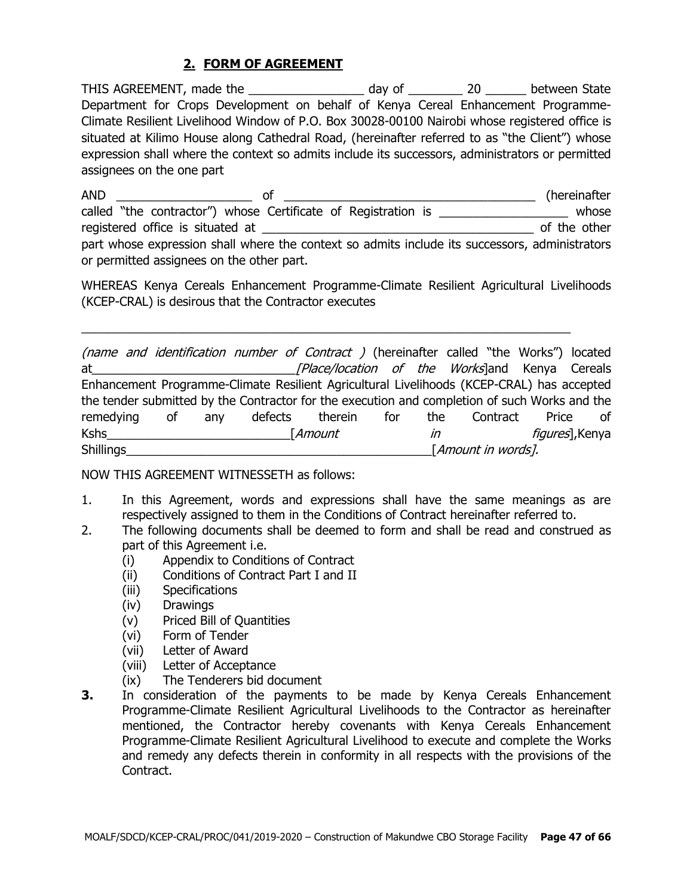## 2. FORM OF AGREEMENT

THIS AGREEMENT, made the _________________ day of ________ 20 ______ between State Department for Crops Development on behalf of Kenya Cereal Enhancement Programme-Climate Resilient Livelihood Window of P.O. Box 30028-00100 Nairobi whose registered office is situated at Kilimo House along Cathedral Road, (hereinafter referred to as "the Client") whose expression shall where the context so admits include its successors, administrators or permitted assignees on the one part

AND ____________________ of _____________________________________ (hereinafter called "the contractor") whose Certificate of Registration is ___________________ whose registered office is situated at ________________________________________ of the other part whose expression shall where the context so admits include its successors, administrators or permitted assignees on the other part.

WHEREAS Kenya Cereals Enhancement Programme-Climate Resilient Agricultural Livelihoods (KCEP-CRAL) is desirous that the Contractor executes

_________________________________________________________________________

*(name and identification number of Contract )* (hereinafter called "the Works") located at______________________________*[Place/location of the Works*]and Kenya Cereals Enhancement Programme-Climate Resilient Agricultural Livelihoods (KCEP-CRAL) has accepted the tender submitted by the Contractor for the execution and completion of such Works and the remedying of any defects therein for the Contract Price of Kshs___________________________[*Amount in figures*],Kenya Shillings______________________________________________[*Amount in words].*

NOW THIS AGREEMENT WITNESSETH as follows:

1. In this Agreement, words and expressions shall have the same meanings as are respectively assigned to them in the Conditions of Contract hereinafter referred to.
2. The following documents shall be deemed to form and shall be read and construed as part of this Agreement i.e.
   - (i) Appendix to Conditions of Contract
   - (ii) Conditions of Contract Part I and II
   - (iii) Specifications
   - (iv) Drawings
   - (v) Priced Bill of Quantities
   - (vi) Form of Tender
   - (vii) Letter of Award
   - (viii) Letter of Acceptance
   - (ix) The Tenderers bid document
3. In consideration of the payments to be made by Kenya Cereals Enhancement Programme-Climate Resilient Agricultural Livelihoods to the Contractor as hereinafter mentioned, the Contractor hereby covenants with Kenya Cereals Enhancement Programme-Climate Resilient Agricultural Livelihood to execute and complete the Works and remedy any defects therein in conformity in all respects with the provisions of the Contract.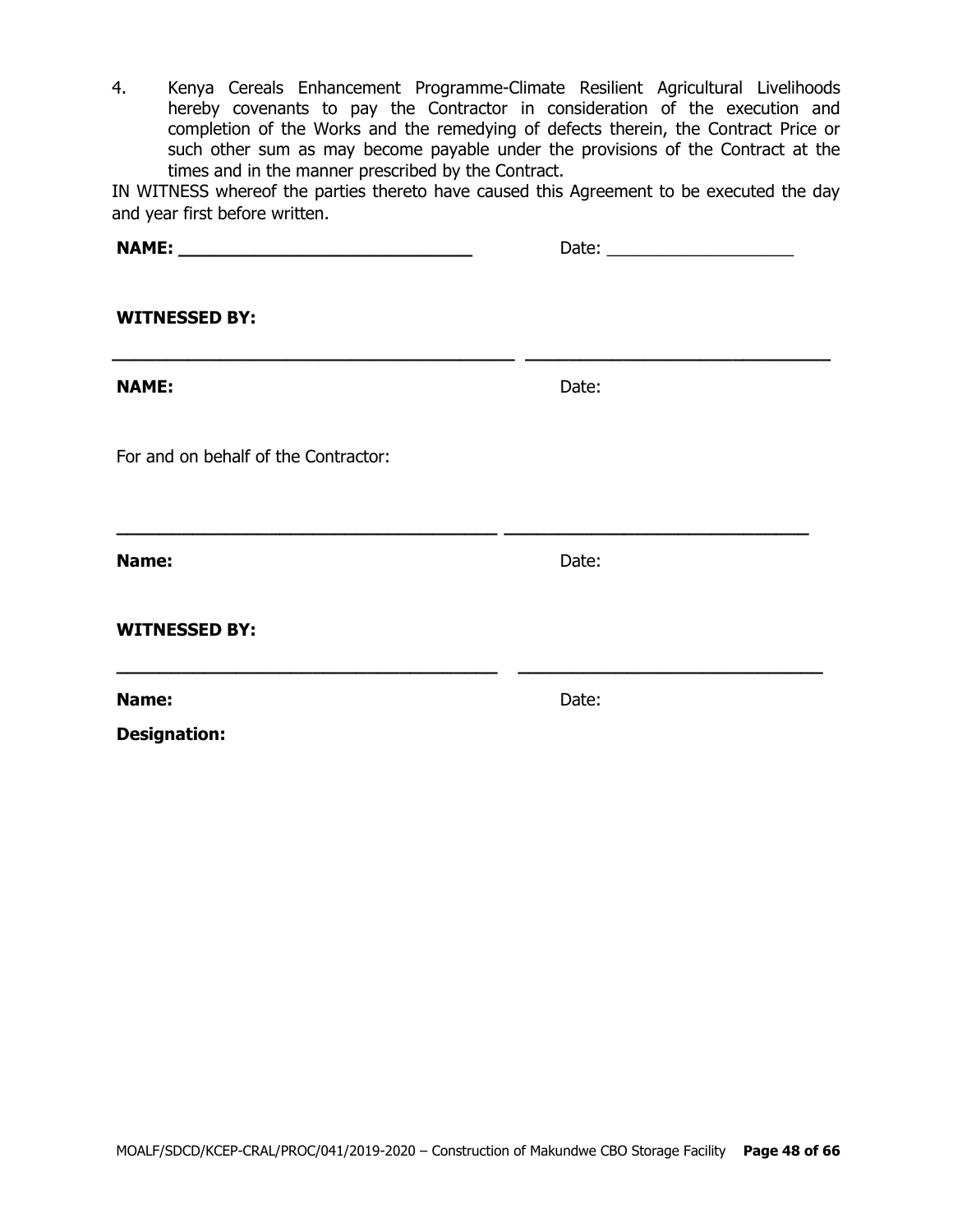4. Kenya Cereals Enhancement Programme-Climate Resilient Agricultural Livelihoods hereby covenants to pay the Contractor in consideration of the execution and completion of the Works and the remedying of defects therein, the Contract Price or such other sum as may become payable under the provisions of the Contract at the times and in the manner prescribed by the Contract.

IN WITNESS whereof the parties thereto have caused this Agreement to be executed the day and year first before written.

**NAME: ____________________________** Date: ___________________

**WITNESSED BY:**

_______________________________________ _____________________________

**NAME:** Date:

For and on behalf of the Contractor:

_____________________________________ _____________________________

**Name:** Date:

**WITNESSED BY:**

_____________________________________ _____________________________

**Name:** Date:

**Designation:**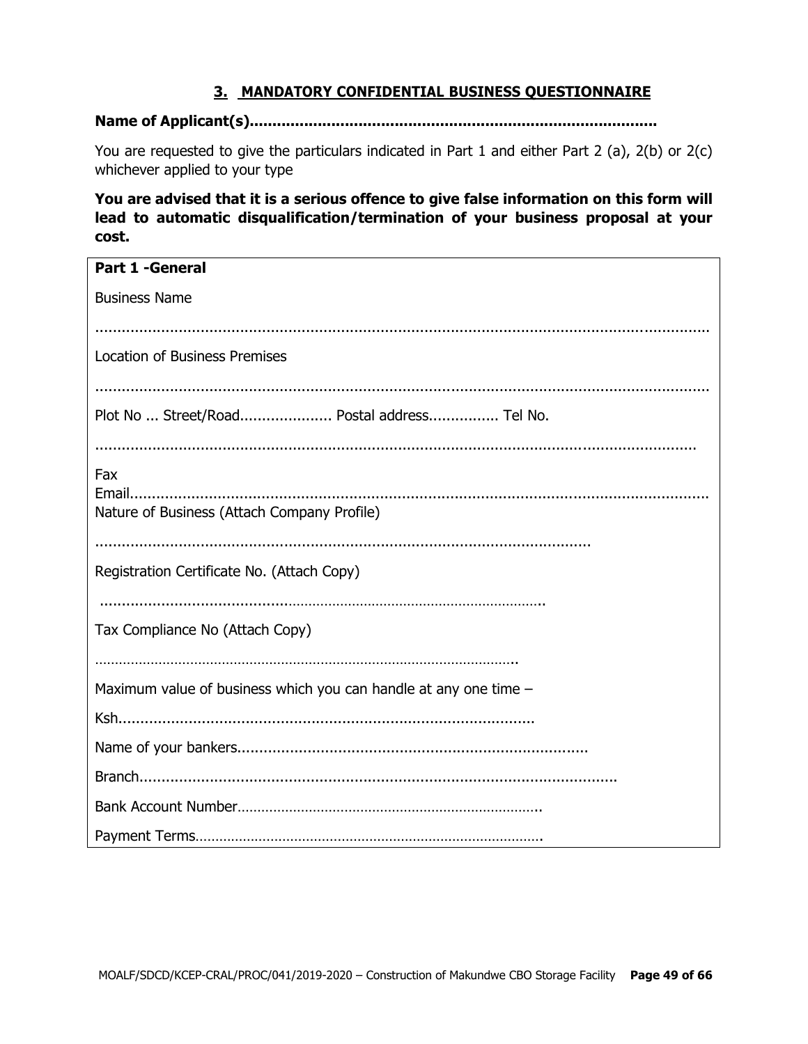## 3. MANDATORY CONFIDENTIAL BUSINESS QUESTIONNAIRE

**Name of Applicant(s).......................................................................................**

You are requested to give the particulars indicated in Part 1 and either Part 2 (a), 2(b) or 2(c) whichever applied to your type

**You are advised that it is a serious offence to give false information on this form will lead to automatic disqualification/termination of your business proposal at your cost.**

| **Part 1 -General** |
|---|
| Business Name |
| ..................................................................................................................................... |
| Location of Business Premises |
| ..................................................................................................................................... |
| Plot No ... Street/Road.................... Postal address................ Tel No. |
| .................................................................................................................................... |
| Fax<br>Email..................................................................................................................................<br>Nature of Business (Attach Company Profile) |
| ................................................................................................................ |
| Registration Certificate No. (Attach Copy) |
| ......................................................................................................... |
| Tax Compliance No (Attach Copy) |
| ......................................................................................................... |
| Maximum value of business which you can handle at any one time – |
| Ksh.............................................................................................. |
| Name of your bankers............................................................................... |
| Branch............................................................................................................ |
| Bank Account Number............................................................................. |
| Payment Terms............................................................................... |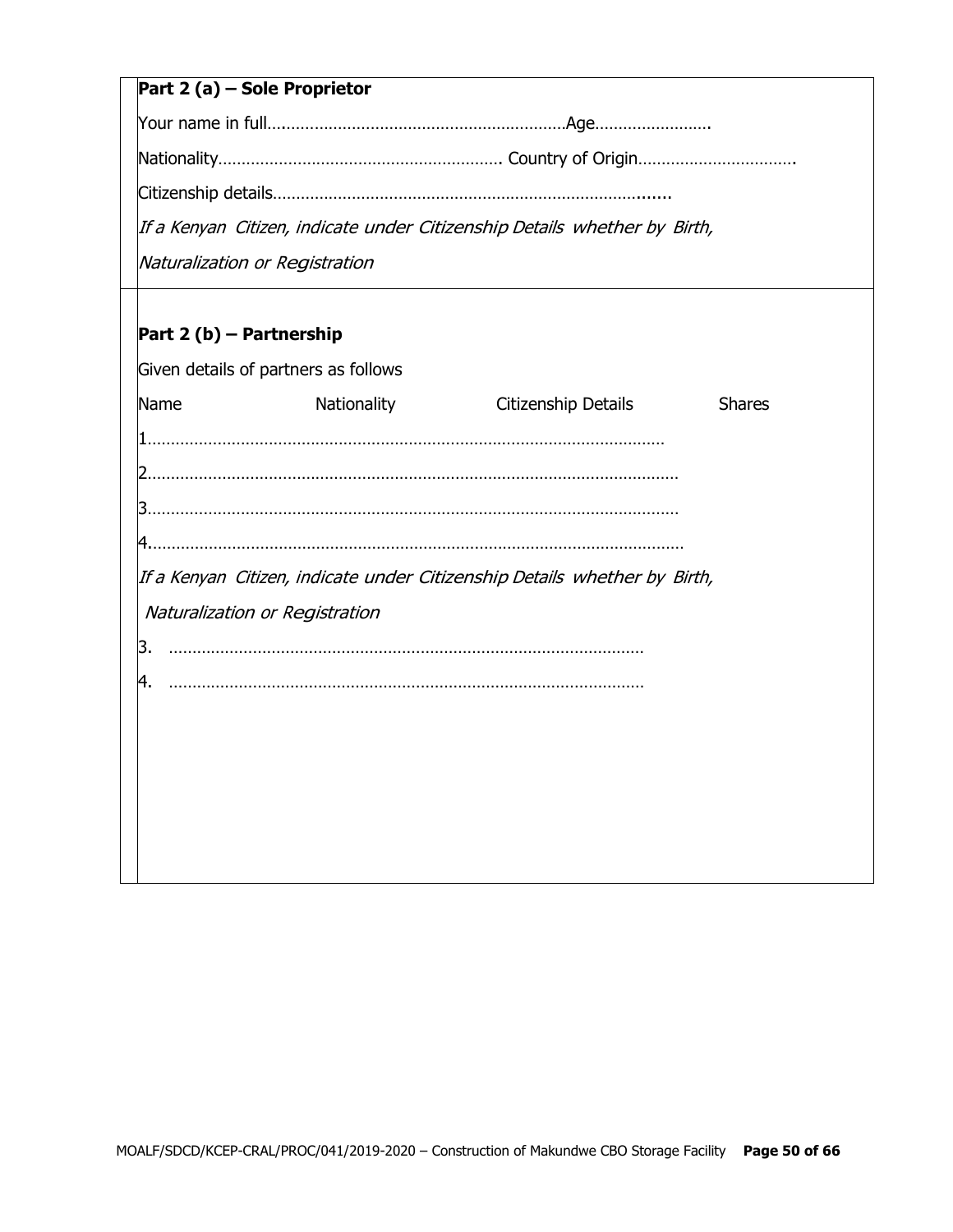**Part 2 (a) – Sole Proprietor**

Your name in full…...........................................................Age…………………….

Nationality……………………………………………………. Country of Origin…………………………….

Citizenship details………………………………………………………………………......

*If a Kenyan Citizen, indicate under Citizenship Details whether by Birth, Naturalization or Registration*

**Part 2 (b) – Partnership**

Given details of partners as follows

| Name | Nationality | Citizenship Details | Shares |
|---|---|---|---|
| 1………………………………………………………………………………………………… | | | |
| 2…………………………………………………………………………………………………… | | | |
| 3…………………………………………………………………………………………………… | | | |
| 4…………………………………………………………………………………………………… | | | |

*If a Kenyan Citizen, indicate under Citizenship Details whether by Birth, Naturalization or Registration*

3. …………………………………………………………………………………………

4. …………………………………………………………………………………………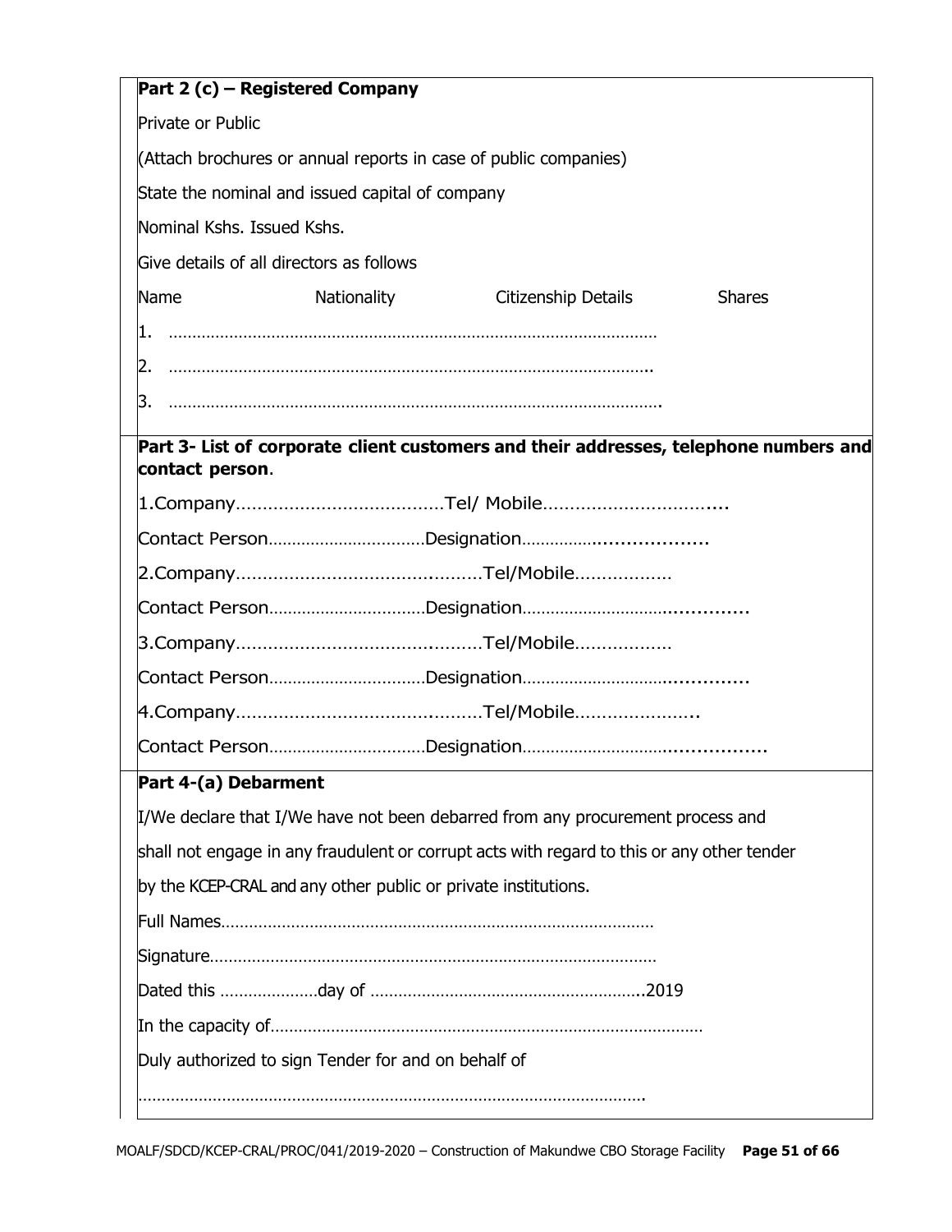**Part 2 (c) – Registered Company**

Private or Public

(Attach brochures or annual reports in case of public companies)

State the nominal and issued capital of company

Nominal Kshs. Issued Kshs.

Give details of all directors as follows

| Name | Nationality | Citizenship Details | Shares |
|---|---|---|---|
| 1. ………………………………………………………………………………………… | | | |
| 2. ……………………………………………………………………………………….. | | | |
| 3. ………………………………………………………………………………………….. | | | |

**Part 3- List of corporate client customers and their addresses, telephone numbers and contact person**.

1.Company………………………………….Tel/ Mobile…………………………....

Contact Person……………………………Designation……………..................

2.Company…………………………….........Tel/Mobile………………

Contact Person……………………………Designation……………………….............

3.Company…………………………….........Tel/Mobile………………

Contact Person……………………………Designation……………………….............

4.Company…………………………….........Tel/Mobile…………………..

Contact Person……………………………Designation………………………................

**Part 4-(a) Debarment**

I/We declare that I/We have not been debarred from any procurement process and shall not engage in any fraudulent or corrupt acts with regard to this or any other tender by the KCEP-CRAL and any other public or private institutions.

Full Names…………………………………………………………………………………

Signature……………………………………………………………………………………

Dated this …………………day of …………………………………………………..2019

In the capacity of…………………………………………………………………………………

Duly authorized to sign Tender for and on behalf of

……………………………………………………………………………………………….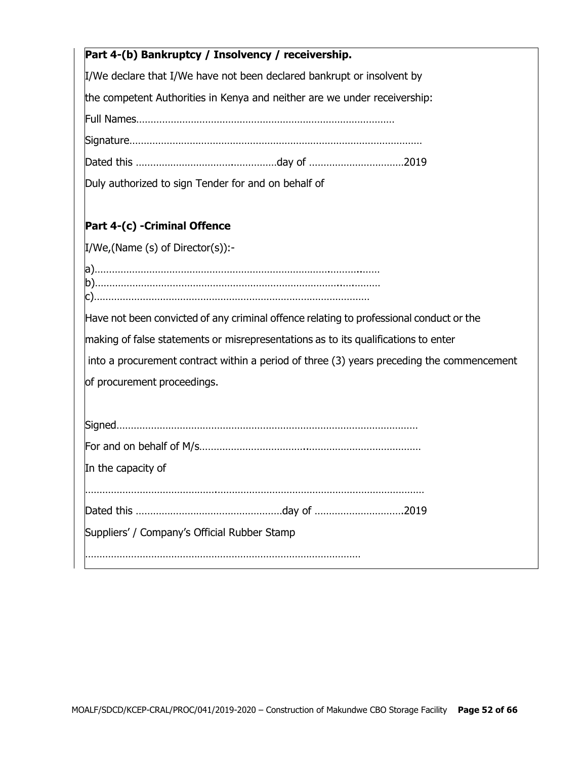**Part 4-(b) Bankruptcy / Insolvency / receivership.**

I/We declare that I/We have not been declared bankrupt or insolvent by the competent Authorities in Kenya and neither are we under receivership:

Full Names………………………………………………………………………………

Signature…………………………………………………………………………………………

Dated this …………………………………………day of ……………………………2019

Duly authorized to sign Tender for and on behalf of

**Part 4-(c) -Criminal Offence**

I/We,(Name (s) of Director(s)):-

a)…………………………………………………………………………………………
b)…………………………………………………………………………………………
c)……………………………………………………………………………………

Have not been convicted of any criminal offence relating to professional conduct or the making of false statements or misrepresentations as to its qualifications to enter into a procurement contract within a period of three (3) years preceding the commencement of procurement proceedings.

Signed……………………………………………………………………………………………

For and on behalf of M/s………………………………………………………………………

In the capacity of

……………………………………………………………………………………………………

Dated this ……………………………………………day of …………………………..2019

Suppliers' / Company's Official Rubber Stamp

……………………………………………………………………………………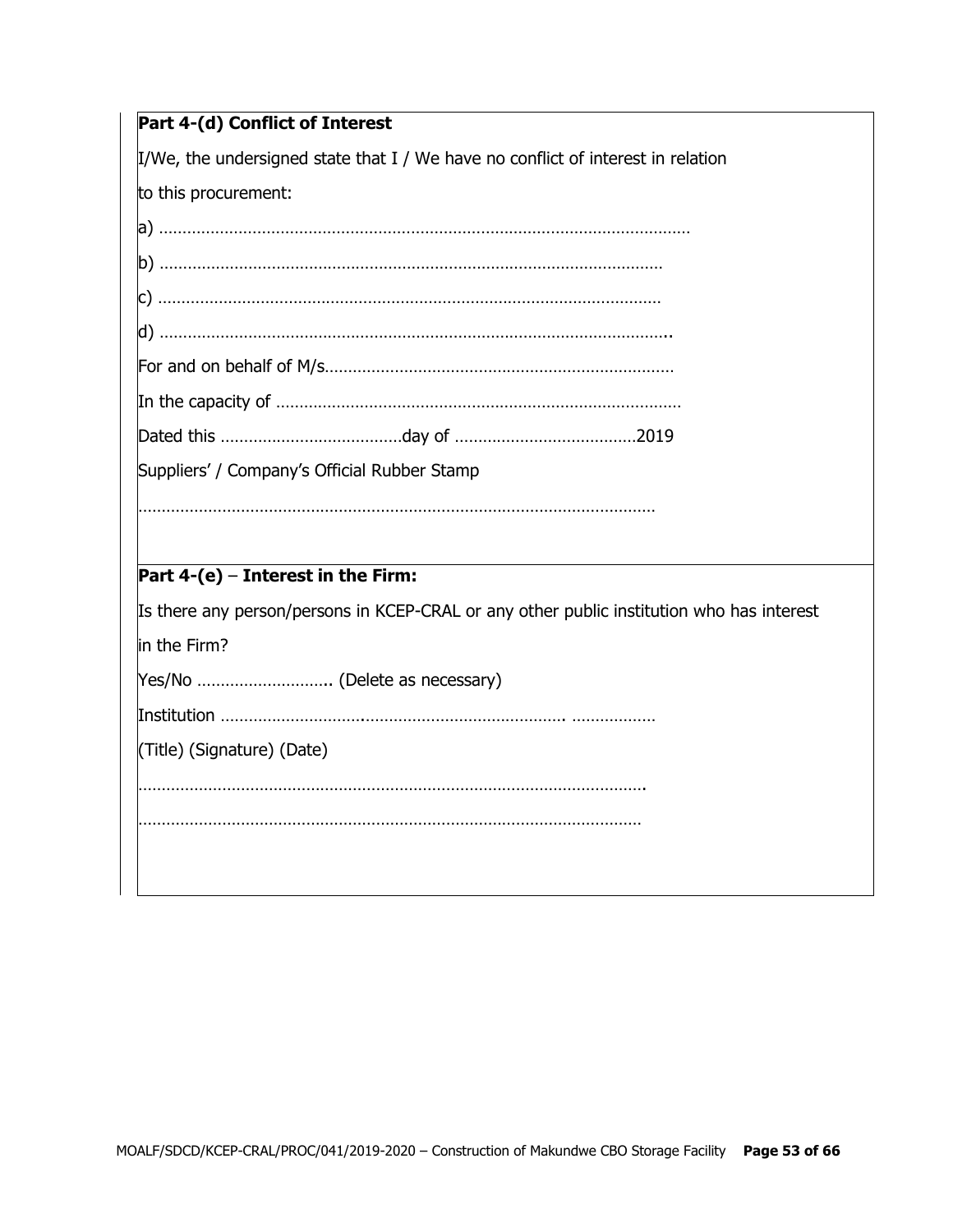**Part 4-(d) Conflict of Interest**

I/We, the undersigned state that I / We have no conflict of interest in relation to this procurement:

a) ………………………………………………………………………………………………………

b) ………………………………………………………………………………………………

c) ………………………………………………………………………………………………

d) ……………………………………………………………………………………………..

For and on behalf of M/s…………………………………………………………………

In the capacity of …………………………………………………………………………

Dated this …………………………………day of …………………………………2019

Suppliers' / Company's Official Rubber Stamp

…………………………………………………………………………………………………

**Part 4-(e)** – **Interest in the Firm:**

Is there any person/persons in KCEP-CRAL or any other public institution who has interest in the Firm?

Yes/No ……………………….. (Delete as necessary)

Institution ……………………….……………………………………. ………………

(Title) (Signature) (Date)

……………………………………………………………………………………………….

………………………………………………………………………………………………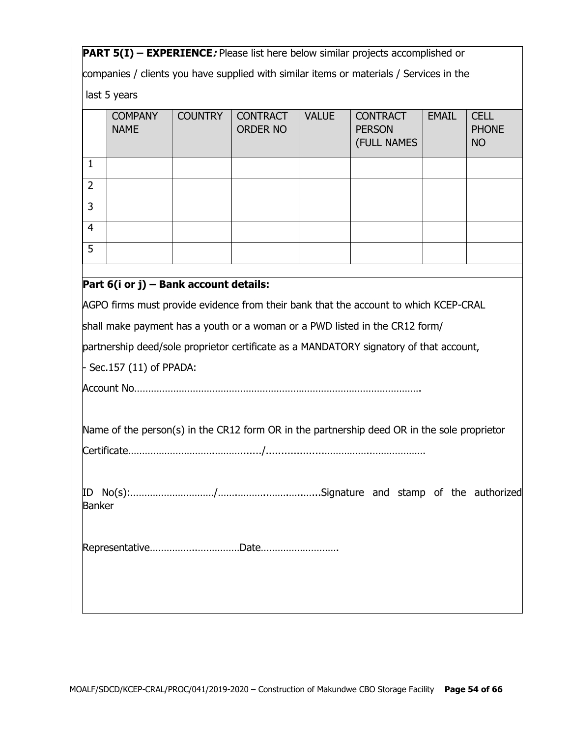**PART 5(I) – EXPERIENCE*:*** Please list here below similar projects accomplished or companies / clients you have supplied with similar items or materials / Services in the last 5 years

| | COMPANY NAME | COUNTRY | CONTRACT ORDER NO | VALUE | CONTRACT PERSON (FULL NAMES | EMAIL | CELL PHONE NO |
|---|---|---|---|---|---|---|---|
| 1 | | | | | | | |
| 2 | | | | | | | |
| 3 | | | | | | | |
| 4 | | | | | | | |
| 5 | | | | | | | |

**Part 6(i or j) – Bank account details:**

AGPO firms must provide evidence from their bank that the account to which KCEP-CRAL shall make payment has a youth or a woman or a PWD listed in the CR12 form/ partnership deed/sole proprietor certificate as a MANDATORY signatory of that account,

- Sec.157 (11) of PPADA:

Account No…………………………………………………………………………………………….

Name of the person(s) in the CR12 form OR in the partnership deed OR in the sole proprietor Certificate………………………………….…../…….…….….……………..………………….

ID No(s):…………………………/……….………..………..……..Signature and stamp of the authorized Banker

Representative…………….…….………Date……………………….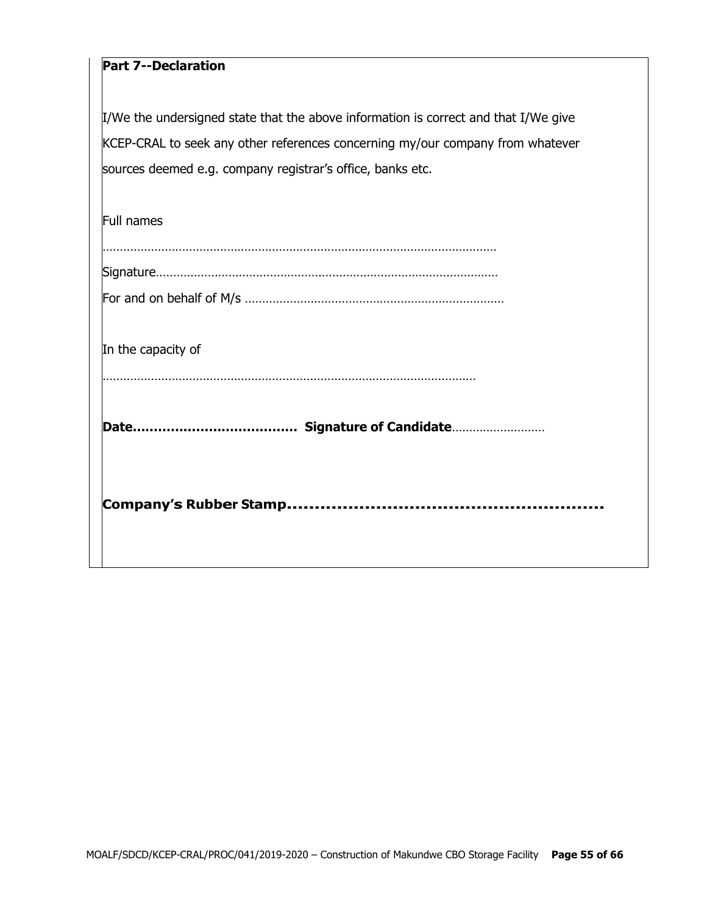**Part 7--Declaration**

I/We the undersigned state that the above information is correct and that I/We give KCEP-CRAL to seek any other references concerning my/our company from whatever sources deemed e.g. company registrar's office, banks etc.

Full names

…………………………………………………………………………………………………

Signature………………………………………………………………………………………

For and on behalf of M/s ………………………………………………………………

In the capacity of

………………………………………………………………………………………………

**Date……………………………… Signature of Candidate**………………………

**Company's Rubber Stamp……………………………………………………**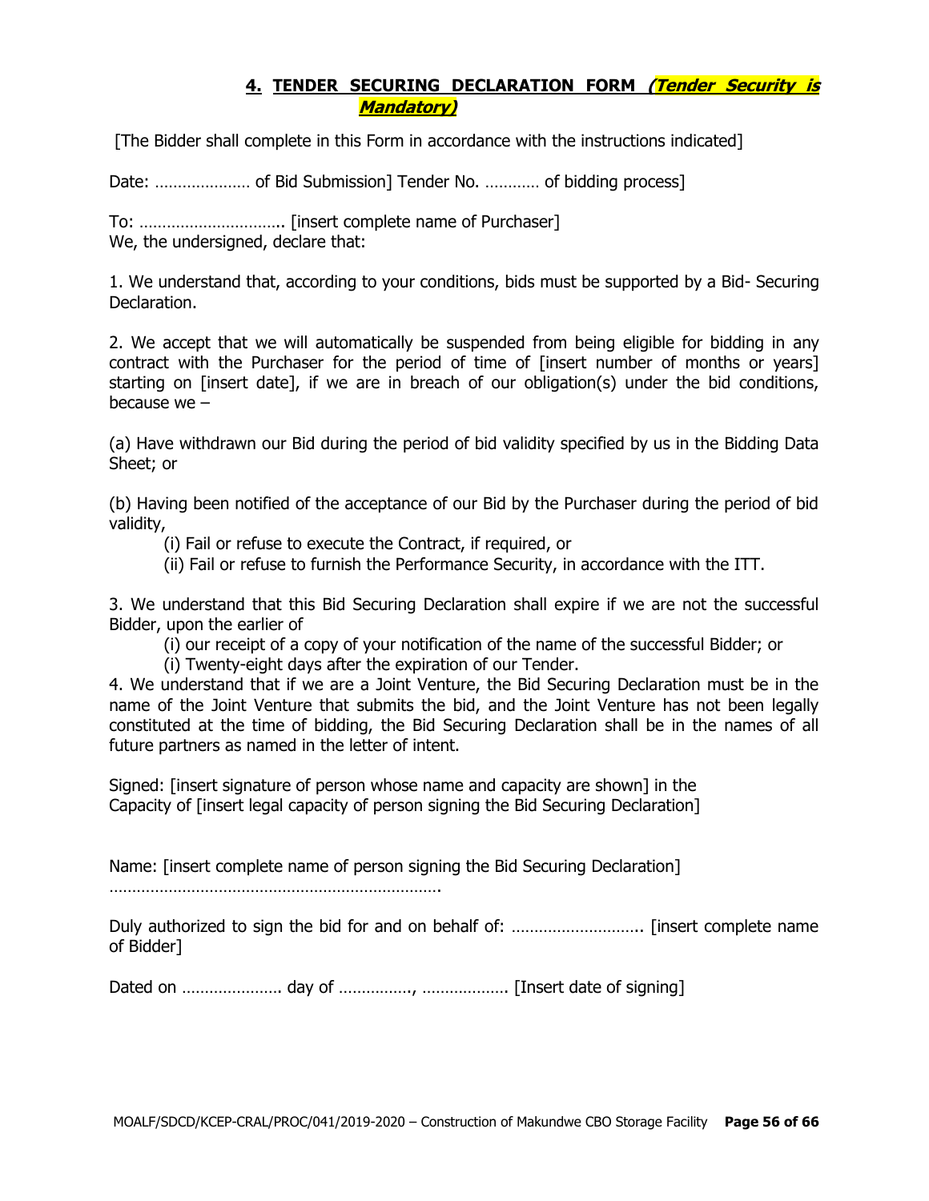## 4. TENDER SECURING DECLARATION FORM ***(Tender Security is Mandatory)***

[The Bidder shall complete in this Form in accordance with the instructions indicated]

Date: ………………… of Bid Submission] Tender No. ………… of bidding process]

To: ………………………….. [insert complete name of Purchaser]
We, the undersigned, declare that:

1. We understand that, according to your conditions, bids must be supported by a Bid- Securing Declaration.

2. We accept that we will automatically be suspended from being eligible for bidding in any contract with the Purchaser for the period of time of [insert number of months or years] starting on [insert date], if we are in breach of our obligation(s) under the bid conditions, because we –

(a) Have withdrawn our Bid during the period of bid validity specified by us in the Bidding Data Sheet; or

(b) Having been notified of the acceptance of our Bid by the Purchaser during the period of bid validity,

(i) Fail or refuse to execute the Contract, if required, or
(ii) Fail or refuse to furnish the Performance Security, in accordance with the ITT.

3. We understand that this Bid Securing Declaration shall expire if we are not the successful Bidder, upon the earlier of

(i) our receipt of a copy of your notification of the name of the successful Bidder; or
(i) Twenty-eight days after the expiration of our Tender.

4. We understand that if we are a Joint Venture, the Bid Securing Declaration must be in the name of the Joint Venture that submits the bid, and the Joint Venture has not been legally constituted at the time of bidding, the Bid Securing Declaration shall be in the names of all future partners as named in the letter of intent.

Signed: [insert signature of person whose name and capacity are shown] in the Capacity of [insert legal capacity of person signing the Bid Securing Declaration]

Name: [insert complete name of person signing the Bid Securing Declaration]
……………………………………………………………….

Duly authorized to sign the bid for and on behalf of: ……………………….. [insert complete name of Bidder]

Dated on …………………. day of ……………., ………………. [Insert date of signing]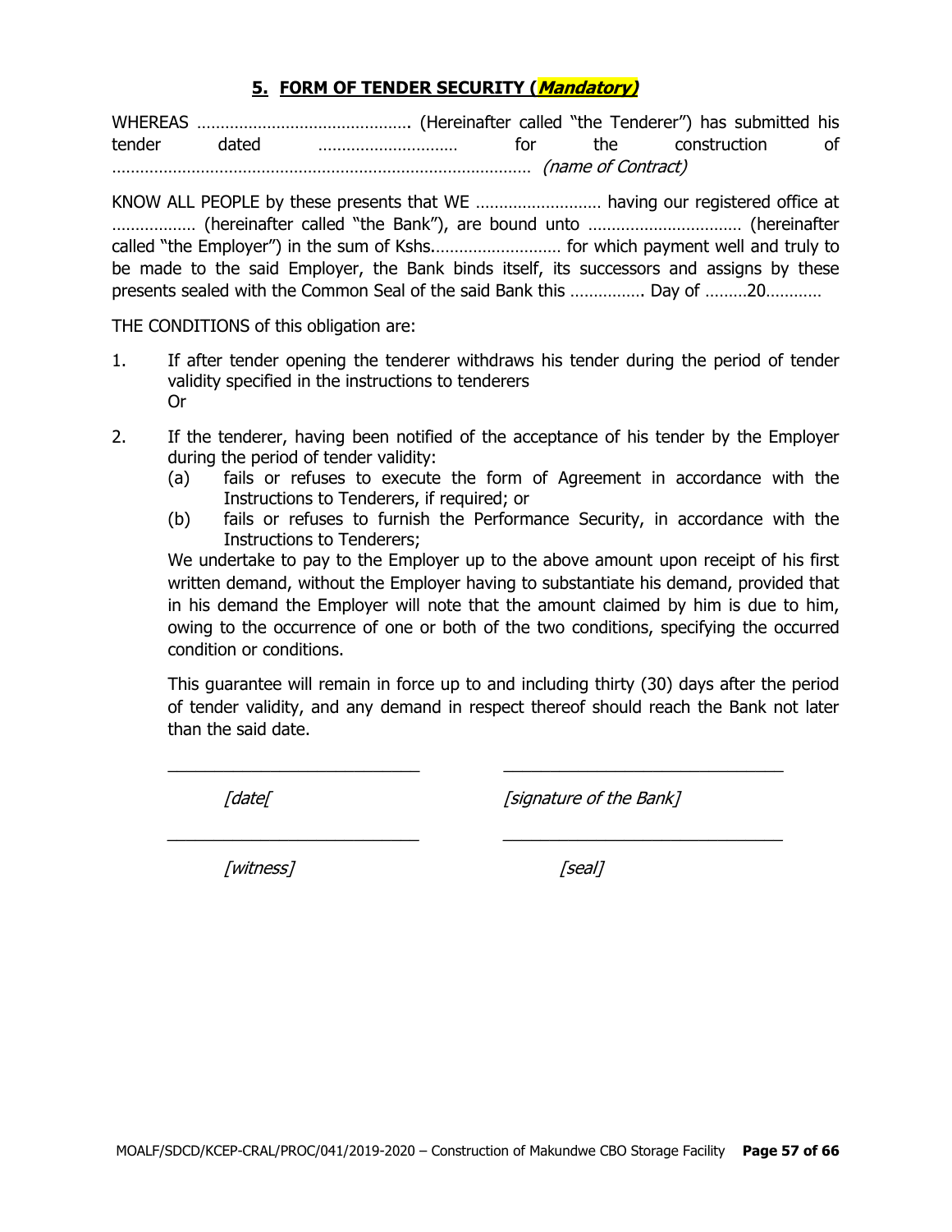## 5. FORM OF TENDER SECURITY (***Mandatory)***

WHEREAS ……………………………………….. (Hereinafter called "the Tenderer") has submitted his tender dated ………………………… for the construction of ……………………………………………………………………………… *(name of Contract)*

KNOW ALL PEOPLE by these presents that WE ……………………… having our registered office at ……………… (hereinafter called "the Bank"), are bound unto …………………………… (hereinafter called "the Employer") in the sum of Kshs.……………………… for which payment well and truly to be made to the said Employer, the Bank binds itself, its successors and assigns by these presents sealed with the Common Seal of the said Bank this ……………. Day of ………20…………

THE CONDITIONS of this obligation are:

1. If after tender opening the tenderer withdraws his tender during the period of tender validity specified in the instructions to tenderers
   Or

2. If the tenderer, having been notified of the acceptance of his tender by the Employer during the period of tender validity:
   (a) fails or refuses to execute the form of Agreement in accordance with the Instructions to Tenderers, if required; or
   (b) fails or refuses to furnish the Performance Security, in accordance with the Instructions to Tenderers;

   We undertake to pay to the Employer up to the above amount upon receipt of his first written demand, without the Employer having to substantiate his demand, provided that in his demand the Employer will note that the amount claimed by him is due to him, owing to the occurrence of one or both of the two conditions, specifying the occurred condition or conditions.

   This guarantee will remain in force up to and including thirty (30) days after the period of tender validity, and any demand in respect thereof should reach the Bank not later than the said date.

\_\_\_\_\_\_\_\_\_\_\_\_\_\_\_\_\_\_\_\_\_\_\_\_\_\_\_ \_\_\_\_\_\_\_\_\_\_\_\_\_\_\_\_\_\_\_\_\_\_\_\_\_\_\_\_\_\_

*[date[* *[signature of the Bank]*

\_\_\_\_\_\_\_\_\_\_\_\_\_\_\_\_\_\_\_\_\_\_\_\_\_\_\_ \_\_\_\_\_\_\_\_\_\_\_\_\_\_\_\_\_\_\_\_\_\_\_\_\_\_\_\_\_\_

*[witness]* *[seal]*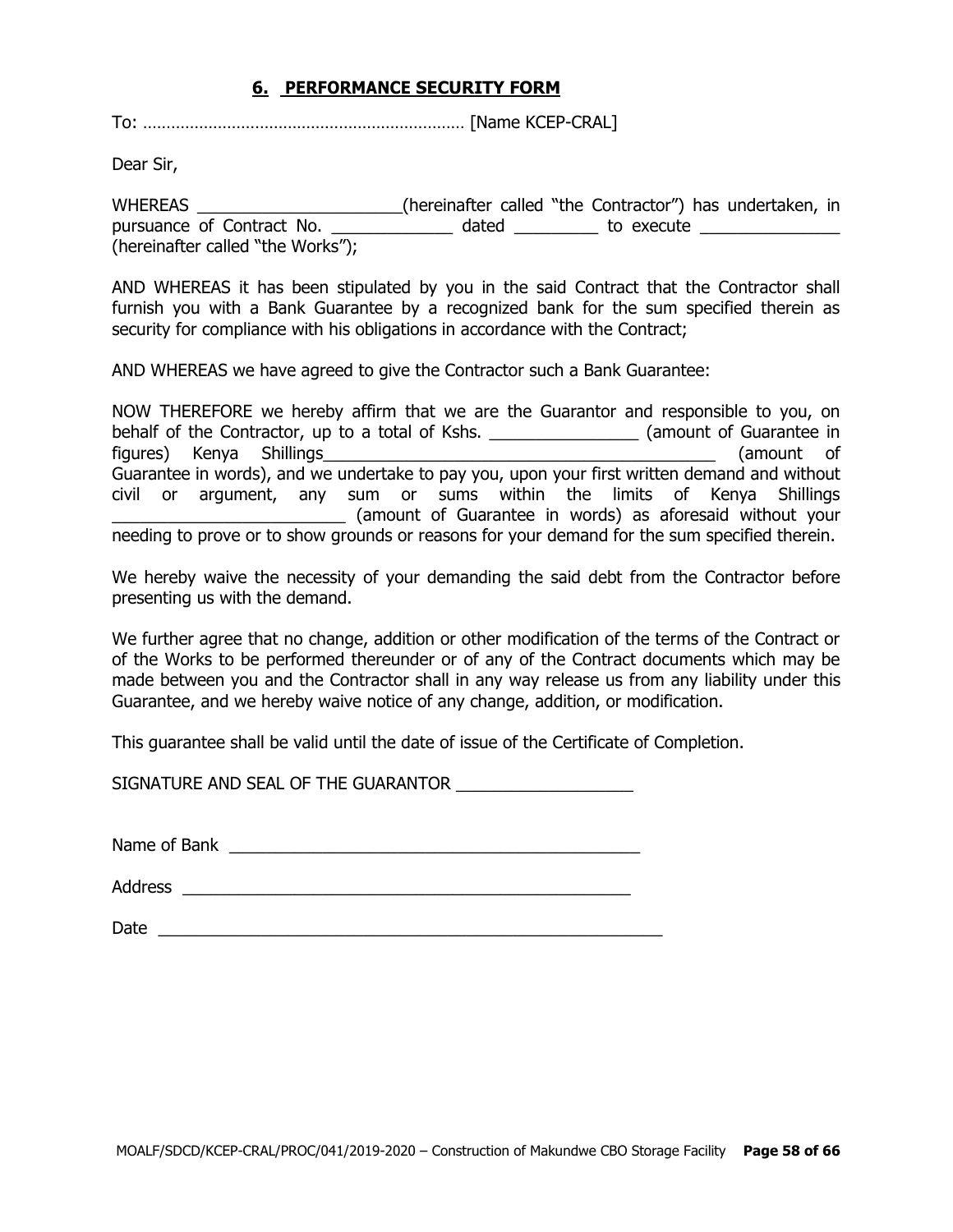## 6. PERFORMANCE SECURITY FORM

To: …………………………………………………………… [Name KCEP-CRAL]

Dear Sir,

WHEREAS ______________________(hereinafter called "the Contractor") has undertaken, in pursuance of Contract No. _____________ dated _________ to execute _______________ (hereinafter called "the Works");

AND WHEREAS it has been stipulated by you in the said Contract that the Contractor shall furnish you with a Bank Guarantee by a recognized bank for the sum specified therein as security for compliance with his obligations in accordance with the Contract;

AND WHEREAS we have agreed to give the Contractor such a Bank Guarantee:

NOW THEREFORE we hereby affirm that we are the Guarantor and responsible to you, on behalf of the Contractor, up to a total of Kshs. ________________ (amount of Guarantee in figures) Kenya Shillings____________________________________________ (amount of Guarantee in words), and we undertake to pay you, upon your first written demand and without civil or argument, any sum or sums within the limits of Kenya Shillings _________________________ (amount of Guarantee in words) as aforesaid without your needing to prove or to show grounds or reasons for your demand for the sum specified therein.

We hereby waive the necessity of your demanding the said debt from the Contractor before presenting us with the demand.

We further agree that no change, addition or other modification of the terms of the Contract or of the Works to be performed thereunder or of any of the Contract documents which may be made between you and the Contractor shall in any way release us from any liability under this Guarantee, and we hereby waive notice of any change, addition, or modification.

This guarantee shall be valid until the date of issue of the Certificate of Completion.

SIGNATURE AND SEAL OF THE GUARANTOR ___________________

Name of Bank ____________________________________________

Address _________________________________________________

Date ____________________________________________________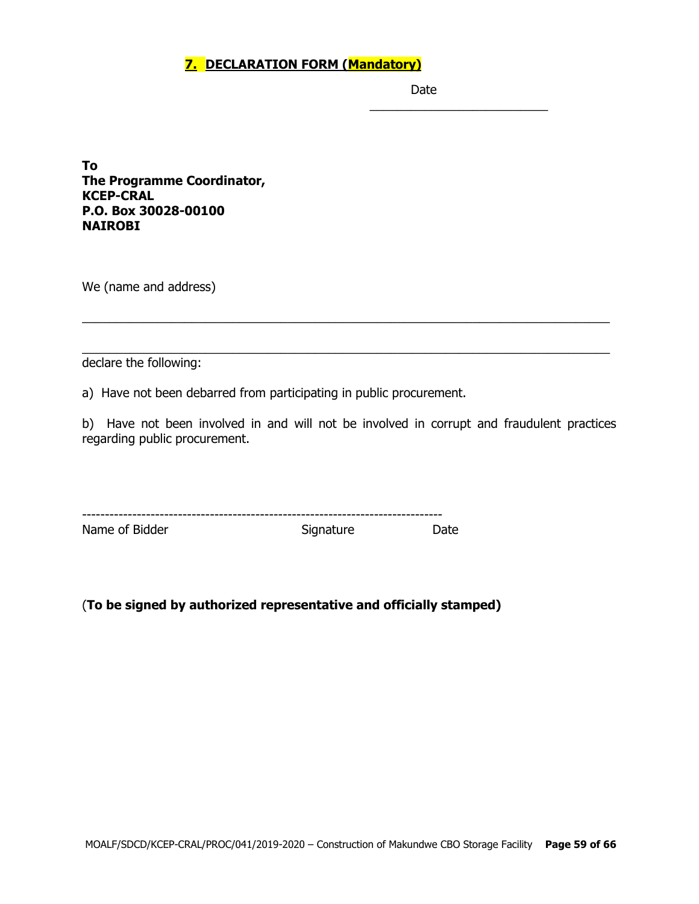## 7. DECLARATION FORM (Mandatory)

Date \_\_\_\_\_\_\_\_\_\_\_\_\_\_\_\_\_\_\_\_\_\_\_\_\_

**To**
**The Programme Coordinator,**
**KCEP-CRAL**
**P.O. Box 30028-00100**
**NAIROBI**

We (name and address)

\_\_\_\_\_\_\_\_\_\_\_\_\_\_\_\_\_\_\_\_\_\_\_\_\_\_\_\_\_\_\_\_\_\_\_\_\_\_\_\_\_\_\_\_\_\_\_\_\_\_\_\_\_\_\_\_\_\_\_\_\_\_\_\_\_\_\_\_\_\_

\_\_\_\_\_\_\_\_\_\_\_\_\_\_\_\_\_\_\_\_\_\_\_\_\_\_\_\_\_\_\_\_\_\_\_\_\_\_\_\_\_\_\_\_\_\_\_\_\_\_\_\_\_\_\_\_\_\_\_\_\_\_\_\_\_\_\_\_\_\_

declare the following:

a) Have not been debarred from participating in public procurement.

b) Have not been involved in and will not be involved in corrupt and fraudulent practices regarding public procurement.

-------------------------------------------------------------------------------

Name of Bidder Signature Date

(**To be signed by authorized representative and officially stamped)**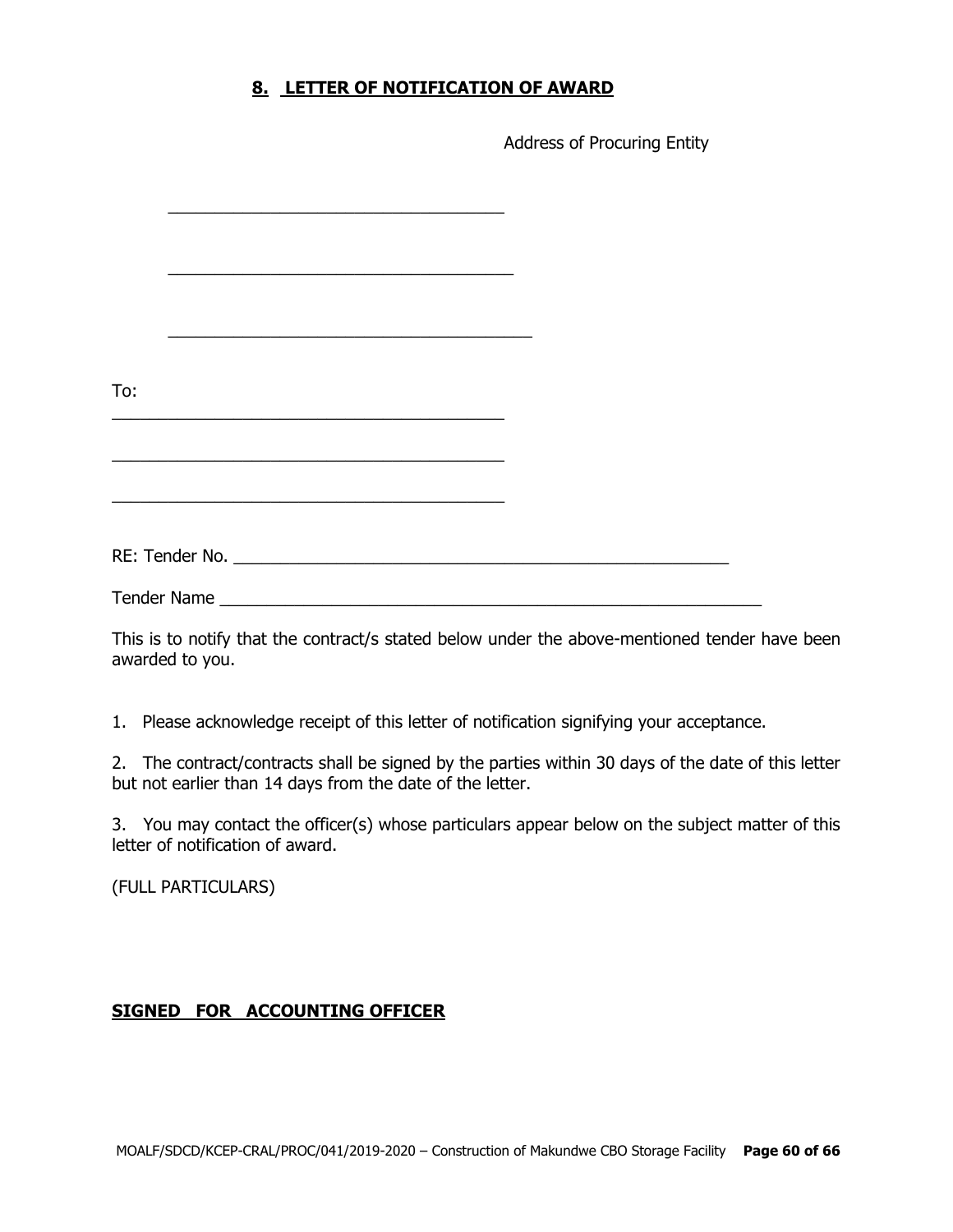## 8. LETTER OF NOTIFICATION OF AWARD

Address of Procuring Entity

\_\_\_\_\_\_\_\_\_\_\_\_\_\_\_\_\_\_\_\_\_\_\_\_\_\_\_\_\_\_\_\_\_\_\_\_

\_\_\_\_\_\_\_\_\_\_\_\_\_\_\_\_\_\_\_\_\_\_\_\_\_\_\_\_\_\_\_\_\_\_\_\_\_

\_\_\_\_\_\_\_\_\_\_\_\_\_\_\_\_\_\_\_\_\_\_\_\_\_\_\_\_\_\_\_\_\_\_\_\_\_\_\_

To:
\_\_\_\_\_\_\_\_\_\_\_\_\_\_\_\_\_\_\_\_\_\_\_\_\_\_\_\_\_\_\_\_\_\_\_\_\_\_\_\_\_\_

\_\_\_\_\_\_\_\_\_\_\_\_\_\_\_\_\_\_\_\_\_\_\_\_\_\_\_\_\_\_\_\_\_\_\_\_\_\_\_\_\_\_

\_\_\_\_\_\_\_\_\_\_\_\_\_\_\_\_\_\_\_\_\_\_\_\_\_\_\_\_\_\_\_\_\_\_\_\_\_\_\_\_\_\_

RE: Tender No. \_\_\_\_\_\_\_\_\_\_\_\_\_\_\_\_\_\_\_\_\_\_\_\_\_\_\_\_\_\_\_\_\_\_\_\_\_\_\_\_\_\_\_\_\_\_\_\_\_\_\_\_\_\_

Tender Name \_\_\_\_\_\_\_\_\_\_\_\_\_\_\_\_\_\_\_\_\_\_\_\_\_\_\_\_\_\_\_\_\_\_\_\_\_\_\_\_\_\_\_\_\_\_\_\_\_\_\_\_\_\_\_\_\_\_\_\_

This is to notify that the contract/s stated below under the above-mentioned tender have been awarded to you.

1. Please acknowledge receipt of this letter of notification signifying your acceptance.

2. The contract/contracts shall be signed by the parties within 30 days of the date of this letter but not earlier than 14 days from the date of the letter.

3. You may contact the officer(s) whose particulars appear below on the subject matter of this letter of notification of award.

(FULL PARTICULARS)

**SIGNED FOR ACCOUNTING OFFICER**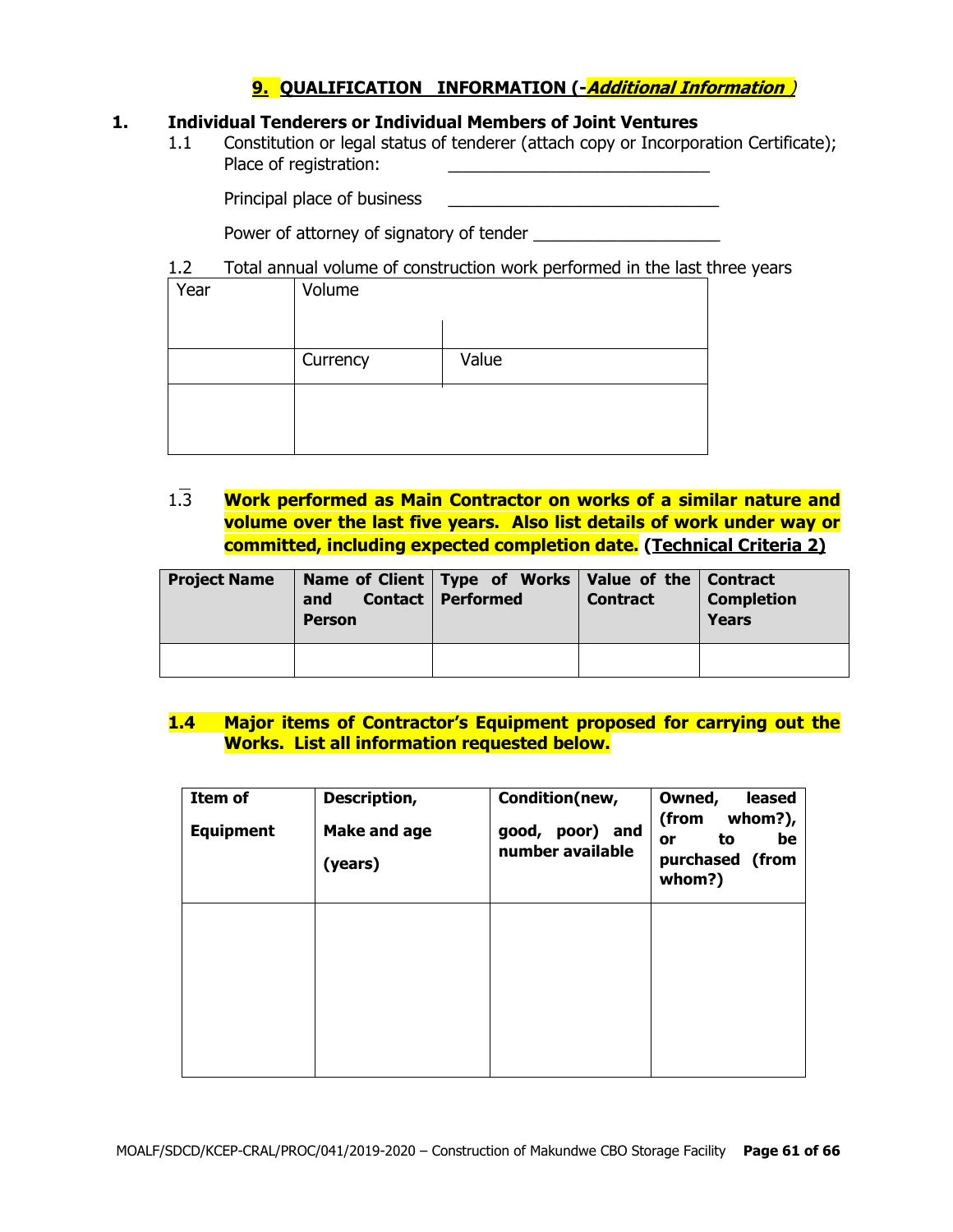## 9. QUALIFICATION INFORMATION (-*Additional Information* )

### 1. Individual Tenderers or Individual Members of Joint Ventures

1.1 Constitution or legal status of tenderer (attach copy or Incorporation Certificate); Place of registration: ___________________________

Principal place of business ____________________________

Power of attorney of signatory of tender ___________________

1.2 Total annual volume of construction work performed in the last three years

| Year | Volume | |
|---|---|---|
| | Currency | Value |
| | | |

1.3 **Work performed as Main Contractor on works of a similar nature and volume over the last five years. Also list details of work under way or committed, including expected completion date.** **(Technical Criteria 2)**

| Project Name | Name of Client and Contact Person | Type of Works Performed | Value of the Contract | Contract Completion Years |
|---|---|---|---|---|
| | | | | |

**1.4 Major items of Contractor's Equipment proposed for carrying out the Works. List all information requested below.**

| Item of Equipment | Description, Make and age (years) | Condition(new, good, poor) and number available | Owned, leased (from whom?), or to be purchased (from whom?) |
|---|---|---|---|
| | | | |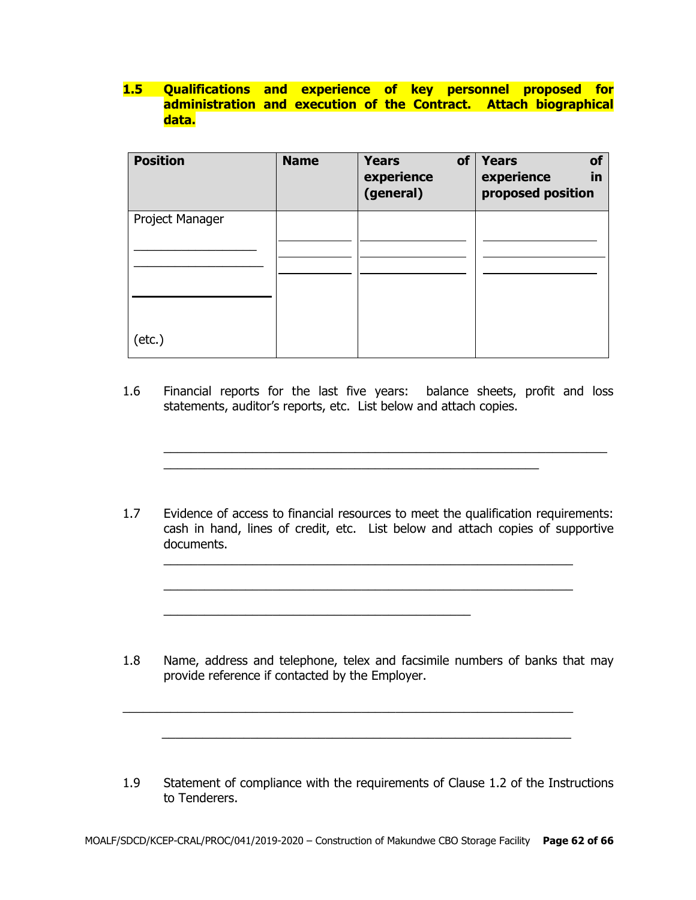**1.5 Qualifications and experience of key personnel proposed for administration and execution of the Contract. Attach biographical data.**

| Position | Name | Years of experience (general) | Years of experience in proposed position |
|---|---|---|---|
| Project Manager | | | |
| ____________________ | ____________ | __________________ | __________________ |
| ____________________ | ____________ | __________________ | __________________ |
| ____________________ | ____________ | __________________ | __________________ |
| (etc.) | | | |

1.6 Financial reports for the last five years: balance sheets, profit and loss statements, auditor's reports, etc. List below and attach copies.

_______________________________________________________________

_______________________________________________________

1.7 Evidence of access to financial resources to meet the qualification requirements: cash in hand, lines of credit, etc. List below and attach copies of supportive documents.

____________________________________________________________

____________________________________________________________

_____________________________________________

1.8 Name, address and telephone, telex and facsimile numbers of banks that may provide reference if contacted by the Employer.

__________________________________________________________________

____________________________________________________________

1.9 Statement of compliance with the requirements of Clause 1.2 of the Instructions to Tenderers.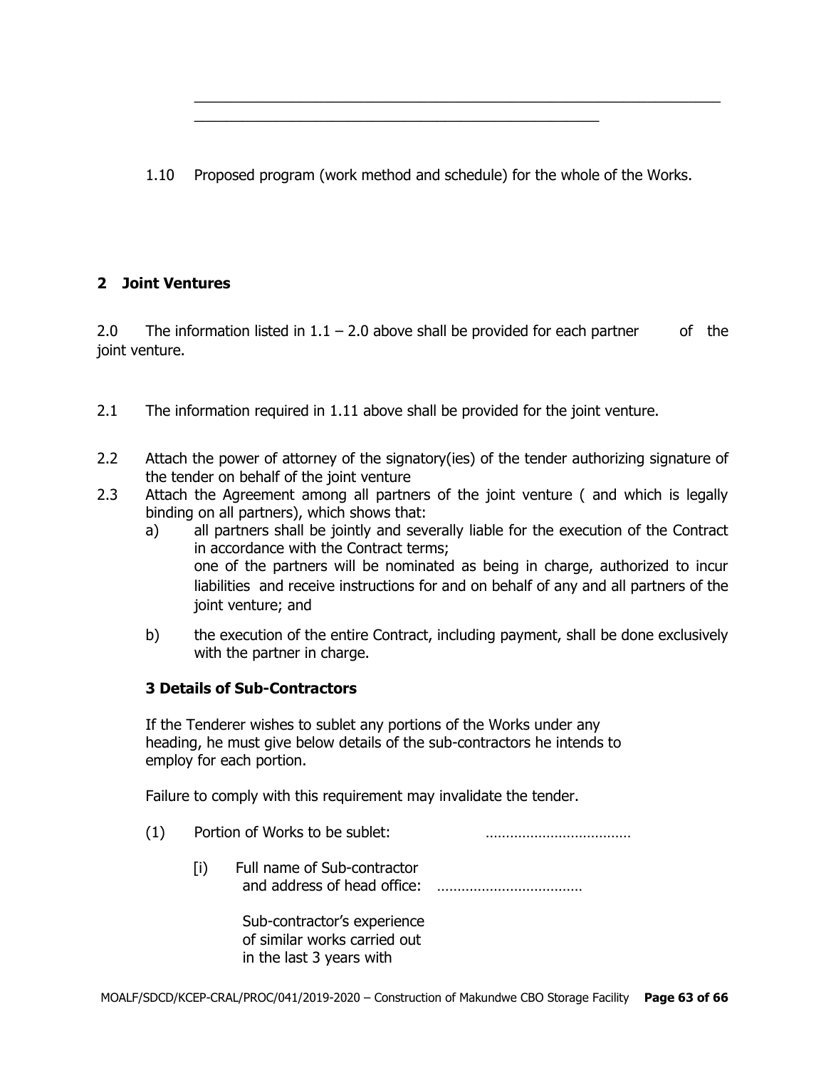\_\_\_\_\_\_\_\_\_\_\_\_\_\_\_\_\_\_\_\_\_\_\_\_\_\_\_\_\_\_\_\_\_\_\_\_\_\_\_\_\_\_\_\_\_\_\_\_\_\_\_\_\_\_\_\_\_\_\_\_\_\_\_\_\_\_\_\_
\_\_\_\_\_\_\_\_\_\_\_\_\_\_\_\_\_\_\_\_\_\_\_\_\_\_\_\_\_\_\_\_\_\_\_\_\_\_\_\_\_\_\_\_\_\_\_\_\_\_\_\_

1.10 Proposed program (work method and schedule) for the whole of the Works.

## 2 Joint Ventures

2.0 The information listed in 1.1 – 2.0 above shall be provided for each partner of the joint venture.

2.1 The information required in 1.11 above shall be provided for the joint venture.

2.2 Attach the power of attorney of the signatory(ies) of the tender authorizing signature of the tender on behalf of the joint venture

2.3 Attach the Agreement among all partners of the joint venture ( and which is legally binding on all partners), which shows that:

a) all partners shall be jointly and severally liable for the execution of the Contract in accordance with the Contract terms;
   one of the partners will be nominated as being in charge, authorized to incur liabilities and receive instructions for and on behalf of any and all partners of the joint venture; and

b) the execution of the entire Contract, including payment, shall be done exclusively with the partner in charge.

### 3 Details of Sub-Contractors

If the Tenderer wishes to sublet any portions of the Works under any heading, he must give below details of the sub-contractors he intends to employ for each portion.

Failure to comply with this requirement may invalidate the tender.

(1) Portion of Works to be sublet: ………………………………

[i] Full name of Sub-contractor and address of head office: ………………………………

Sub-contractor's experience of similar works carried out in the last 3 years with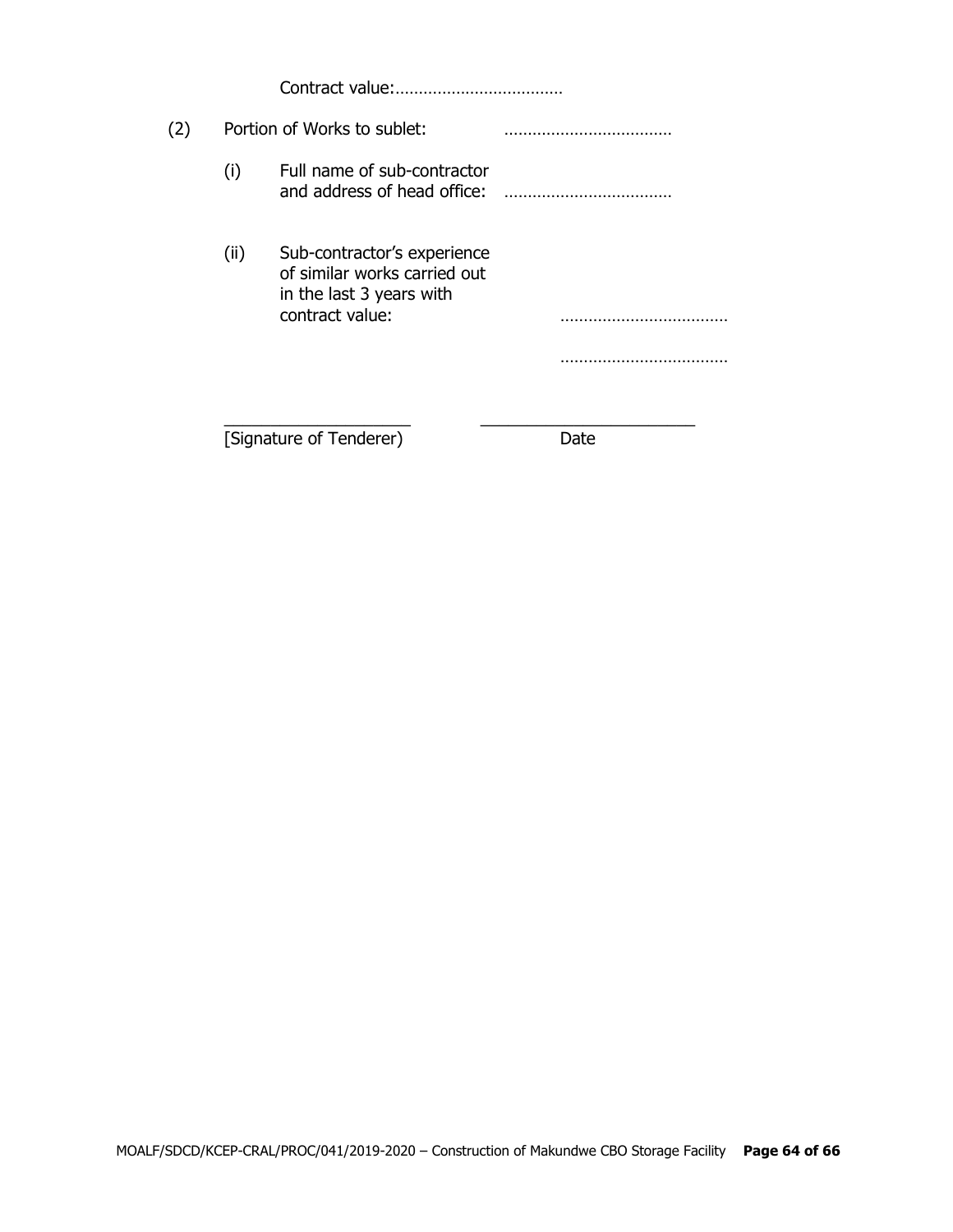Contract value:………………………………

(2) Portion of Works to sublet: ………………………………

(i) Full name of sub-contractor and address of head office: ………………………………

(ii) Sub-contractor's experience of similar works carried out in the last 3 years with contract value: ………………………………

………………………………

_____________________ _______________________

[Signature of Tenderer) Date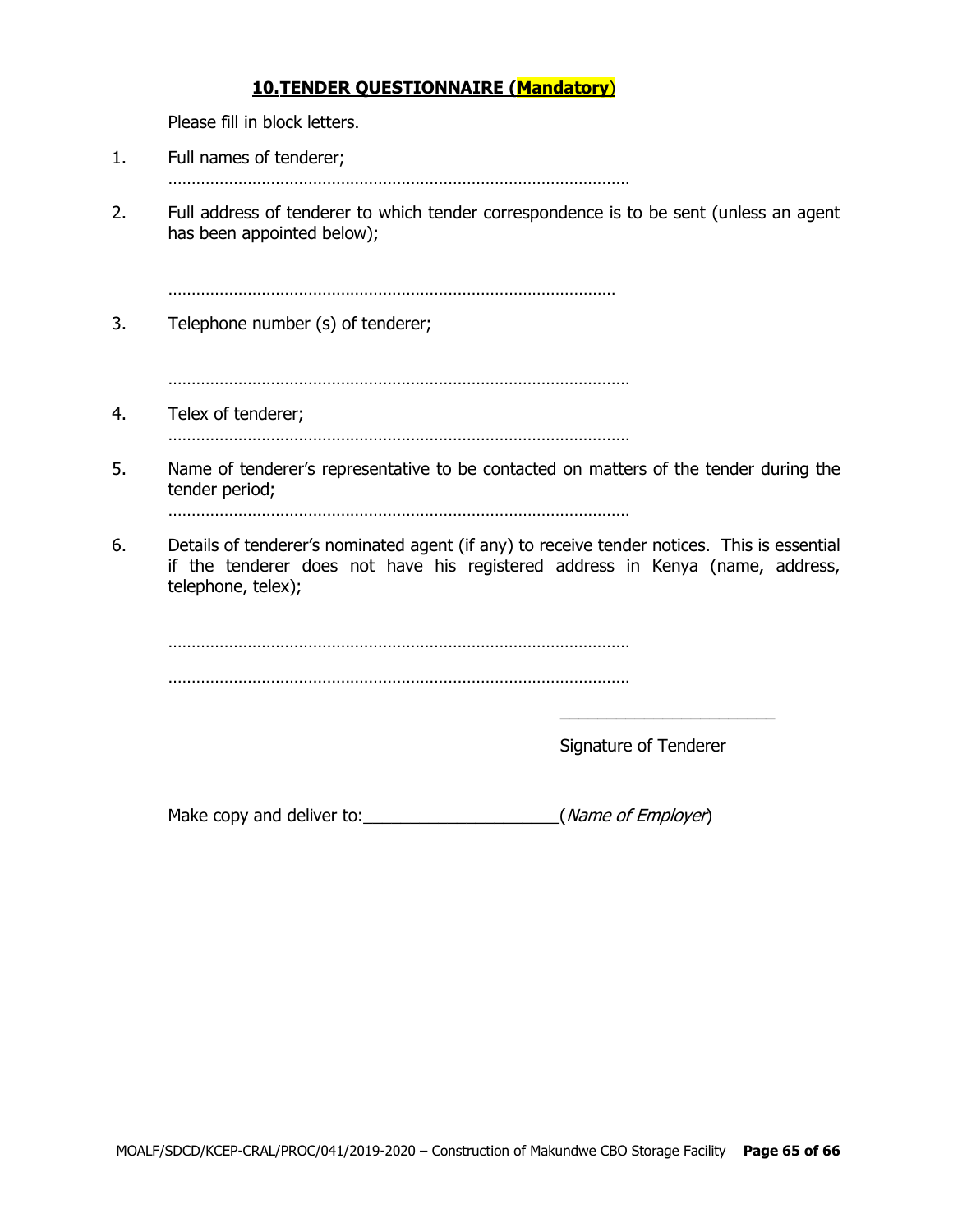## 10. TENDER QUESTIONNAIRE (Mandatory)

Please fill in block letters.

1. Full names of tenderer;

   ………………………………………………………………………………………

2. Full address of tenderer to which tender correspondence is to be sent (unless an agent has been appointed below);

   ………………………………………………………………………………………

3. Telephone number (s) of tenderer;

   ………………………………………………………………………………………

4. Telex of tenderer;

   ………………………………………………………………………………………

5. Name of tenderer's representative to be contacted on matters of the tender during the tender period;

   ………………………………………………………………………………………

6. Details of tenderer's nominated agent (if any) to receive tender notices. This is essential if the tenderer does not have his registered address in Kenya (name, address, telephone, telex);

   ………………………………………………………………………………………

   ………………………………………………………………………………………

\_\_\_\_\_\_\_\_\_\_\_\_\_\_\_\_\_\_\_\_\_\_\_\_

Signature of Tenderer

Make copy and deliver to:\_\_\_\_\_\_\_\_\_\_\_\_\_\_\_\_\_\_\_\_\_(*Name of Employer*)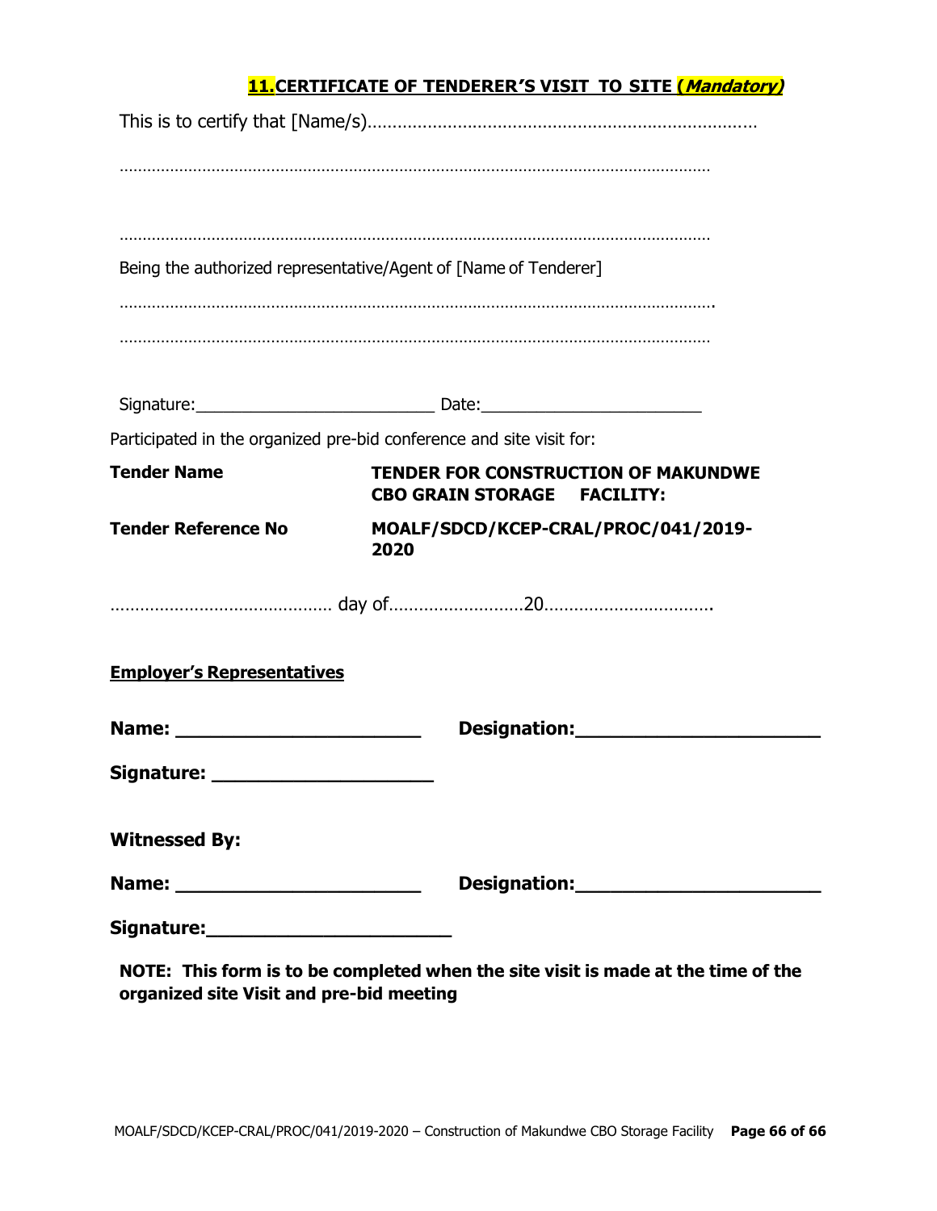## 11. CERTIFICATE OF TENDERER'S VISIT TO SITE (*Mandatory*)

This is to certify that [Name/s]…………………………………………………………………

……………………………………………………………………………………………………

……………………………………………………………………………………………………

Being the authorized representative/Agent of [Name of Tenderer]

…………………………………………………………………………………………………….

……………………………………………………………………………………………………

Signature:_________________________ Date:_______________________

Participated in the organized pre-bid conference and site visit for:

**Tender Name** **TENDER FOR CONSTRUCTION OF MAKUNDWE CBO GRAIN STORAGE FACILITY:**

**Tender Reference No** **MOALF/SDCD/KCEP-CRAL/PROC/041/2019-2020**

……………………………………… day of……………………20…………………………..

**Employer's Representatives**

**Name: _____________________** **Designation:_____________________**

**Signature: ___________________**

**Witnessed By:**

**Name: _____________________** **Designation:_____________________**

**Signature:_____________________**

**NOTE: This form is to be completed when the site visit is made at the time of the organized site Visit and pre-bid meeting**